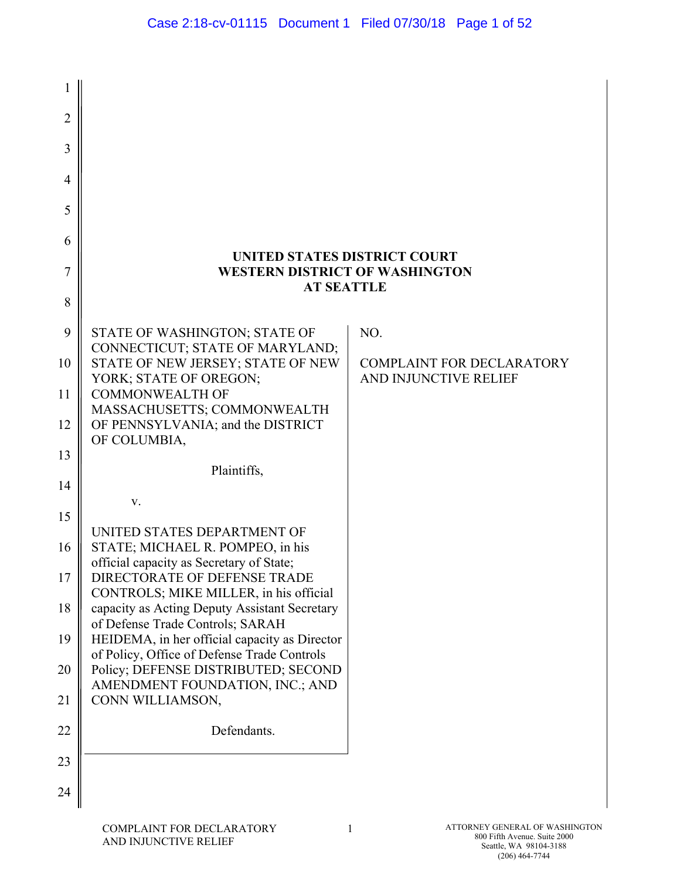**UNITED STATES DISTRICT COURT**
**WESTERN DISTRICT OF WASHINGTON**
**AT SEATTLE**

| | |
|---|---|
| STATE OF WASHINGTON; STATE OF CONNECTICUT; STATE OF MARYLAND; STATE OF NEW JERSEY; STATE OF NEW YORK; STATE OF OREGON; COMMONWEALTH OF MASSACHUSETTS; COMMONWEALTH OF PENNSYLVANIA; and the DISTRICT OF COLUMBIA,<br><br>Plaintiffs,<br><br>v.<br><br>UNITED STATES DEPARTMENT OF STATE; MICHAEL R. POMPEO, in his official capacity as Secretary of State; DIRECTORATE OF DEFENSE TRADE CONTROLS; MIKE MILLER, in his official capacity as Acting Deputy Assistant Secretary of Defense Trade Controls; SARAH HEIDEMA, in her official capacity as Director of Policy, Office of Defense Trade Controls Policy; DEFENSE DISTRIBUTED; SECOND AMENDMENT FOUNDATION, INC.; AND CONN WILLIAMSON,<br><br>Defendants. | NO.<br><br>COMPLAINT FOR DECLARATORY AND INJUNCTIVE RELIEF |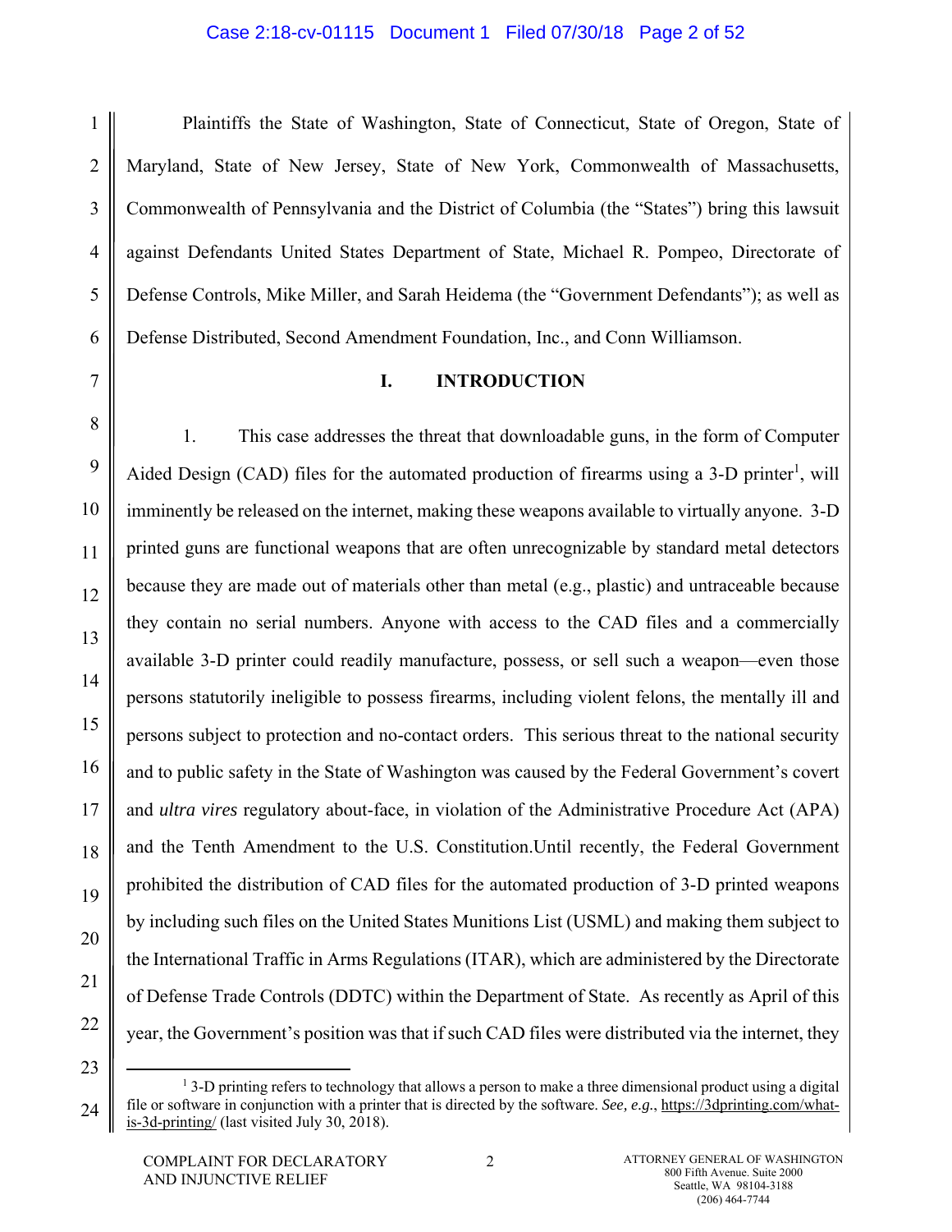Plaintiffs the State of Washington, State of Connecticut, State of Oregon, State of Maryland, State of New Jersey, State of New York, Commonwealth of Massachusetts, Commonwealth of Pennsylvania and the District of Columbia (the "States") bring this lawsuit against Defendants United States Department of State, Michael R. Pompeo, Directorate of Defense Controls, Mike Miller, and Sarah Heidema (the "Government Defendants"); as well as Defense Distributed, Second Amendment Foundation, Inc., and Conn Williamson.

## I. INTRODUCTION

1. This case addresses the threat that downloadable guns, in the form of Computer Aided Design (CAD) files for the automated production of firearms using a 3-D printer[1], will imminently be released on the internet, making these weapons available to virtually anyone. 3-D printed guns are functional weapons that are often unrecognizable by standard metal detectors because they are made out of materials other than metal (e.g., plastic) and untraceable because they contain no serial numbers. Anyone with access to the CAD files and a commercially available 3-D printer could readily manufacture, possess, or sell such a weapon—even those persons statutorily ineligible to possess firearms, including violent felons, the mentally ill and persons subject to protection and no-contact orders. This serious threat to the national security and to public safety in the State of Washington was caused by the Federal Government's covert and *ultra vires* regulatory about-face, in violation of the Administrative Procedure Act (APA) and the Tenth Amendment to the U.S. Constitution.Until recently, the Federal Government prohibited the distribution of CAD files for the automated production of 3-D printed weapons by including such files on the United States Munitions List (USML) and making them subject to the International Traffic in Arms Regulations (ITAR), which are administered by the Directorate of Defense Trade Controls (DDTC) within the Department of State. As recently as April of this year, the Government's position was that if such CAD files were distributed via the internet, they

[1] 3-D printing refers to technology that allows a person to make a three dimensional product using a digital file or software in conjunction with a printer that is directed by the software. *See, e.g.*, https://3dprinting.com/what-is-3d-printing/ (last visited July 30, 2018).

COMPLAINT FOR DECLARATORY AND INJUNCTIVE RELIEF

ATTORNEY GENERAL OF WASHINGTON
800 Fifth Avenue. Suite 2000
Seattle, WA 98104-3188
(206) 464-7744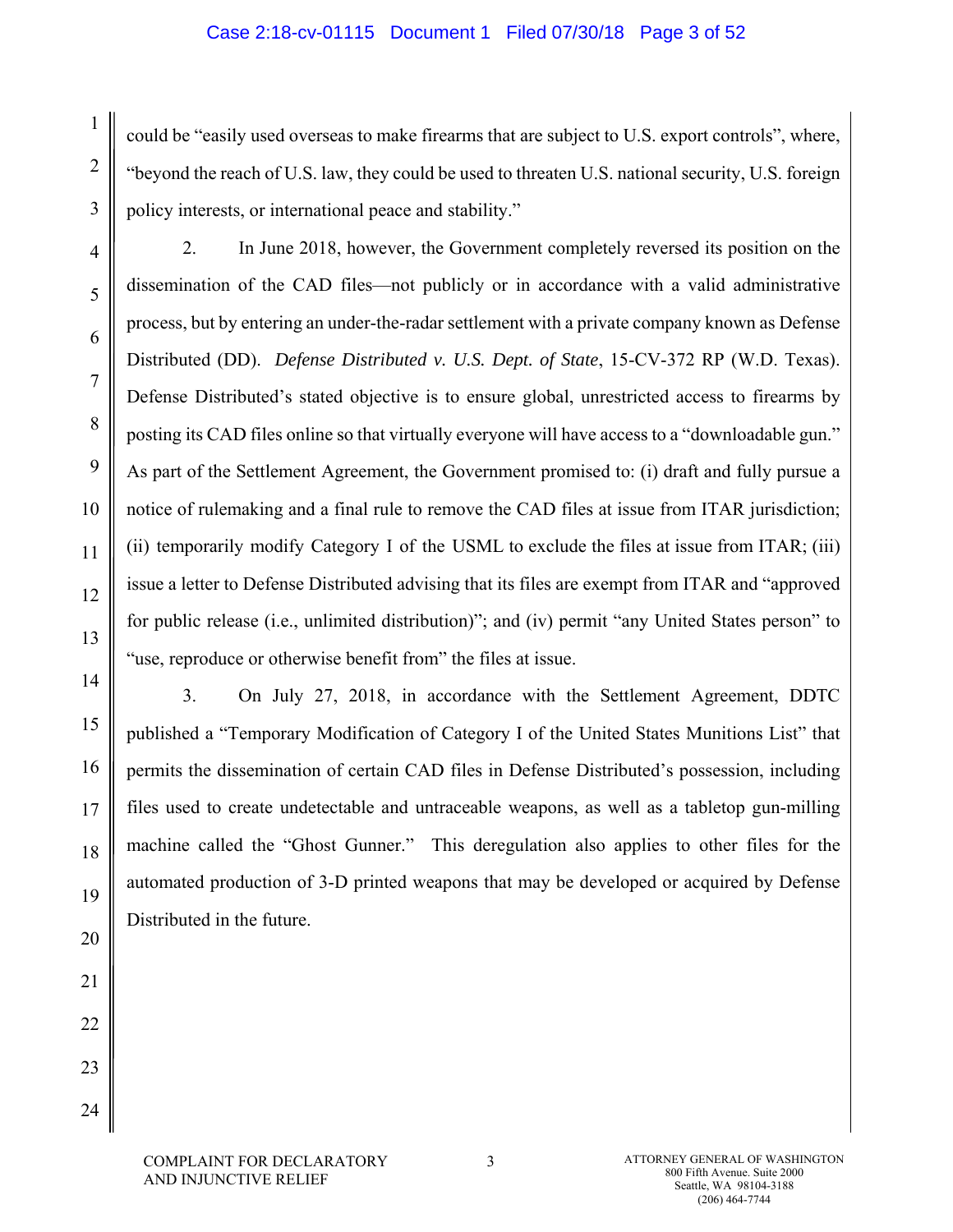could be "easily used overseas to make firearms that are subject to U.S. export controls", where, "beyond the reach of U.S. law, they could be used to threaten U.S. national security, U.S. foreign policy interests, or international peace and stability."

2. In June 2018, however, the Government completely reversed its position on the dissemination of the CAD files—not publicly or in accordance with a valid administrative process, but by entering an under-the-radar settlement with a private company known as Defense Distributed (DD). *Defense Distributed v. U.S. Dept. of State*, 15-CV-372 RP (W.D. Texas). Defense Distributed's stated objective is to ensure global, unrestricted access to firearms by posting its CAD files online so that virtually everyone will have access to a "downloadable gun." As part of the Settlement Agreement, the Government promised to: (i) draft and fully pursue a notice of rulemaking and a final rule to remove the CAD files at issue from ITAR jurisdiction; (ii) temporarily modify Category I of the USML to exclude the files at issue from ITAR; (iii) issue a letter to Defense Distributed advising that its files are exempt from ITAR and "approved for public release (i.e., unlimited distribution)"; and (iv) permit "any United States person" to "use, reproduce or otherwise benefit from" the files at issue.

3. On July 27, 2018, in accordance with the Settlement Agreement, DDTC published a "Temporary Modification of Category I of the United States Munitions List" that permits the dissemination of certain CAD files in Defense Distributed's possession, including files used to create undetectable and untraceable weapons, as well as a tabletop gun-milling machine called the "Ghost Gunner." This deregulation also applies to other files for the automated production of 3-D printed weapons that may be developed or acquired by Defense Distributed in the future.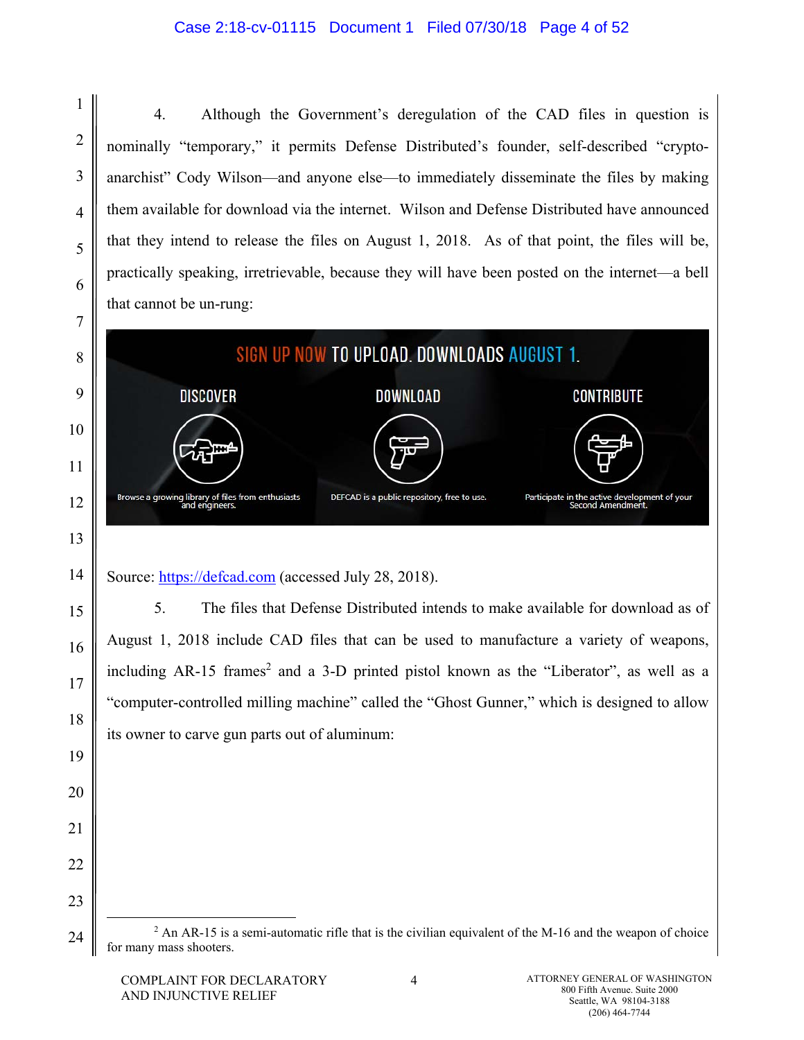4. Although the Government's deregulation of the CAD files in question is nominally "temporary," it permits Defense Distributed's founder, self-described "crypto-anarchist" Cody Wilson—and anyone else—to immediately disseminate the files by making them available for download via the internet. Wilson and Defense Distributed have announced that they intend to release the files on August 1, 2018. As of that point, the files will be, practically speaking, irretrievable, because they will have been posted on the internet—a bell that cannot be un-rung:

SIGN UP NOW TO UPLOAD. DOWNLOADS AUGUST 1.

| DISCOVER | DOWNLOAD | CONTRIBUTE |
|---|---|---|
| Browse a growing library of files from enthusiasts and engineers. | DEFCAD is a public repository, free to use. | Participate in the active development of your Second Amendment. |

Source: https://defcad.com (accessed July 28, 2018).

5. The files that Defense Distributed intends to make available for download as of August 1, 2018 include CAD files that can be used to manufacture a variety of weapons, including AR-15 frames[2] and a 3-D printed pistol known as the "Liberator", as well as a "computer-controlled milling machine" called the "Ghost Gunner," which is designed to allow its owner to carve gun parts out of aluminum:

---

[2] An AR-15 is a semi-automatic rifle that is the civilian equivalent of the M-16 and the weapon of choice for many mass shooters.

COMPLAINT FOR DECLARATORY AND INJUNCTIVE RELIEF

ATTORNEY GENERAL OF WASHINGTON
800 Fifth Avenue. Suite 2000
Seattle, WA 98104-3188
(206) 464-7744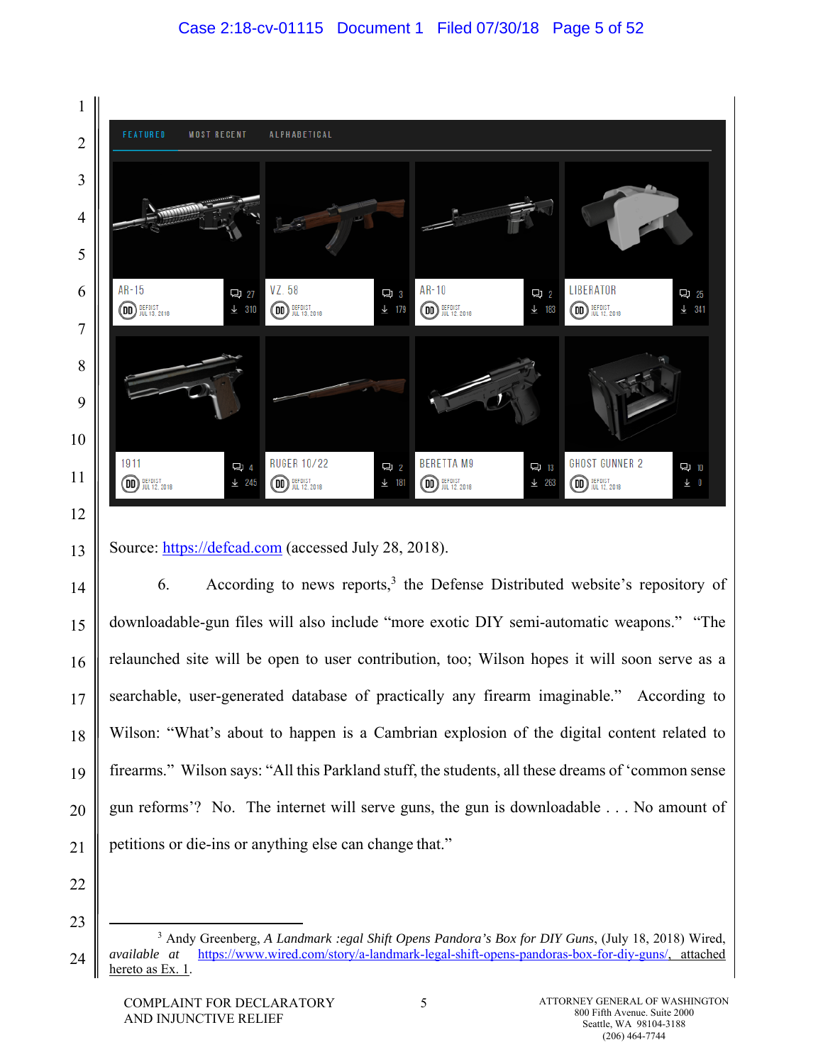Source: https://defcad.com (accessed July 28, 2018).

6. According to news reports,[3] the Defense Distributed website's repository of downloadable-gun files will also include "more exotic DIY semi-automatic weapons." "The relaunched site will be open to user contribution, too; Wilson hopes it will soon serve as a searchable, user-generated database of practically any firearm imaginable." According to Wilson: "What's about to happen is a Cambrian explosion of the digital content related to firearms." Wilson says: "All this Parkland stuff, the students, all these dreams of 'common sense gun reforms'? No. The internet will serve guns, the gun is downloadable . . . No amount of petitions or die-ins or anything else can change that."

---

[3] Andy Greenberg, *A Landmark :egal Shift Opens Pandora's Box for DIY Guns*, (July 18, 2018) Wired, *available at* https://www.wired.com/story/a-landmark-legal-shift-opens-pandoras-box-for-diy-guns/, attached hereto as Ex. 1.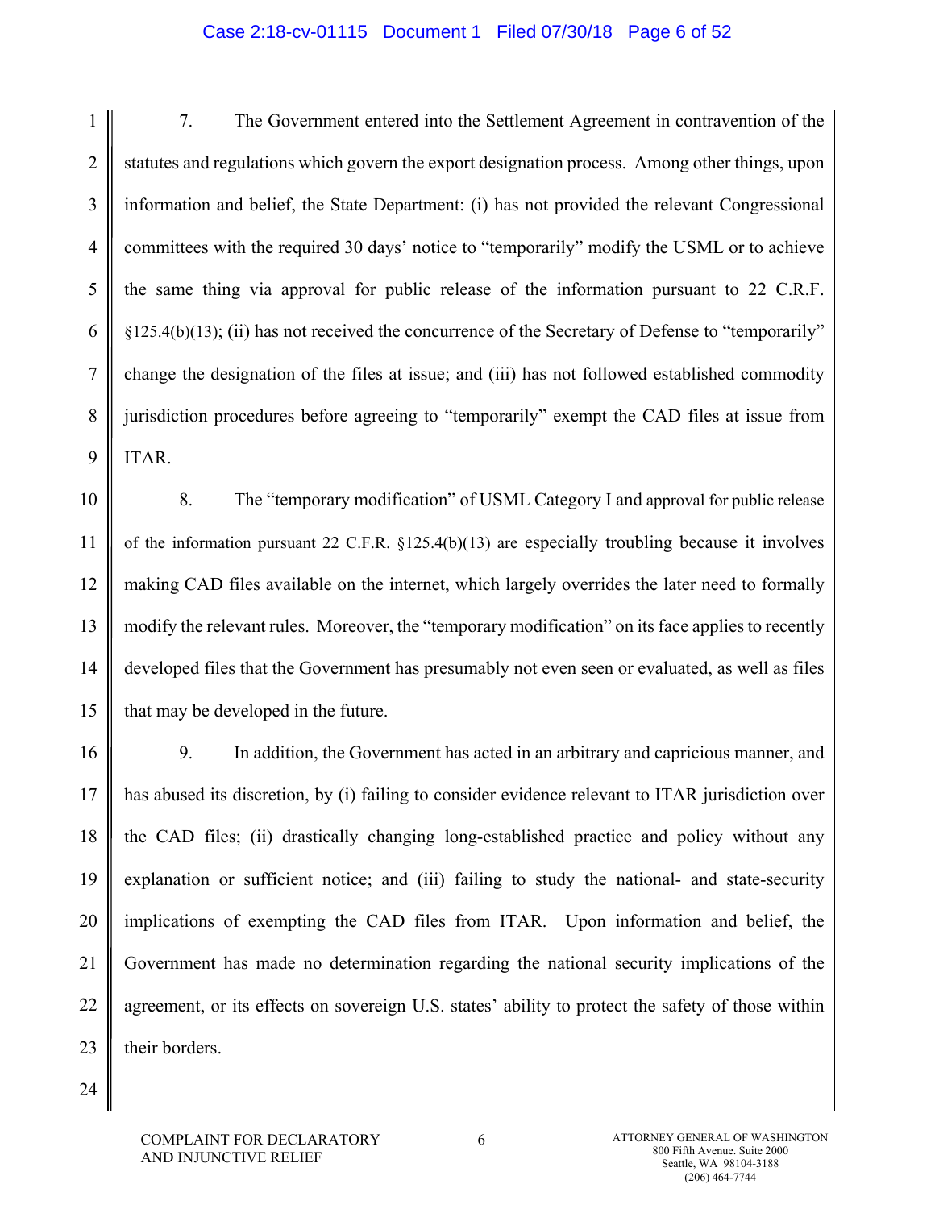7. The Government entered into the Settlement Agreement in contravention of the statutes and regulations which govern the export designation process. Among other things, upon information and belief, the State Department: (i) has not provided the relevant Congressional committees with the required 30 days' notice to "temporarily" modify the USML or to achieve the same thing via approval for public release of the information pursuant to 22 C.R.F. §125.4(b)(13); (ii) has not received the concurrence of the Secretary of Defense to "temporarily" change the designation of the files at issue; and (iii) has not followed established commodity jurisdiction procedures before agreeing to "temporarily" exempt the CAD files at issue from ITAR.

8. The "temporary modification" of USML Category I and approval for public release of the information pursuant 22 C.F.R. §125.4(b)(13) are especially troubling because it involves making CAD files available on the internet, which largely overrides the later need to formally modify the relevant rules. Moreover, the "temporary modification" on its face applies to recently developed files that the Government has presumably not even seen or evaluated, as well as files that may be developed in the future.

9. In addition, the Government has acted in an arbitrary and capricious manner, and has abused its discretion, by (i) failing to consider evidence relevant to ITAR jurisdiction over the CAD files; (ii) drastically changing long-established practice and policy without any explanation or sufficient notice; and (iii) failing to study the national- and state-security implications of exempting the CAD files from ITAR. Upon information and belief, the Government has made no determination regarding the national security implications of the agreement, or its effects on sovereign U.S. states' ability to protect the safety of those within their borders.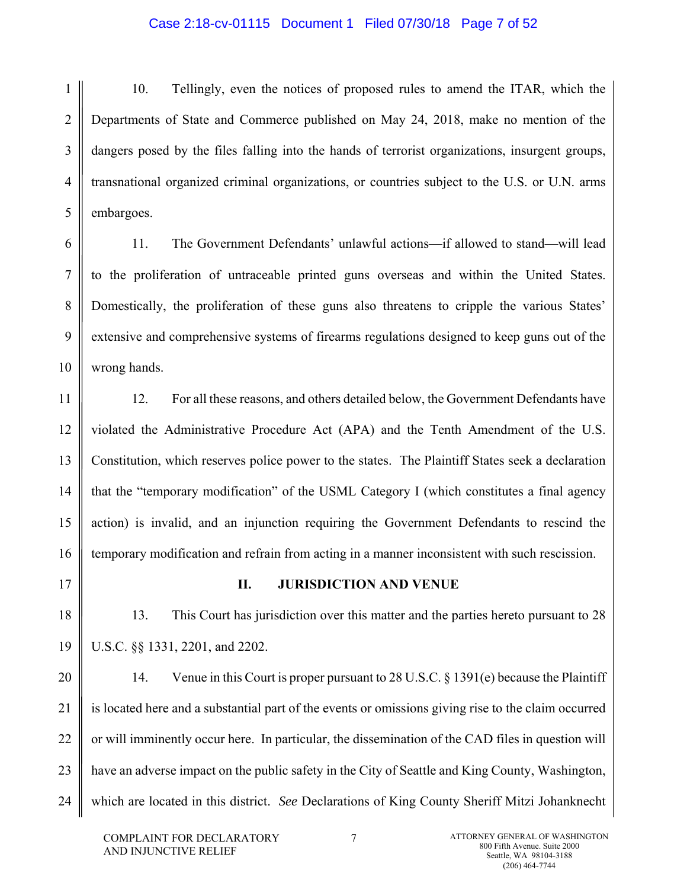10. Tellingly, even the notices of proposed rules to amend the ITAR, which the Departments of State and Commerce published on May 24, 2018, make no mention of the dangers posed by the files falling into the hands of terrorist organizations, insurgent groups, transnational organized criminal organizations, or countries subject to the U.S. or U.N. arms embargoes.

11. The Government Defendants' unlawful actions—if allowed to stand—will lead to the proliferation of untraceable printed guns overseas and within the United States. Domestically, the proliferation of these guns also threatens to cripple the various States' extensive and comprehensive systems of firearms regulations designed to keep guns out of the wrong hands.

12. For all these reasons, and others detailed below, the Government Defendants have violated the Administrative Procedure Act (APA) and the Tenth Amendment of the U.S. Constitution, which reserves police power to the states. The Plaintiff States seek a declaration that the "temporary modification" of the USML Category I (which constitutes a final agency action) is invalid, and an injunction requiring the Government Defendants to rescind the temporary modification and refrain from acting in a manner inconsistent with such rescission.

## II. JURISDICTION AND VENUE

13. This Court has jurisdiction over this matter and the parties hereto pursuant to 28 U.S.C. §§ 1331, 2201, and 2202.

14. Venue in this Court is proper pursuant to 28 U.S.C. § 1391(e) because the Plaintiff is located here and a substantial part of the events or omissions giving rise to the claim occurred or will imminently occur here. In particular, the dissemination of the CAD files in question will have an adverse impact on the public safety in the City of Seattle and King County, Washington, which are located in this district. *See* Declarations of King County Sheriff Mitzi Johanknecht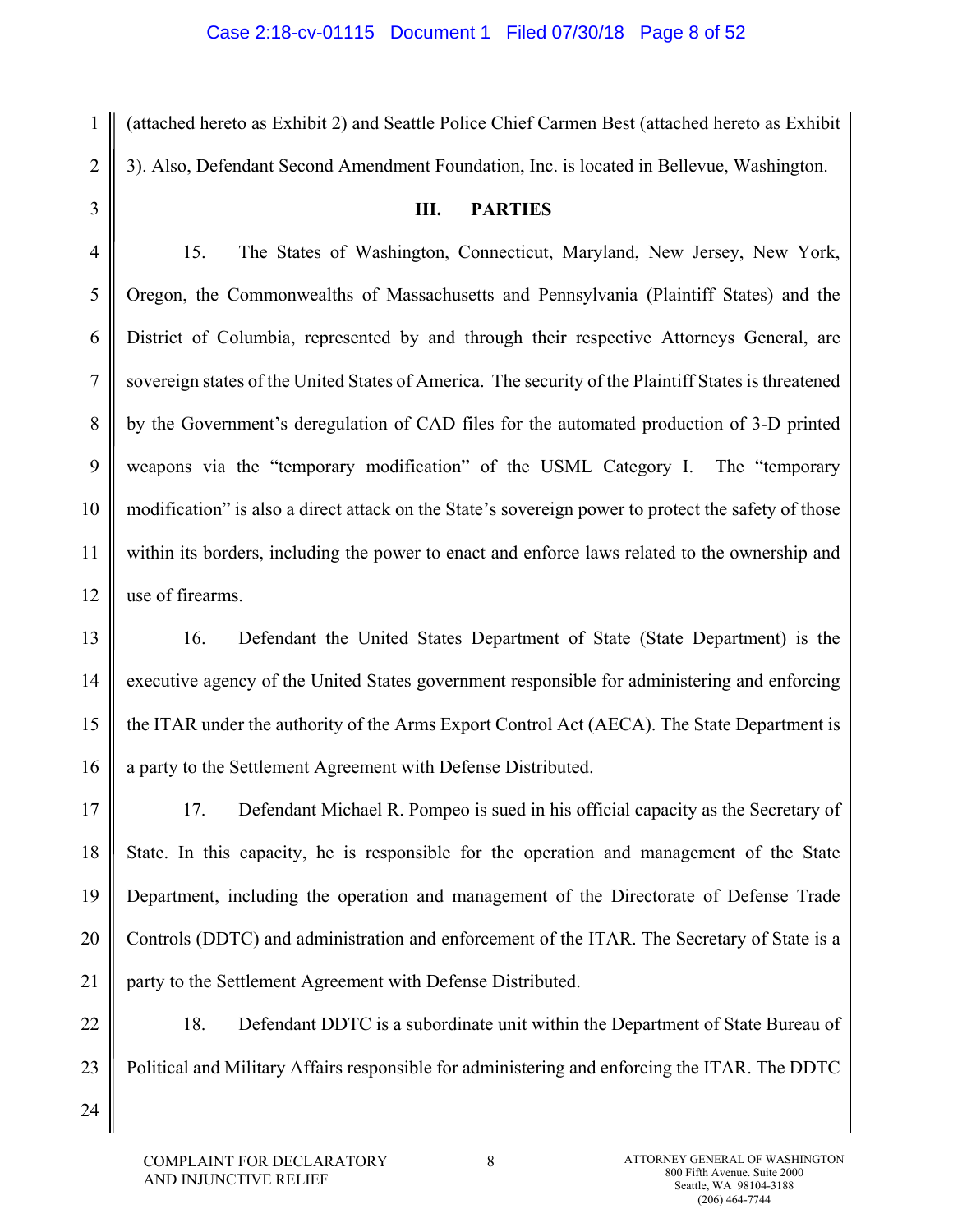(attached hereto as Exhibit 2) and Seattle Police Chief Carmen Best (attached hereto as Exhibit 3). Also, Defendant Second Amendment Foundation, Inc. is located in Bellevue, Washington.

## III. PARTIES

15. The States of Washington, Connecticut, Maryland, New Jersey, New York, Oregon, the Commonwealths of Massachusetts and Pennsylvania (Plaintiff States) and the District of Columbia, represented by and through their respective Attorneys General, are sovereign states of the United States of America. The security of the Plaintiff States is threatened by the Government's deregulation of CAD files for the automated production of 3-D printed weapons via the "temporary modification" of the USML Category I. The "temporary modification" is also a direct attack on the State's sovereign power to protect the safety of those within its borders, including the power to enact and enforce laws related to the ownership and use of firearms.

16. Defendant the United States Department of State (State Department) is the executive agency of the United States government responsible for administering and enforcing the ITAR under the authority of the Arms Export Control Act (AECA). The State Department is a party to the Settlement Agreement with Defense Distributed.

17. Defendant Michael R. Pompeo is sued in his official capacity as the Secretary of State. In this capacity, he is responsible for the operation and management of the State Department, including the operation and management of the Directorate of Defense Trade Controls (DDTC) and administration and enforcement of the ITAR. The Secretary of State is a party to the Settlement Agreement with Defense Distributed.

18. Defendant DDTC is a subordinate unit within the Department of State Bureau of Political and Military Affairs responsible for administering and enforcing the ITAR. The DDTC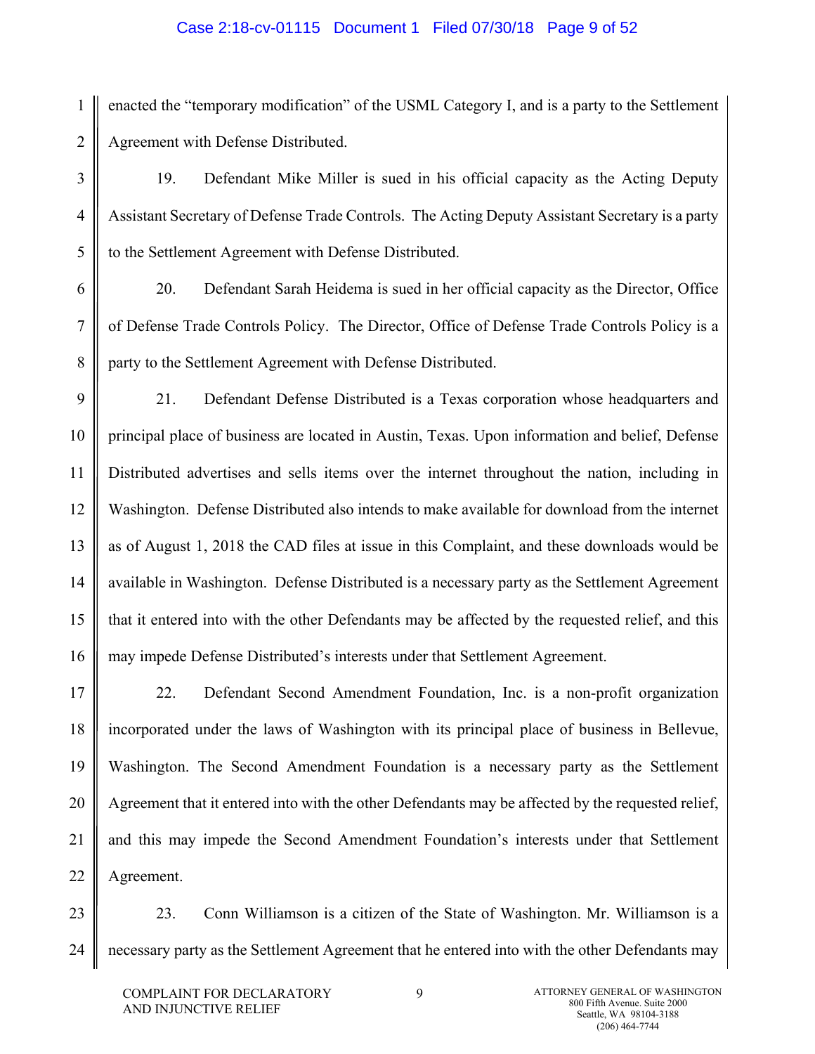enacted the "temporary modification" of the USML Category I, and is a party to the Settlement Agreement with Defense Distributed.

19. Defendant Mike Miller is sued in his official capacity as the Acting Deputy Assistant Secretary of Defense Trade Controls. The Acting Deputy Assistant Secretary is a party to the Settlement Agreement with Defense Distributed.

20. Defendant Sarah Heidema is sued in her official capacity as the Director, Office of Defense Trade Controls Policy. The Director, Office of Defense Trade Controls Policy is a party to the Settlement Agreement with Defense Distributed.

21. Defendant Defense Distributed is a Texas corporation whose headquarters and principal place of business are located in Austin, Texas. Upon information and belief, Defense Distributed advertises and sells items over the internet throughout the nation, including in Washington. Defense Distributed also intends to make available for download from the internet as of August 1, 2018 the CAD files at issue in this Complaint, and these downloads would be available in Washington. Defense Distributed is a necessary party as the Settlement Agreement that it entered into with the other Defendants may be affected by the requested relief, and this may impede Defense Distributed's interests under that Settlement Agreement.

22. Defendant Second Amendment Foundation, Inc. is a non-profit organization incorporated under the laws of Washington with its principal place of business in Bellevue, Washington. The Second Amendment Foundation is a necessary party as the Settlement Agreement that it entered into with the other Defendants may be affected by the requested relief, and this may impede the Second Amendment Foundation's interests under that Settlement Agreement.

23. Conn Williamson is a citizen of the State of Washington. Mr. Williamson is a necessary party as the Settlement Agreement that he entered into with the other Defendants may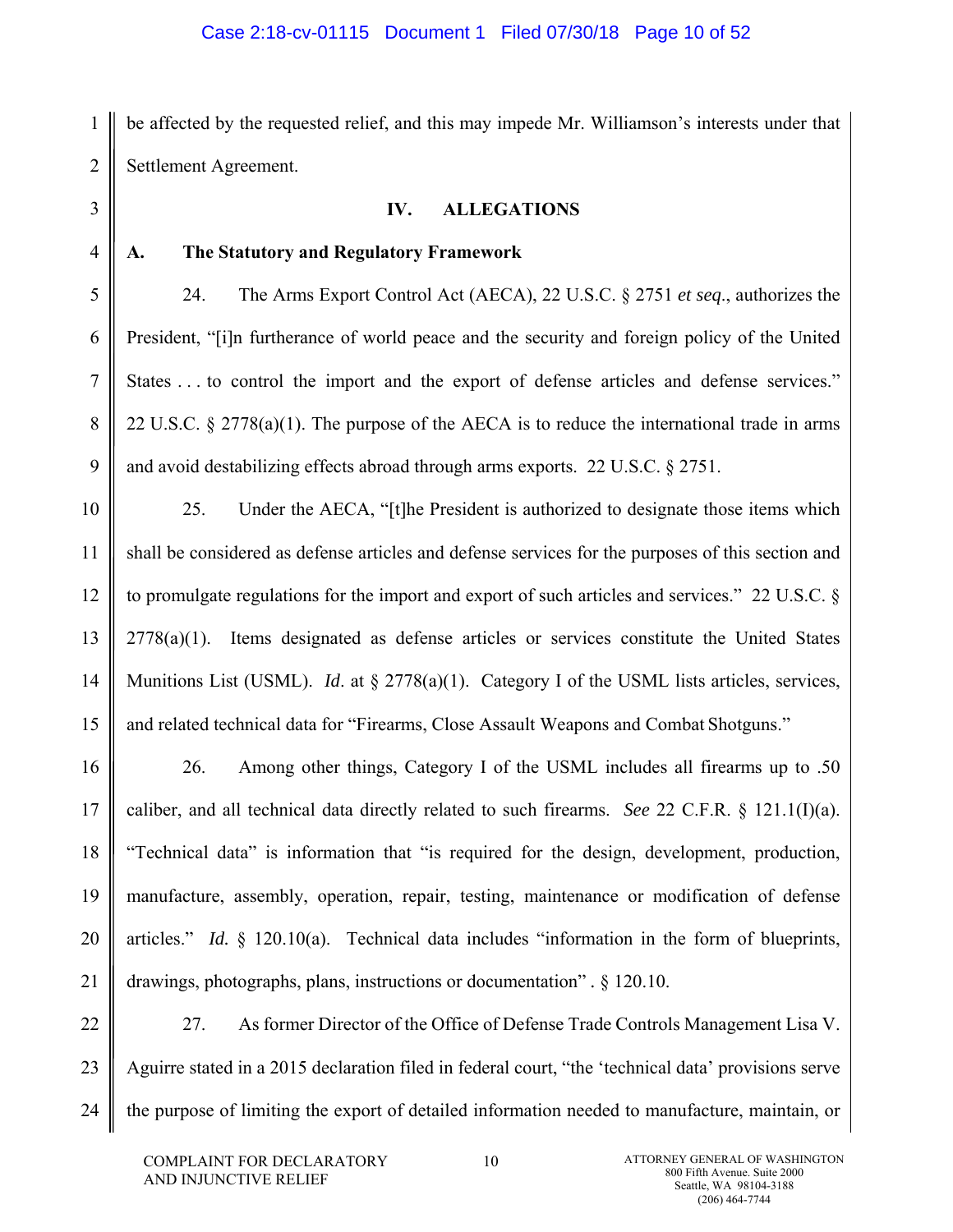be affected by the requested relief, and this may impede Mr. Williamson's interests under that Settlement Agreement.

## IV. ALLEGATIONS

### A. The Statutory and Regulatory Framework

24. The Arms Export Control Act (AECA), 22 U.S.C. § 2751 *et seq*., authorizes the President, "[i]n furtherance of world peace and the security and foreign policy of the United States . . . to control the import and the export of defense articles and defense services." 22 U.S.C. § 2778(a)(1). The purpose of the AECA is to reduce the international trade in arms and avoid destabilizing effects abroad through arms exports. 22 U.S.C. § 2751.

25. Under the AECA, "[t]he President is authorized to designate those items which shall be considered as defense articles and defense services for the purposes of this section and to promulgate regulations for the import and export of such articles and services." 22 U.S.C. § 2778(a)(1). Items designated as defense articles or services constitute the United States Munitions List (USML). *Id*. at § 2778(a)(1). Category I of the USML lists articles, services, and related technical data for "Firearms, Close Assault Weapons and Combat Shotguns."

26. Among other things, Category I of the USML includes all firearms up to .50 caliber, and all technical data directly related to such firearms. *See* 22 C.F.R. § 121.1(I)(a). "Technical data" is information that "is required for the design, development, production, manufacture, assembly, operation, repair, testing, maintenance or modification of defense articles." *Id.* § 120.10(a). Technical data includes "information in the form of blueprints, drawings, photographs, plans, instructions or documentation" . § 120.10.

27. As former Director of the Office of Defense Trade Controls Management Lisa V. Aguirre stated in a 2015 declaration filed in federal court, "the 'technical data' provisions serve the purpose of limiting the export of detailed information needed to manufacture, maintain, or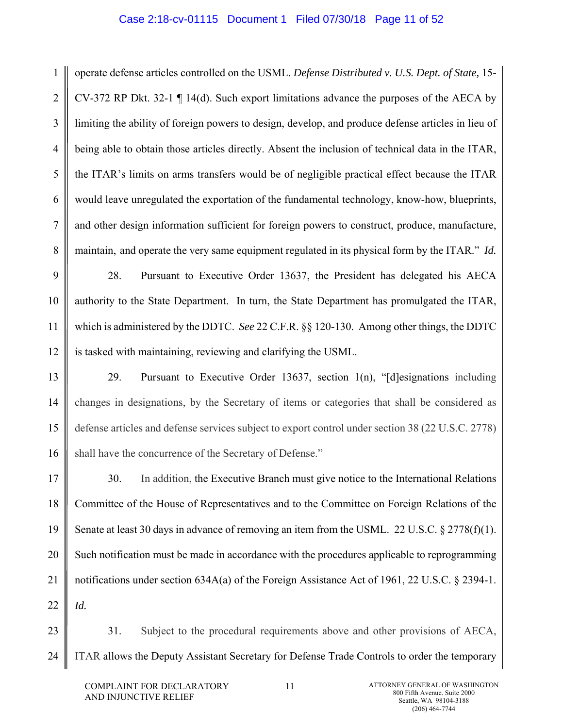operate defense articles controlled on the USML. *Defense Distributed v. U.S. Dept. of State,* 15-CV-372 RP Dkt. 32-1 ¶ 14(d). Such export limitations advance the purposes of the AECA by limiting the ability of foreign powers to design, develop, and produce defense articles in lieu of being able to obtain those articles directly. Absent the inclusion of technical data in the ITAR, the ITAR's limits on arms transfers would be of negligible practical effect because the ITAR would leave unregulated the exportation of the fundamental technology, know-how, blueprints, and other design information sufficient for foreign powers to construct, produce, manufacture, maintain, and operate the very same equipment regulated in its physical form by the ITAR." *Id.*

28. Pursuant to Executive Order 13637, the President has delegated his AECA authority to the State Department. In turn, the State Department has promulgated the ITAR, which is administered by the DDTC. *See* 22 C.F.R. §§ 120-130. Among other things, the DDTC is tasked with maintaining, reviewing and clarifying the USML.

29. Pursuant to Executive Order 13637, section 1(n), "[d]esignations including changes in designations, by the Secretary of items or categories that shall be considered as defense articles and defense services subject to export control under section 38 (22 U.S.C. 2778) shall have the concurrence of the Secretary of Defense."

30. In addition, the Executive Branch must give notice to the International Relations Committee of the House of Representatives and to the Committee on Foreign Relations of the Senate at least 30 days in advance of removing an item from the USML. 22 U.S.C. § 2778(f)(1). Such notification must be made in accordance with the procedures applicable to reprogramming notifications under section 634A(a) of the Foreign Assistance Act of 1961, 22 U.S.C. § 2394-1. *Id.*

31. Subject to the procedural requirements above and other provisions of AECA, ITAR allows the Deputy Assistant Secretary for Defense Trade Controls to order the temporary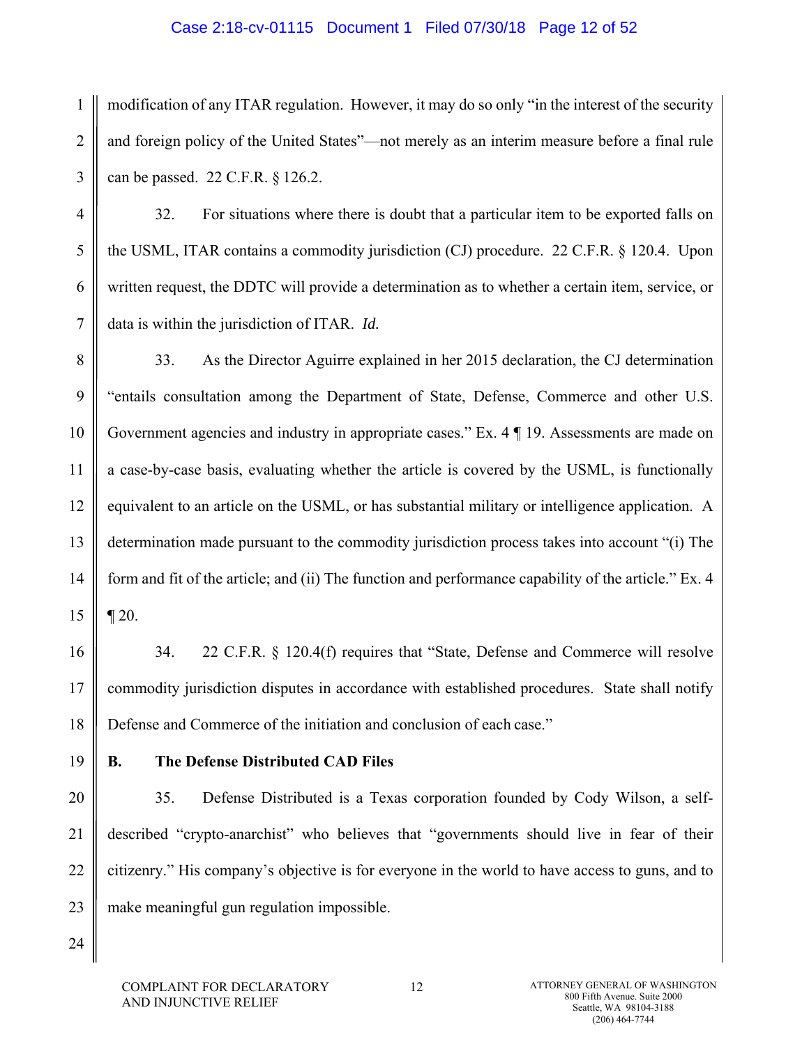modification of any ITAR regulation. However, it may do so only "in the interest of the security and foreign policy of the United States"—not merely as an interim measure before a final rule can be passed. 22 C.F.R. § 126.2.

32. For situations where there is doubt that a particular item to be exported falls on the USML, ITAR contains a commodity jurisdiction (CJ) procedure. 22 C.F.R. § 120.4. Upon written request, the DDTC will provide a determination as to whether a certain item, service, or data is within the jurisdiction of ITAR. *Id.*

33. As the Director Aguirre explained in her 2015 declaration, the CJ determination "entails consultation among the Department of State, Defense, Commerce and other U.S. Government agencies and industry in appropriate cases." Ex. 4 ¶ 19. Assessments are made on a case-by-case basis, evaluating whether the article is covered by the USML, is functionally equivalent to an article on the USML, or has substantial military or intelligence application. A determination made pursuant to the commodity jurisdiction process takes into account "(i) The form and fit of the article; and (ii) The function and performance capability of the article." Ex. 4 ¶ 20.

34. 22 C.F.R. § 120.4(f) requires that "State, Defense and Commerce will resolve commodity jurisdiction disputes in accordance with established procedures. State shall notify Defense and Commerce of the initiation and conclusion of each case."

**B. The Defense Distributed CAD Files**

35. Defense Distributed is a Texas corporation founded by Cody Wilson, a self-described "crypto-anarchist" who believes that "governments should live in fear of their citizenry." His company's objective is for everyone in the world to have access to guns, and to make meaningful gun regulation impossible.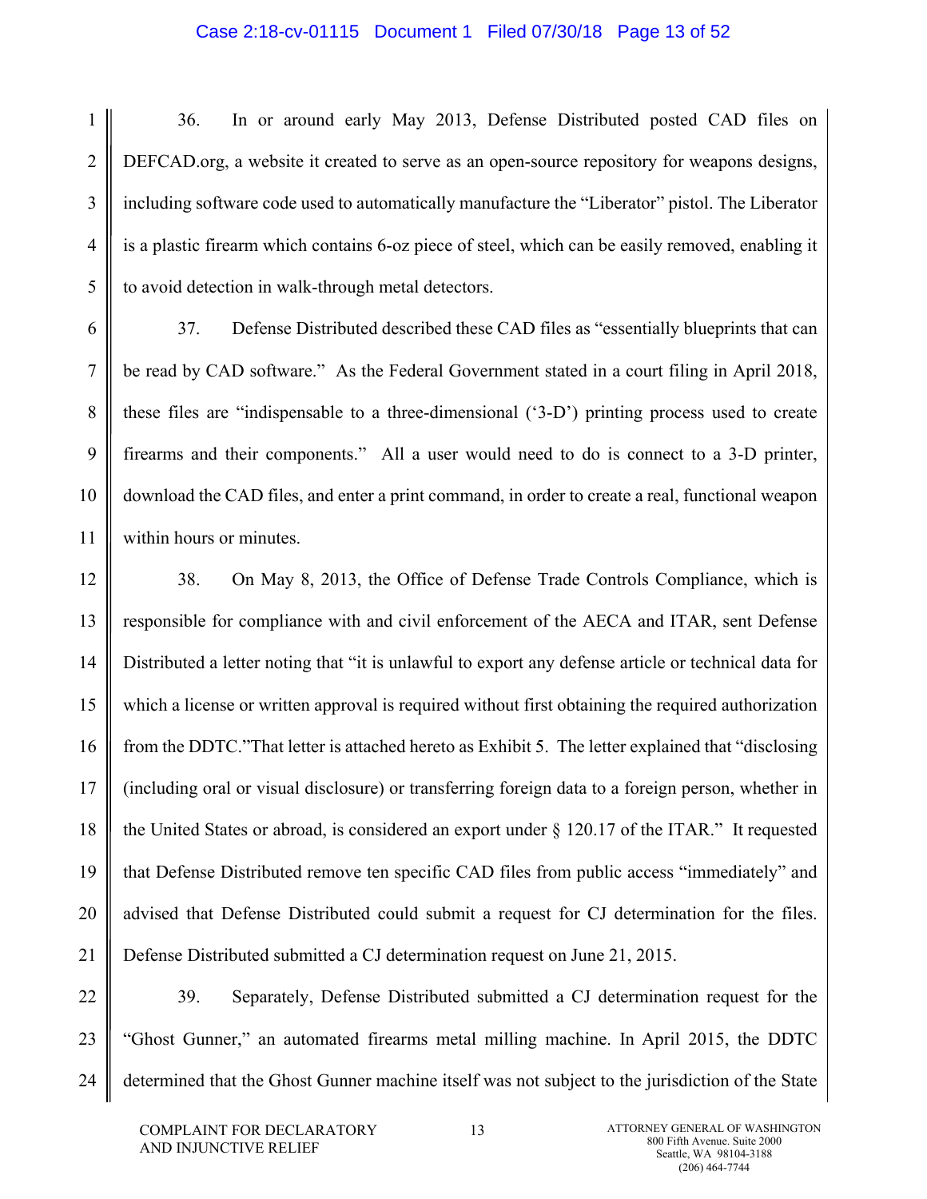36. In or around early May 2013, Defense Distributed posted CAD files on DEFCAD.org, a website it created to serve as an open-source repository for weapons designs, including software code used to automatically manufacture the "Liberator" pistol. The Liberator is a plastic firearm which contains 6-oz piece of steel, which can be easily removed, enabling it to avoid detection in walk-through metal detectors.

37. Defense Distributed described these CAD files as "essentially blueprints that can be read by CAD software." As the Federal Government stated in a court filing in April 2018, these files are "indispensable to a three-dimensional ('3-D') printing process used to create firearms and their components." All a user would need to do is connect to a 3-D printer, download the CAD files, and enter a print command, in order to create a real, functional weapon within hours or minutes.

38. On May 8, 2013, the Office of Defense Trade Controls Compliance, which is responsible for compliance with and civil enforcement of the AECA and ITAR, sent Defense Distributed a letter noting that "it is unlawful to export any defense article or technical data for which a license or written approval is required without first obtaining the required authorization from the DDTC."That letter is attached hereto as Exhibit 5. The letter explained that "disclosing (including oral or visual disclosure) or transferring foreign data to a foreign person, whether in the United States or abroad, is considered an export under § 120.17 of the ITAR." It requested that Defense Distributed remove ten specific CAD files from public access "immediately" and advised that Defense Distributed could submit a request for CJ determination for the files. Defense Distributed submitted a CJ determination request on June 21, 2015.

39. Separately, Defense Distributed submitted a CJ determination request for the "Ghost Gunner," an automated firearms metal milling machine. In April 2015, the DDTC determined that the Ghost Gunner machine itself was not subject to the jurisdiction of the State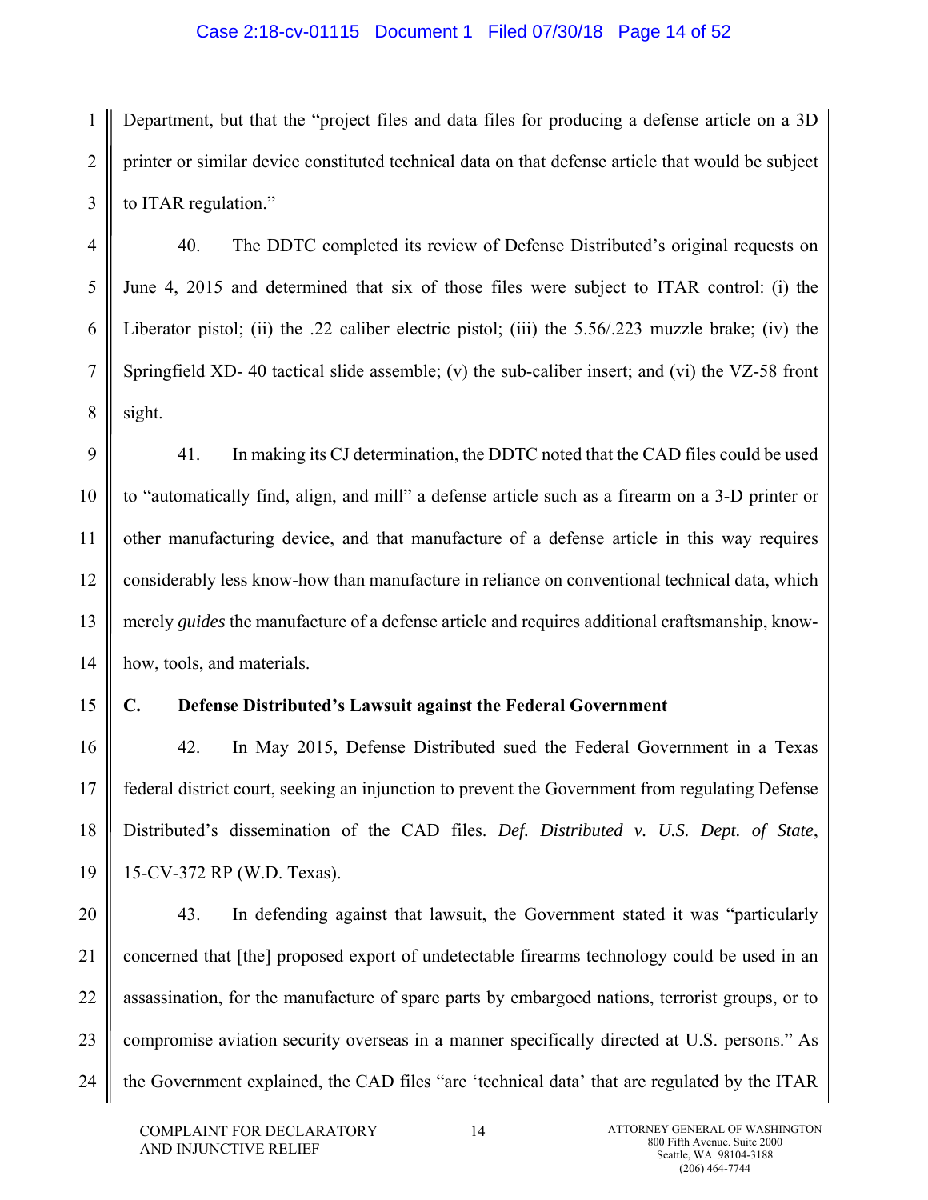Department, but that the "project files and data files for producing a defense article on a 3D printer or similar device constituted technical data on that defense article that would be subject to ITAR regulation."

40. The DDTC completed its review of Defense Distributed's original requests on June 4, 2015 and determined that six of those files were subject to ITAR control: (i) the Liberator pistol; (ii) the .22 caliber electric pistol; (iii) the 5.56/.223 muzzle brake; (iv) the Springfield XD- 40 tactical slide assemble; (v) the sub-caliber insert; and (vi) the VZ-58 front sight.

41. In making its CJ determination, the DDTC noted that the CAD files could be used to "automatically find, align, and mill" a defense article such as a firearm on a 3-D printer or other manufacturing device, and that manufacture of a defense article in this way requires considerably less know-how than manufacture in reliance on conventional technical data, which merely *guides* the manufacture of a defense article and requires additional craftsmanship, know-how, tools, and materials.

### C. Defense Distributed's Lawsuit against the Federal Government

42. In May 2015, Defense Distributed sued the Federal Government in a Texas federal district court, seeking an injunction to prevent the Government from regulating Defense Distributed's dissemination of the CAD files. *Def. Distributed v. U.S. Dept. of State*, 15-CV-372 RP (W.D. Texas).

43. In defending against that lawsuit, the Government stated it was "particularly concerned that [the] proposed export of undetectable firearms technology could be used in an assassination, for the manufacture of spare parts by embargoed nations, terrorist groups, or to compromise aviation security overseas in a manner specifically directed at U.S. persons." As the Government explained, the CAD files "are 'technical data' that are regulated by the ITAR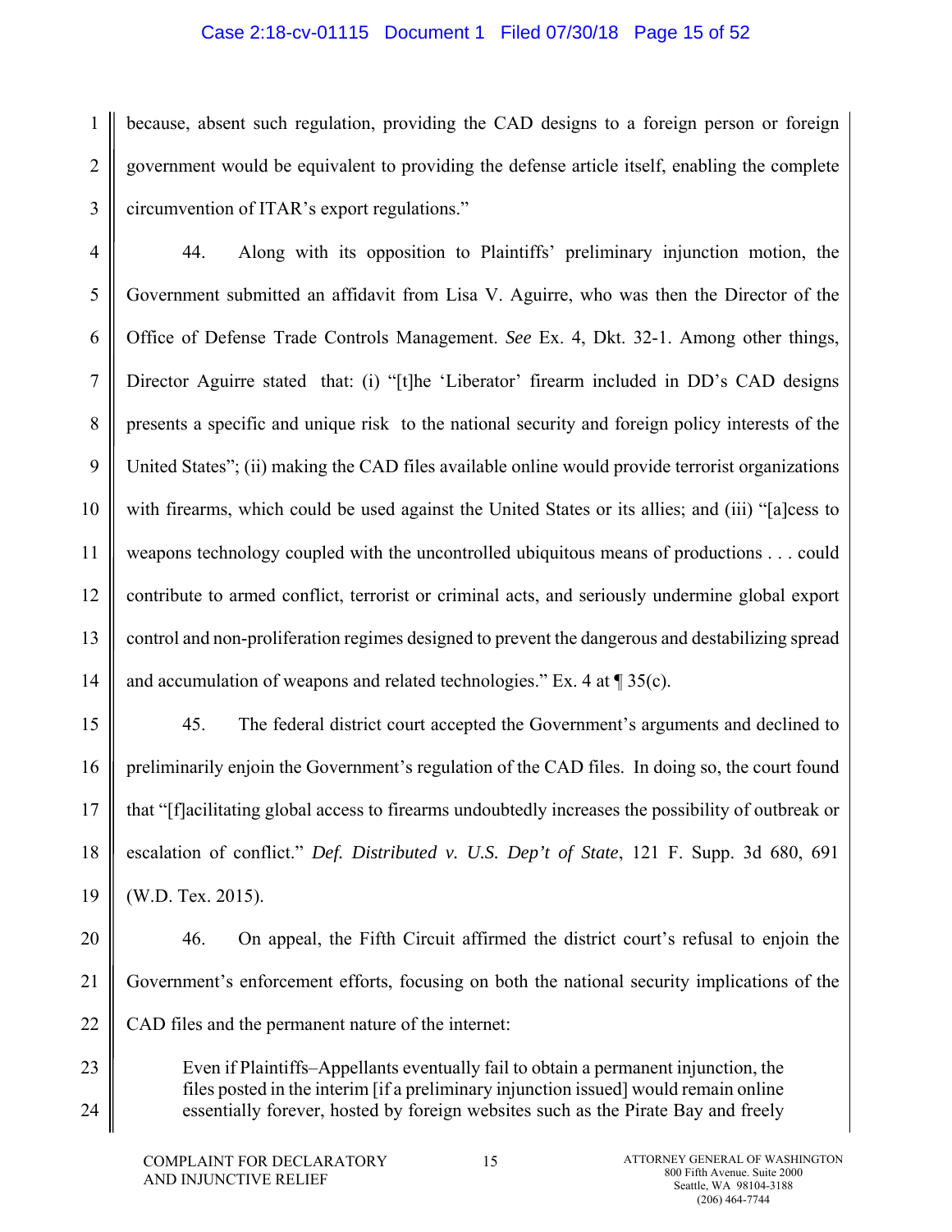because, absent such regulation, providing the CAD designs to a foreign person or foreign government would be equivalent to providing the defense article itself, enabling the complete circumvention of ITAR's export regulations."

44. Along with its opposition to Plaintiffs' preliminary injunction motion, the Government submitted an affidavit from Lisa V. Aguirre, who was then the Director of the Office of Defense Trade Controls Management. *See* Ex. 4, Dkt. 32-1. Among other things, Director Aguirre stated that: (i) "[t]he 'Liberator' firearm included in DD's CAD designs presents a specific and unique risk to the national security and foreign policy interests of the United States"; (ii) making the CAD files available online would provide terrorist organizations with firearms, which could be used against the United States or its allies; and (iii) "[a]cess to weapons technology coupled with the uncontrolled ubiquitous means of productions . . . could contribute to armed conflict, terrorist or criminal acts, and seriously undermine global export control and non-proliferation regimes designed to prevent the dangerous and destabilizing spread and accumulation of weapons and related technologies." Ex. 4 at ¶ 35(c).

45. The federal district court accepted the Government's arguments and declined to preliminarily enjoin the Government's regulation of the CAD files. In doing so, the court found that "[f]acilitating global access to firearms undoubtedly increases the possibility of outbreak or escalation of conflict." *Def. Distributed v. U.S. Dep't of State*, 121 F. Supp. 3d 680, 691 (W.D. Tex. 2015).

46. On appeal, the Fifth Circuit affirmed the district court's refusal to enjoin the Government's enforcement efforts, focusing on both the national security implications of the CAD files and the permanent nature of the internet:

> Even if Plaintiffs–Appellants eventually fail to obtain a permanent injunction, the files posted in the interim [if a preliminary injunction issued] would remain online essentially forever, hosted by foreign websites such as the Pirate Bay and freely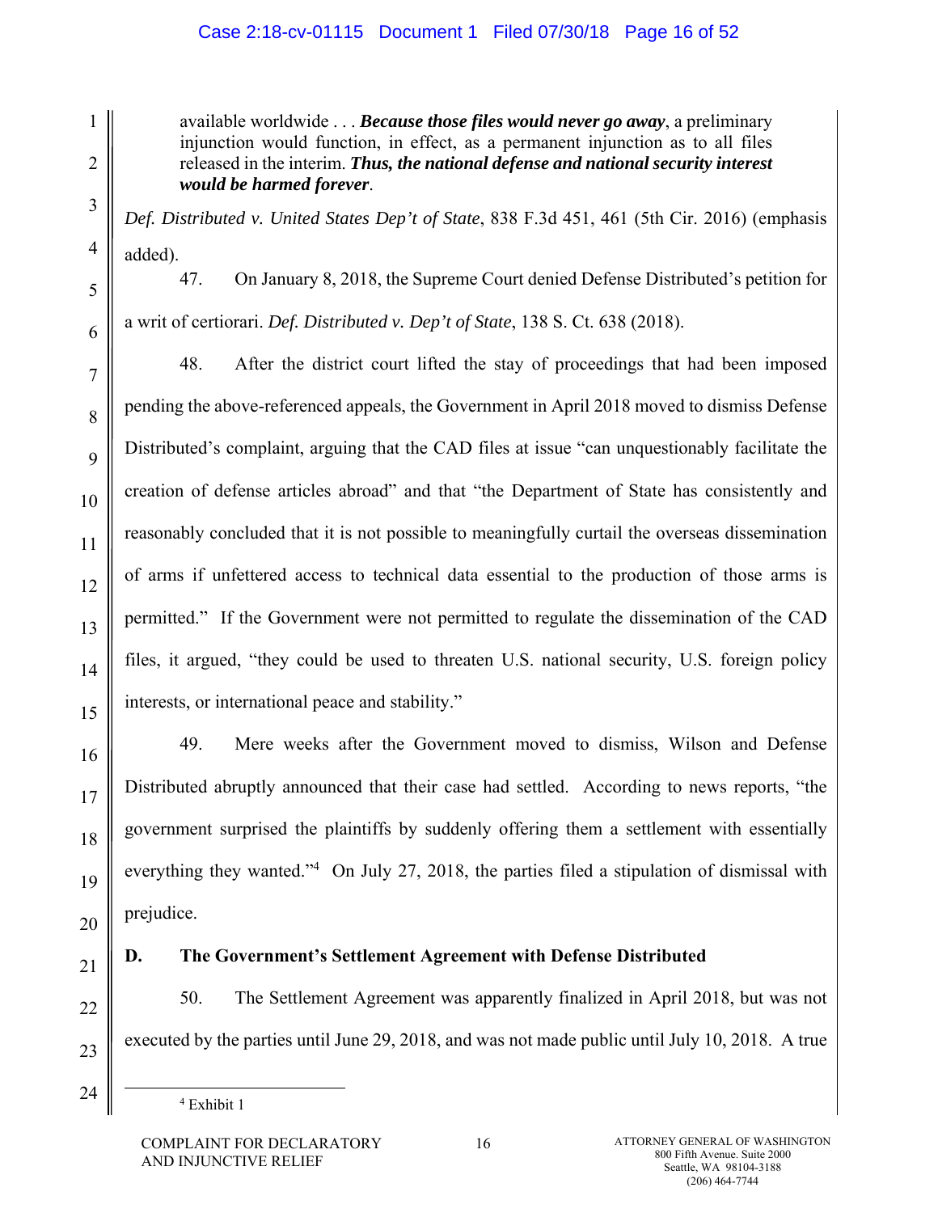> available worldwide . . . ***Because those files would never go away***, a preliminary injunction would function, in effect, as a permanent injunction as to all files released in the interim. ***Thus, the national defense and national security interest would be harmed forever***.

*Def. Distributed v. United States Dep't of State*, 838 F.3d 451, 461 (5th Cir. 2016) (emphasis added).

47. On January 8, 2018, the Supreme Court denied Defense Distributed's petition for a writ of certiorari. *Def. Distributed v. Dep't of State*, 138 S. Ct. 638 (2018).

48. After the district court lifted the stay of proceedings that had been imposed pending the above-referenced appeals, the Government in April 2018 moved to dismiss Defense Distributed's complaint, arguing that the CAD files at issue "can unquestionably facilitate the creation of defense articles abroad" and that "the Department of State has consistently and reasonably concluded that it is not possible to meaningfully curtail the overseas dissemination of arms if unfettered access to technical data essential to the production of those arms is permitted." If the Government were not permitted to regulate the dissemination of the CAD files, it argued, "they could be used to threaten U.S. national security, U.S. foreign policy interests, or international peace and stability."

49. Mere weeks after the Government moved to dismiss, Wilson and Defense Distributed abruptly announced that their case had settled. According to news reports, "the government surprised the plaintiffs by suddenly offering them a settlement with essentially everything they wanted."[4] On July 27, 2018, the parties filed a stipulation of dismissal with prejudice.

### D. The Government's Settlement Agreement with Defense Distributed

50. The Settlement Agreement was apparently finalized in April 2018, but was not executed by the parties until June 29, 2018, and was not made public until July 10, 2018. A true

[4] Exhibit 1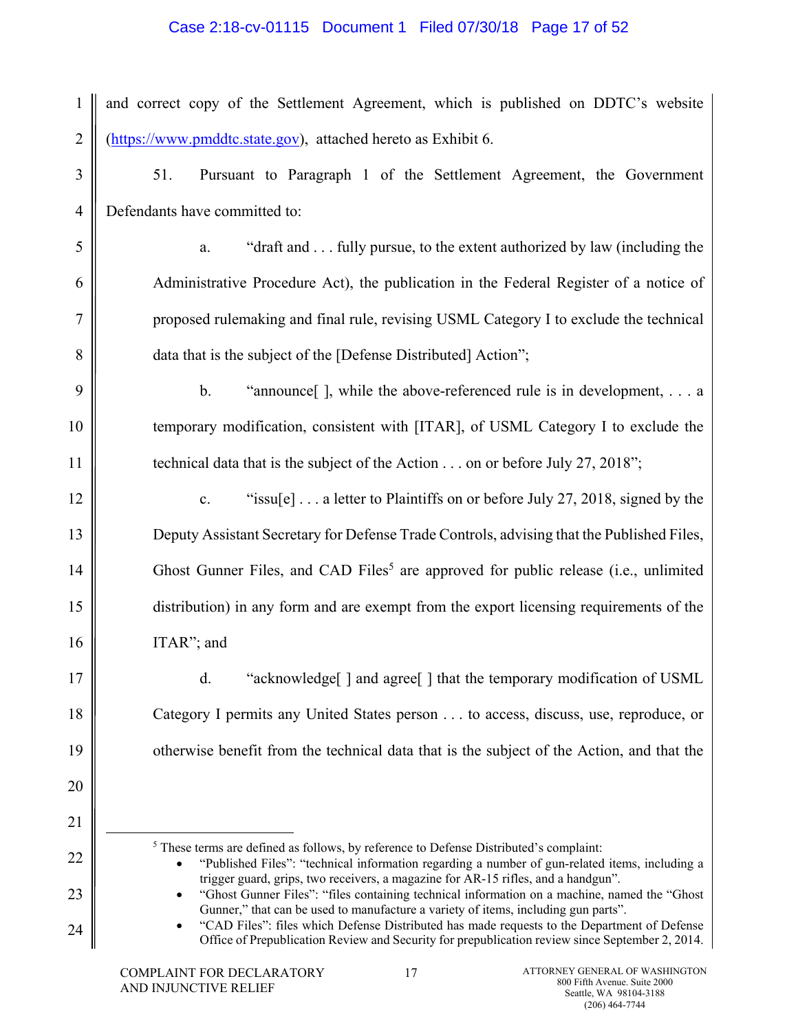and correct copy of the Settlement Agreement, which is published on DDTC's website (https://www.pmddtc.state.gov), attached hereto as Exhibit 6.

51. Pursuant to Paragraph 1 of the Settlement Agreement, the Government Defendants have committed to:

a. "draft and . . . fully pursue, to the extent authorized by law (including the Administrative Procedure Act), the publication in the Federal Register of a notice of proposed rulemaking and final rule, revising USML Category I to exclude the technical data that is the subject of the [Defense Distributed] Action";

b. "announce[ ], while the above-referenced rule is in development, . . . a temporary modification, consistent with [ITAR], of USML Category I to exclude the technical data that is the subject of the Action . . . on or before July 27, 2018";

c. "issu[e] . . . a letter to Plaintiffs on or before July 27, 2018, signed by the Deputy Assistant Secretary for Defense Trade Controls, advising that the Published Files, Ghost Gunner Files, and CAD Files[5] are approved for public release (i.e., unlimited distribution) in any form and are exempt from the export licensing requirements of the ITAR"; and

d. "acknowledge[ ] and agree[ ] that the temporary modification of USML Category I permits any United States person . . . to access, discuss, use, reproduce, or otherwise benefit from the technical data that is the subject of the Action, and that the

---

[5] These terms are defined as follows, by reference to Defense Distributed's complaint:

- "Published Files": "technical information regarding a number of gun-related items, including a trigger guard, grips, two receivers, a magazine for AR-15 rifles, and a handgun".
- "Ghost Gunner Files": "files containing technical information on a machine, named the "Ghost Gunner," that can be used to manufacture a variety of items, including gun parts".
- "CAD Files": files which Defense Distributed has made requests to the Department of Defense Office of Prepublication Review and Security for prepublication review since September 2, 2014.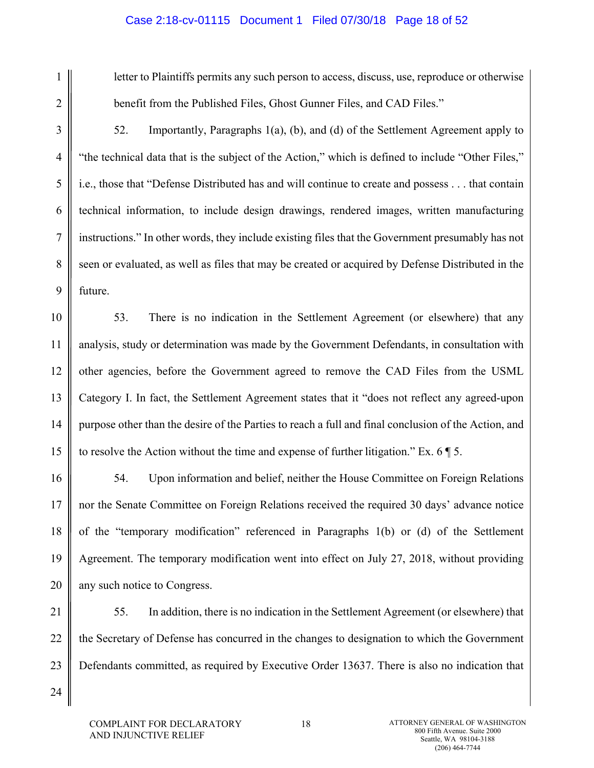letter to Plaintiffs permits any such person to access, discuss, use, reproduce or otherwise benefit from the Published Files, Ghost Gunner Files, and CAD Files."

52. Importantly, Paragraphs 1(a), (b), and (d) of the Settlement Agreement apply to "the technical data that is the subject of the Action," which is defined to include "Other Files," i.e., those that "Defense Distributed has and will continue to create and possess . . . that contain technical information, to include design drawings, rendered images, written manufacturing instructions." In other words, they include existing files that the Government presumably has not seen or evaluated, as well as files that may be created or acquired by Defense Distributed in the future.

53. There is no indication in the Settlement Agreement (or elsewhere) that any analysis, study or determination was made by the Government Defendants, in consultation with other agencies, before the Government agreed to remove the CAD Files from the USML Category I. In fact, the Settlement Agreement states that it "does not reflect any agreed-upon purpose other than the desire of the Parties to reach a full and final conclusion of the Action, and to resolve the Action without the time and expense of further litigation." Ex. 6 ¶ 5.

54. Upon information and belief, neither the House Committee on Foreign Relations nor the Senate Committee on Foreign Relations received the required 30 days' advance notice of the "temporary modification" referenced in Paragraphs 1(b) or (d) of the Settlement Agreement. The temporary modification went into effect on July 27, 2018, without providing any such notice to Congress.

55. In addition, there is no indication in the Settlement Agreement (or elsewhere) that the Secretary of Defense has concurred in the changes to designation to which the Government Defendants committed, as required by Executive Order 13637. There is also no indication that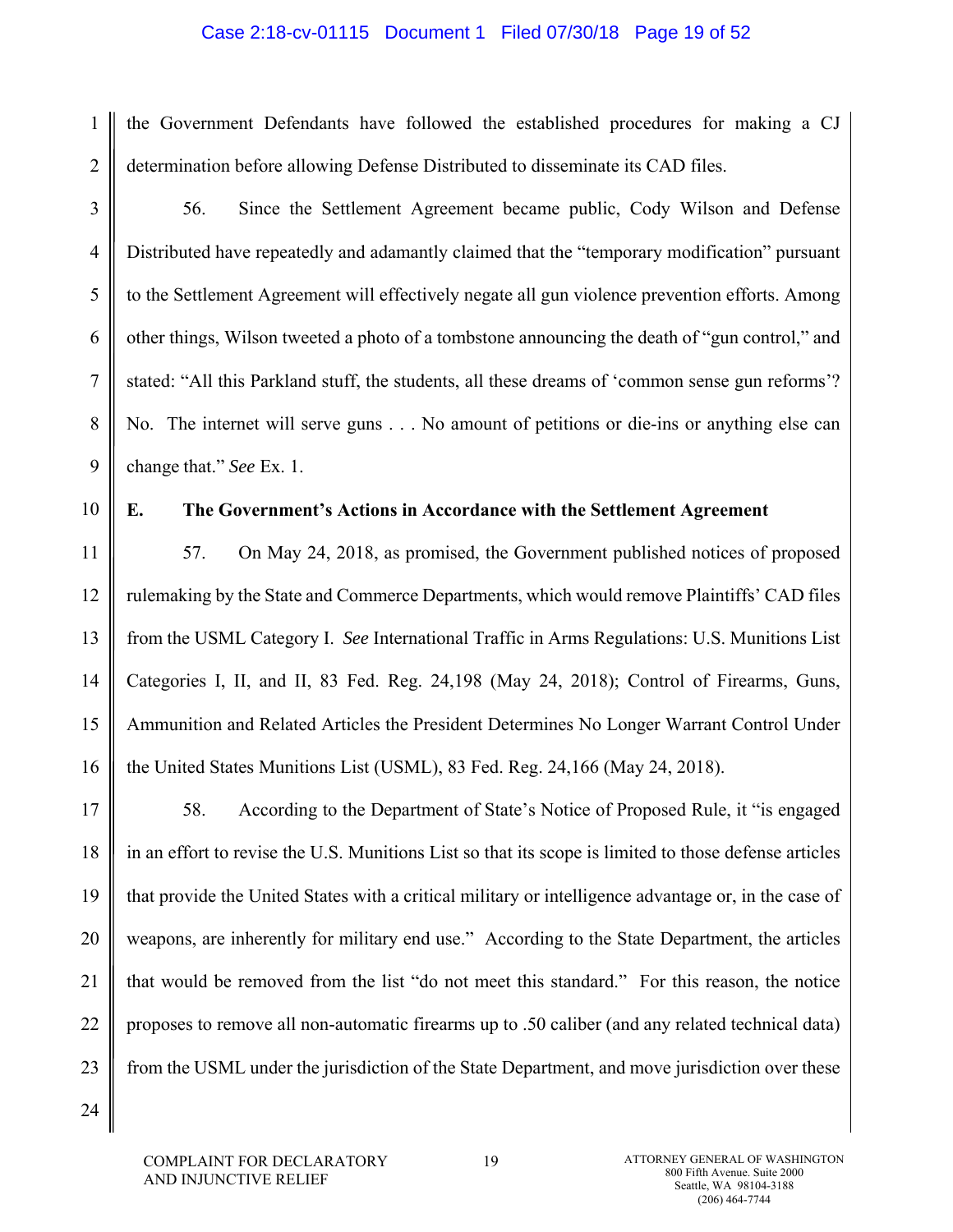the Government Defendants have followed the established procedures for making a CJ determination before allowing Defense Distributed to disseminate its CAD files.

56. Since the Settlement Agreement became public, Cody Wilson and Defense Distributed have repeatedly and adamantly claimed that the "temporary modification" pursuant to the Settlement Agreement will effectively negate all gun violence prevention efforts. Among other things, Wilson tweeted a photo of a tombstone announcing the death of "gun control," and stated: "All this Parkland stuff, the students, all these dreams of 'common sense gun reforms'? No. The internet will serve guns . . . No amount of petitions or die-ins or anything else can change that." *See* Ex. 1.

**E. The Government's Actions in Accordance with the Settlement Agreement**

57. On May 24, 2018, as promised, the Government published notices of proposed rulemaking by the State and Commerce Departments, which would remove Plaintiffs' CAD files from the USML Category I. *See* International Traffic in Arms Regulations: U.S. Munitions List Categories I, II, and II, 83 Fed. Reg. 24,198 (May 24, 2018); Control of Firearms, Guns, Ammunition and Related Articles the President Determines No Longer Warrant Control Under the United States Munitions List (USML), 83 Fed. Reg. 24,166 (May 24, 2018).

58. According to the Department of State's Notice of Proposed Rule, it "is engaged in an effort to revise the U.S. Munitions List so that its scope is limited to those defense articles that provide the United States with a critical military or intelligence advantage or, in the case of weapons, are inherently for military end use." According to the State Department, the articles that would be removed from the list "do not meet this standard." For this reason, the notice proposes to remove all non-automatic firearms up to .50 caliber (and any related technical data) from the USML under the jurisdiction of the State Department, and move jurisdiction over these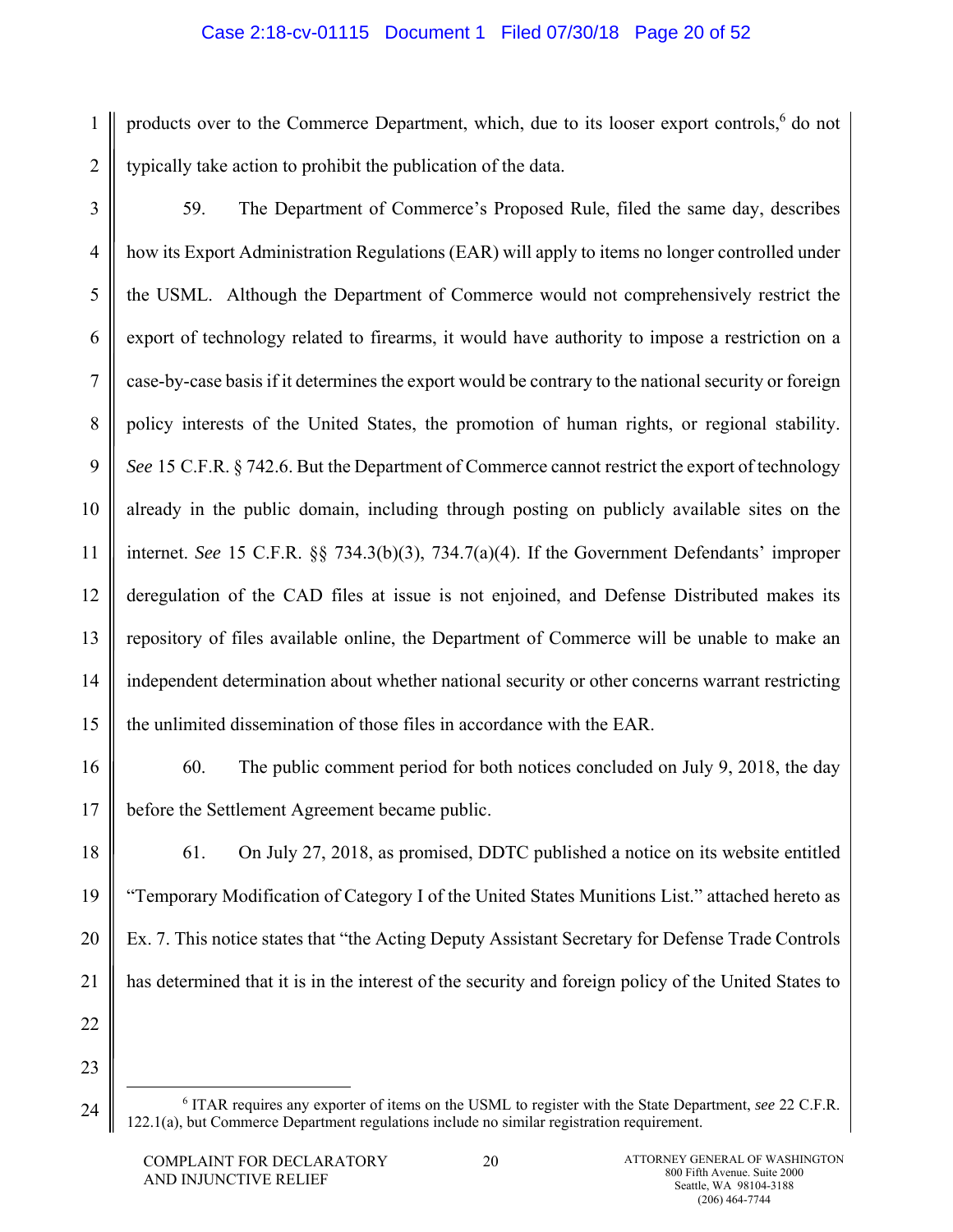products over to the Commerce Department, which, due to its looser export controls,[6] do not typically take action to prohibit the publication of the data.

59. The Department of Commerce's Proposed Rule, filed the same day, describes how its Export Administration Regulations (EAR) will apply to items no longer controlled under the USML. Although the Department of Commerce would not comprehensively restrict the export of technology related to firearms, it would have authority to impose a restriction on a case-by-case basis if it determines the export would be contrary to the national security or foreign policy interests of the United States, the promotion of human rights, or regional stability. *See* 15 C.F.R. § 742.6. But the Department of Commerce cannot restrict the export of technology already in the public domain, including through posting on publicly available sites on the internet. *See* 15 C.F.R. §§ 734.3(b)(3), 734.7(a)(4). If the Government Defendants' improper deregulation of the CAD files at issue is not enjoined, and Defense Distributed makes its repository of files available online, the Department of Commerce will be unable to make an independent determination about whether national security or other concerns warrant restricting the unlimited dissemination of those files in accordance with the EAR.

60. The public comment period for both notices concluded on July 9, 2018, the day before the Settlement Agreement became public.

61. On July 27, 2018, as promised, DDTC published a notice on its website entitled "Temporary Modification of Category I of the United States Munitions List." attached hereto as Ex. 7. This notice states that "the Acting Deputy Assistant Secretary for Defense Trade Controls has determined that it is in the interest of the security and foreign policy of the United States to

[6] ITAR requires any exporter of items on the USML to register with the State Department, *see* 22 C.F.R. 122.1(a), but Commerce Department regulations include no similar registration requirement.

COMPLAINT FOR DECLARATORY AND INJUNCTIVE RELIEF

ATTORNEY GENERAL OF WASHINGTON
800 Fifth Avenue. Suite 2000
Seattle, WA 98104-3188
(206) 464-7744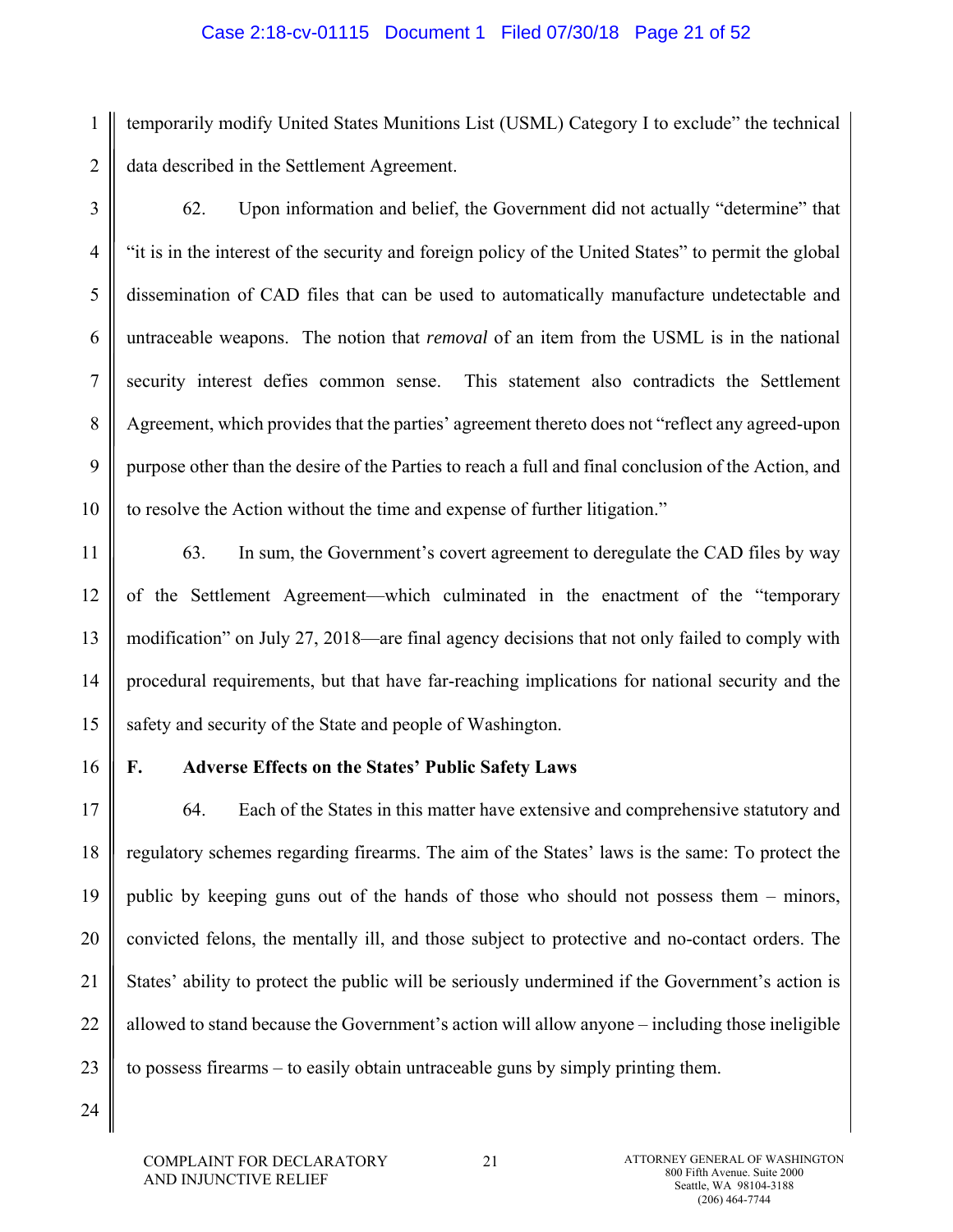temporarily modify United States Munitions List (USML) Category I to exclude" the technical data described in the Settlement Agreement.

62. Upon information and belief, the Government did not actually "determine" that "it is in the interest of the security and foreign policy of the United States" to permit the global dissemination of CAD files that can be used to automatically manufacture undetectable and untraceable weapons. The notion that *removal* of an item from the USML is in the national security interest defies common sense. This statement also contradicts the Settlement Agreement, which provides that the parties' agreement thereto does not "reflect any agreed-upon purpose other than the desire of the Parties to reach a full and final conclusion of the Action, and to resolve the Action without the time and expense of further litigation."

63. In sum, the Government's covert agreement to deregulate the CAD files by way of the Settlement Agreement—which culminated in the enactment of the "temporary modification" on July 27, 2018—are final agency decisions that not only failed to comply with procedural requirements, but that have far-reaching implications for national security and the safety and security of the State and people of Washington.

### F. Adverse Effects on the States' Public Safety Laws

64. Each of the States in this matter have extensive and comprehensive statutory and regulatory schemes regarding firearms. The aim of the States' laws is the same: To protect the public by keeping guns out of the hands of those who should not possess them – minors, convicted felons, the mentally ill, and those subject to protective and no-contact orders. The States' ability to protect the public will be seriously undermined if the Government's action is allowed to stand because the Government's action will allow anyone – including those ineligible to possess firearms – to easily obtain untraceable guns by simply printing them.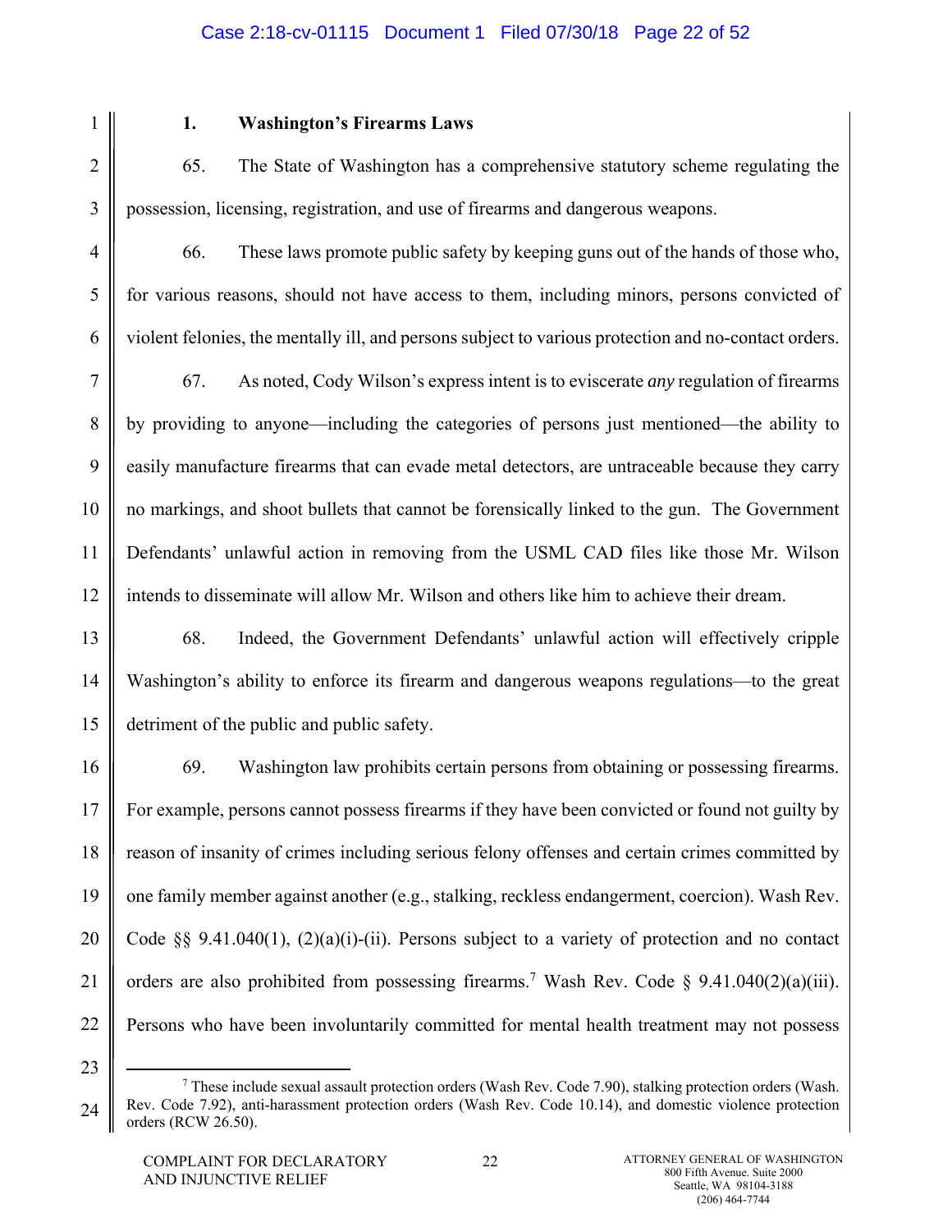### 1. Washington's Firearms Laws

65. The State of Washington has a comprehensive statutory scheme regulating the possession, licensing, registration, and use of firearms and dangerous weapons.

66. These laws promote public safety by keeping guns out of the hands of those who, for various reasons, should not have access to them, including minors, persons convicted of violent felonies, the mentally ill, and persons subject to various protection and no-contact orders.

67. As noted, Cody Wilson's express intent is to eviscerate *any* regulation of firearms by providing to anyone—including the categories of persons just mentioned—the ability to easily manufacture firearms that can evade metal detectors, are untraceable because they carry no markings, and shoot bullets that cannot be forensically linked to the gun. The Government Defendants' unlawful action in removing from the USML CAD files like those Mr. Wilson intends to disseminate will allow Mr. Wilson and others like him to achieve their dream.

68. Indeed, the Government Defendants' unlawful action will effectively cripple Washington's ability to enforce its firearm and dangerous weapons regulations—to the great detriment of the public and public safety.

69. Washington law prohibits certain persons from obtaining or possessing firearms. For example, persons cannot possess firearms if they have been convicted or found not guilty by reason of insanity of crimes including serious felony offenses and certain crimes committed by one family member against another (e.g., stalking, reckless endangerment, coercion). Wash Rev. Code §§ 9.41.040(1), (2)(a)(i)-(ii). Persons subject to a variety of protection and no contact orders are also prohibited from possessing firearms.[7] Wash Rev. Code § 9.41.040(2)(a)(iii). Persons who have been involuntarily committed for mental health treatment may not possess

[7] These include sexual assault protection orders (Wash Rev. Code 7.90), stalking protection orders (Wash. Rev. Code 7.92), anti-harassment protection orders (Wash Rev. Code 10.14), and domestic violence protection orders (RCW 26.50).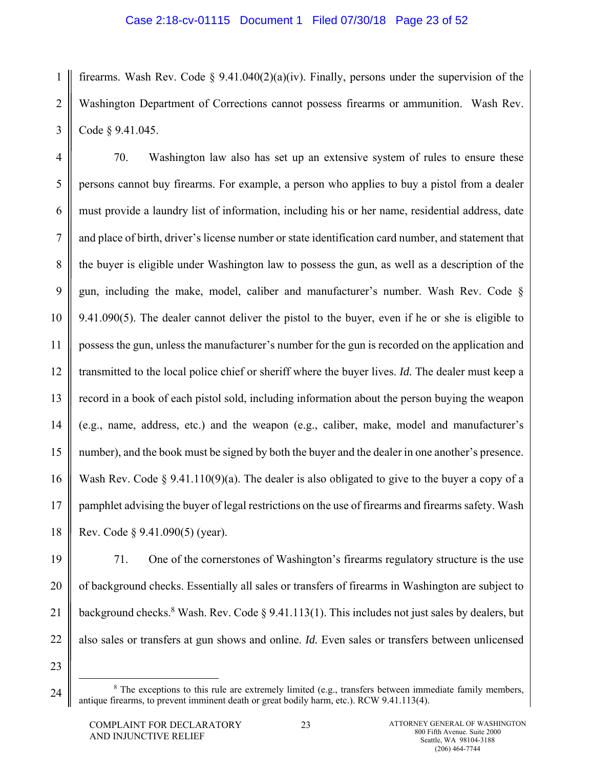firearms. Wash Rev. Code § 9.41.040(2)(a)(iv). Finally, persons under the supervision of the Washington Department of Corrections cannot possess firearms or ammunition. Wash Rev. Code § 9.41.045.

70. Washington law also has set up an extensive system of rules to ensure these persons cannot buy firearms. For example, a person who applies to buy a pistol from a dealer must provide a laundry list of information, including his or her name, residential address, date and place of birth, driver's license number or state identification card number, and statement that the buyer is eligible under Washington law to possess the gun, as well as a description of the gun, including the make, model, caliber and manufacturer's number. Wash Rev. Code § 9.41.090(5). The dealer cannot deliver the pistol to the buyer, even if he or she is eligible to possess the gun, unless the manufacturer's number for the gun is recorded on the application and transmitted to the local police chief or sheriff where the buyer lives. *Id.* The dealer must keep a record in a book of each pistol sold, including information about the person buying the weapon (e.g., name, address, etc.) and the weapon (e.g., caliber, make, model and manufacturer's number), and the book must be signed by both the buyer and the dealer in one another's presence. Wash Rev. Code § 9.41.110(9)(a). The dealer is also obligated to give to the buyer a copy of a pamphlet advising the buyer of legal restrictions on the use of firearms and firearms safety. Wash Rev. Code § 9.41.090(5) (year).

71. One of the cornerstones of Washington's firearms regulatory structure is the use of background checks. Essentially all sales or transfers of firearms in Washington are subject to background checks.[8] Wash. Rev. Code § 9.41.113(1). This includes not just sales by dealers, but also sales or transfers at gun shows and online. *Id.* Even sales or transfers between unlicensed

[8] The exceptions to this rule are extremely limited (e.g., transfers between immediate family members, antique firearms, to prevent imminent death or great bodily harm, etc.). RCW 9.41.113(4).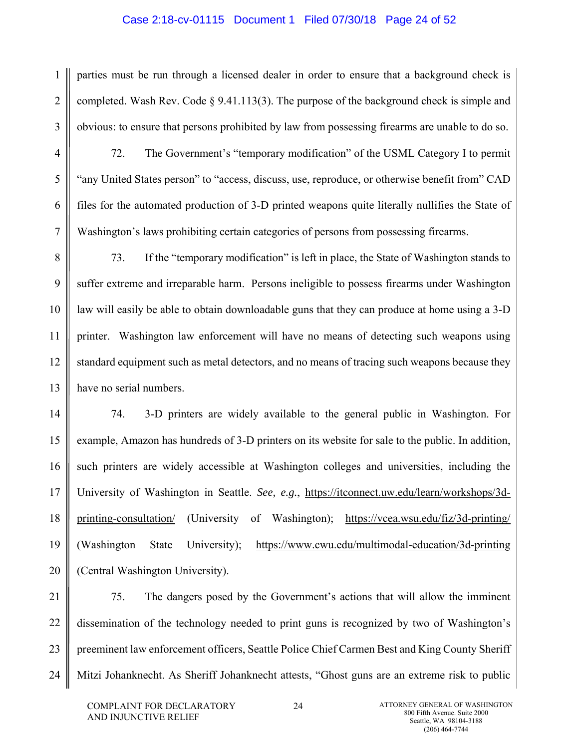parties must be run through a licensed dealer in order to ensure that a background check is completed. Wash Rev. Code § 9.41.113(3). The purpose of the background check is simple and obvious: to ensure that persons prohibited by law from possessing firearms are unable to do so.

72. The Government's "temporary modification" of the USML Category I to permit "any United States person" to "access, discuss, use, reproduce, or otherwise benefit from" CAD files for the automated production of 3-D printed weapons quite literally nullifies the State of Washington's laws prohibiting certain categories of persons from possessing firearms.

73. If the "temporary modification" is left in place, the State of Washington stands to suffer extreme and irreparable harm. Persons ineligible to possess firearms under Washington law will easily be able to obtain downloadable guns that they can produce at home using a 3-D printer. Washington law enforcement will have no means of detecting such weapons using standard equipment such as metal detectors, and no means of tracing such weapons because they have no serial numbers.

74. 3-D printers are widely available to the general public in Washington. For example, Amazon has hundreds of 3-D printers on its website for sale to the public. In addition, such printers are widely accessible at Washington colleges and universities, including the University of Washington in Seattle. *See, e.g.*, https://itconnect.uw.edu/learn/workshops/3d-printing-consultation/ (University of Washington); https://vcea.wsu.edu/fiz/3d-printing/ (Washington State University); https://www.cwu.edu/multimodal-education/3d-printing (Central Washington University).

75. The dangers posed by the Government's actions that will allow the imminent dissemination of the technology needed to print guns is recognized by two of Washington's preeminent law enforcement officers, Seattle Police Chief Carmen Best and King County Sheriff Mitzi Johanknecht. As Sheriff Johanknecht attests, "Ghost guns are an extreme risk to public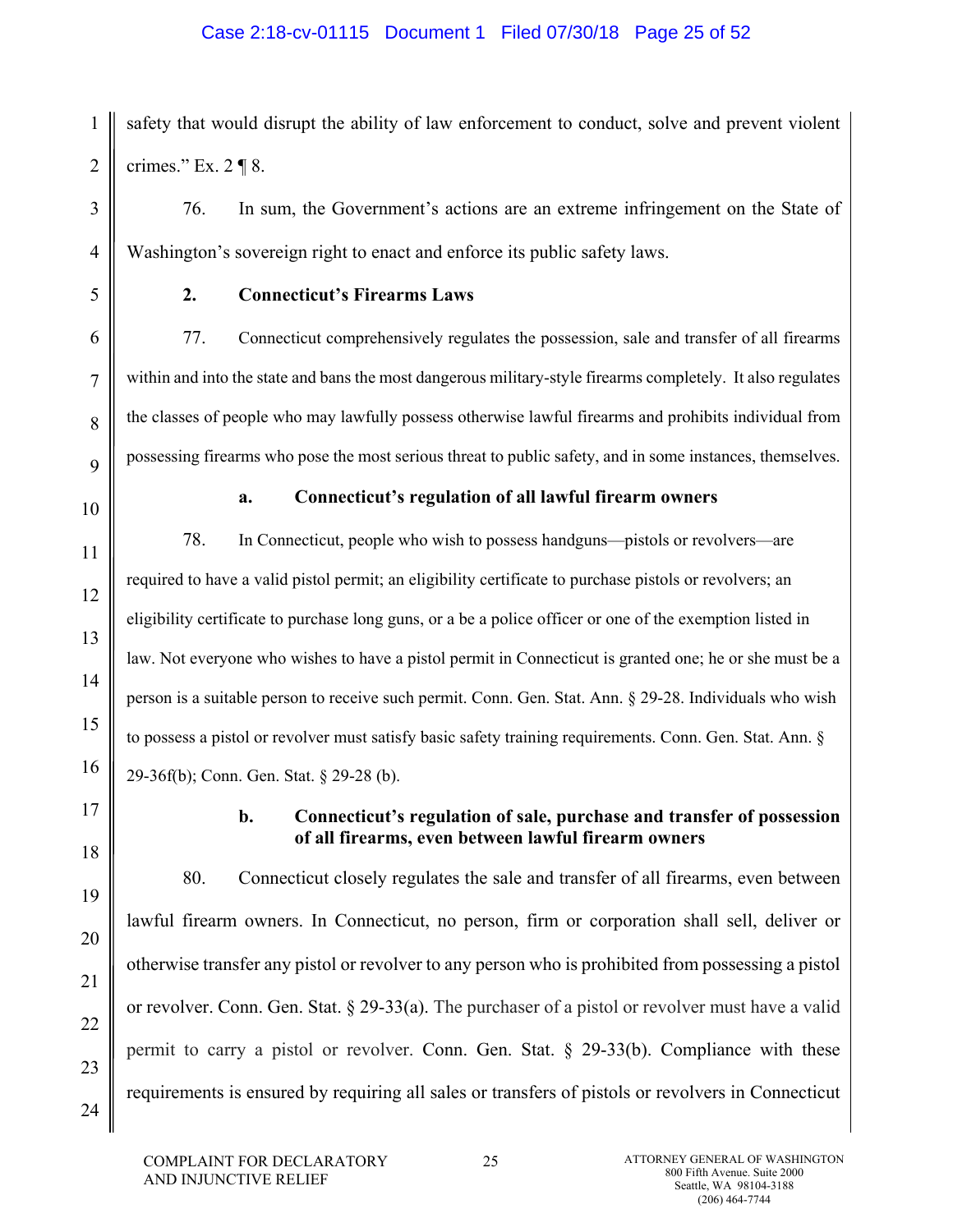safety that would disrupt the ability of law enforcement to conduct, solve and prevent violent crimes." Ex. 2 ¶ 8.

76. In sum, the Government's actions are an extreme infringement on the State of Washington's sovereign right to enact and enforce its public safety laws.

### 2. Connecticut's Firearms Laws

77. Connecticut comprehensively regulates the possession, sale and transfer of all firearms within and into the state and bans the most dangerous military-style firearms completely. It also regulates the classes of people who may lawfully possess otherwise lawful firearms and prohibits individual from possessing firearms who pose the most serious threat to public safety, and in some instances, themselves.

#### a. Connecticut's regulation of all lawful firearm owners

78. In Connecticut, people who wish to possess handguns—pistols or revolvers—are required to have a valid pistol permit; an eligibility certificate to purchase pistols or revolvers; an eligibility certificate to purchase long guns, or a be a police officer or one of the exemption listed in law. Not everyone who wishes to have a pistol permit in Connecticut is granted one; he or she must be a person is a suitable person to receive such permit. Conn. Gen. Stat. Ann. § 29-28. Individuals who wish to possess a pistol or revolver must satisfy basic safety training requirements. Conn. Gen. Stat. Ann. § 29-36f(b); Conn. Gen. Stat. § 29-28 (b).

#### b. Connecticut's regulation of sale, purchase and transfer of possession of all firearms, even between lawful firearm owners

80. Connecticut closely regulates the sale and transfer of all firearms, even between lawful firearm owners. In Connecticut, no person, firm or corporation shall sell, deliver or otherwise transfer any pistol or revolver to any person who is prohibited from possessing a pistol or revolver. Conn. Gen. Stat. § 29-33(a). The purchaser of a pistol or revolver must have a valid permit to carry a pistol or revolver. Conn. Gen. Stat. § 29-33(b). Compliance with these requirements is ensured by requiring all sales or transfers of pistols or revolvers in Connecticut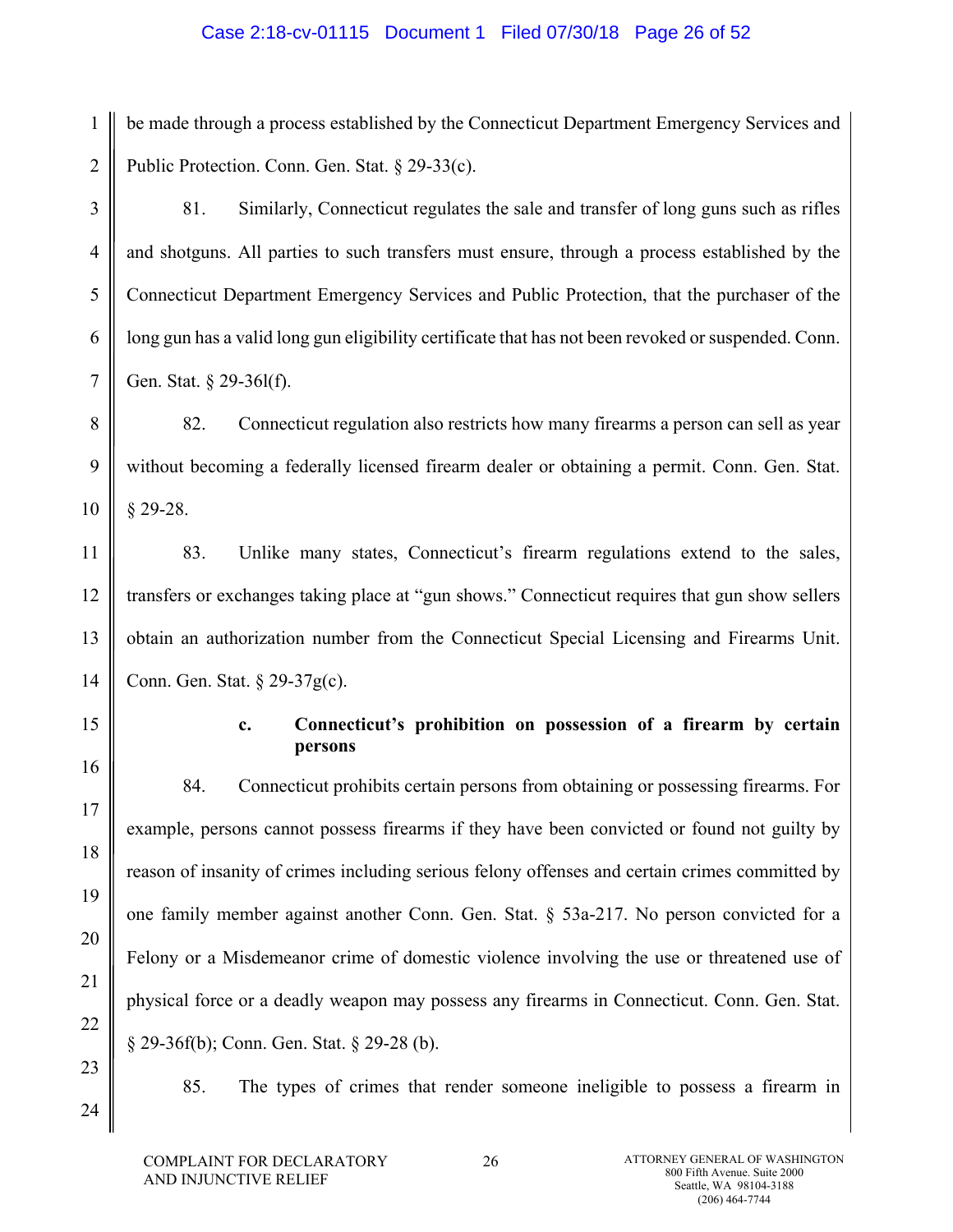be made through a process established by the Connecticut Department Emergency Services and Public Protection. Conn. Gen. Stat. § 29-33(c).

81. Similarly, Connecticut regulates the sale and transfer of long guns such as rifles and shotguns. All parties to such transfers must ensure, through a process established by the Connecticut Department Emergency Services and Public Protection, that the purchaser of the long gun has a valid long gun eligibility certificate that has not been revoked or suspended. Conn. Gen. Stat. § 29-36l(f).

82. Connecticut regulation also restricts how many firearms a person can sell as year without becoming a federally licensed firearm dealer or obtaining a permit. Conn. Gen. Stat. § 29-28.

83. Unlike many states, Connecticut's firearm regulations extend to the sales, transfers or exchanges taking place at "gun shows." Connecticut requires that gun show sellers obtain an authorization number from the Connecticut Special Licensing and Firearms Unit. Conn. Gen. Stat. § 29-37g(c).

**c. Connecticut's prohibition on possession of a firearm by certain persons**

84. Connecticut prohibits certain persons from obtaining or possessing firearms. For example, persons cannot possess firearms if they have been convicted or found not guilty by reason of insanity of crimes including serious felony offenses and certain crimes committed by one family member against another Conn. Gen. Stat. § 53a-217. No person convicted for a Felony or a Misdemeanor crime of domestic violence involving the use or threatened use of physical force or a deadly weapon may possess any firearms in Connecticut. Conn. Gen. Stat. § 29-36f(b); Conn. Gen. Stat. § 29-28 (b).

85. The types of crimes that render someone ineligible to possess a firearm in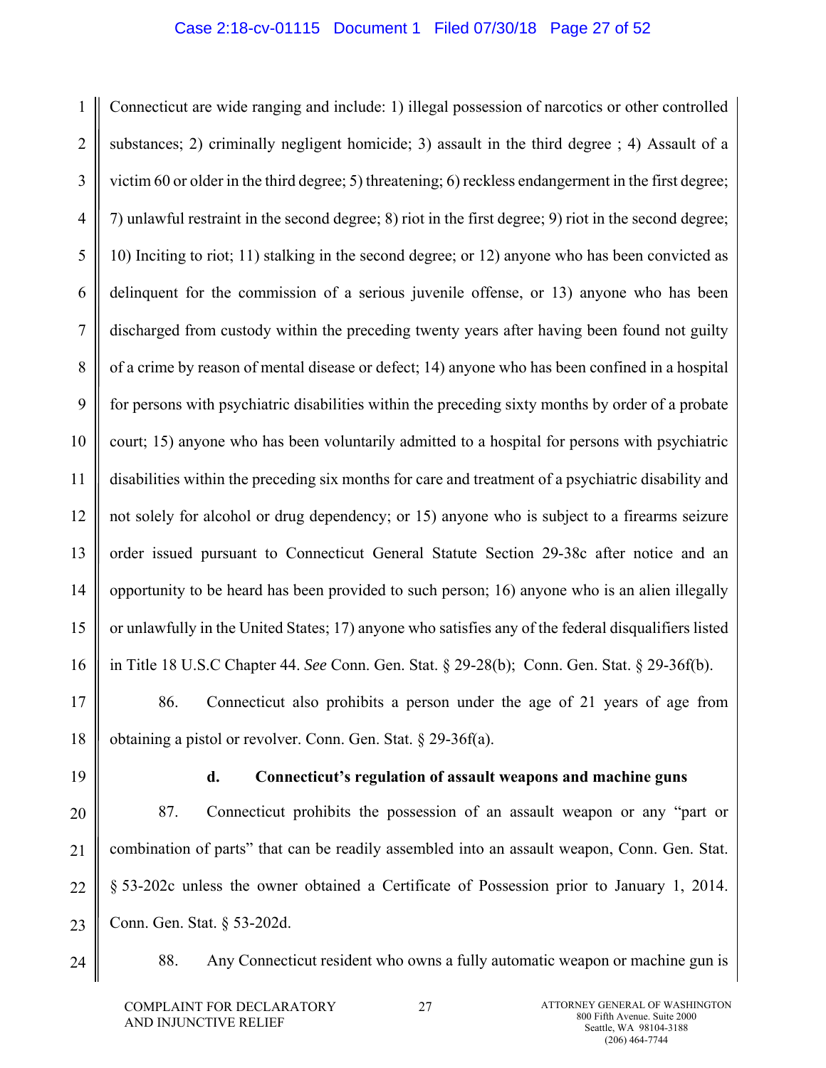Connecticut are wide ranging and include: 1) illegal possession of narcotics or other controlled substances; 2) criminally negligent homicide; 3) assault in the third degree ; 4) Assault of a victim 60 or older in the third degree; 5) threatening; 6) reckless endangerment in the first degree; 7) unlawful restraint in the second degree; 8) riot in the first degree; 9) riot in the second degree; 10) Inciting to riot; 11) stalking in the second degree; or 12) anyone who has been convicted as delinquent for the commission of a serious juvenile offense, or 13) anyone who has been discharged from custody within the preceding twenty years after having been found not guilty of a crime by reason of mental disease or defect; 14) anyone who has been confined in a hospital for persons with psychiatric disabilities within the preceding sixty months by order of a probate court; 15) anyone who has been voluntarily admitted to a hospital for persons with psychiatric disabilities within the preceding six months for care and treatment of a psychiatric disability and not solely for alcohol or drug dependency; or 15) anyone who is subject to a firearms seizure order issued pursuant to Connecticut General Statute Section 29-38c after notice and an opportunity to be heard has been provided to such person; 16) anyone who is an alien illegally or unlawfully in the United States; 17) anyone who satisfies any of the federal disqualifiers listed in Title 18 U.S.C Chapter 44. *See* Conn. Gen. Stat. § 29-28(b); Conn. Gen. Stat. § 29-36f(b).

86. Connecticut also prohibits a person under the age of 21 years of age from obtaining a pistol or revolver. Conn. Gen. Stat. § 29-36f(a).

**d. Connecticut's regulation of assault weapons and machine guns**

87. Connecticut prohibits the possession of an assault weapon or any "part or combination of parts" that can be readily assembled into an assault weapon, Conn. Gen. Stat. § 53-202c unless the owner obtained a Certificate of Possession prior to January 1, 2014. Conn. Gen. Stat. § 53-202d.

88. Any Connecticut resident who owns a fully automatic weapon or machine gun is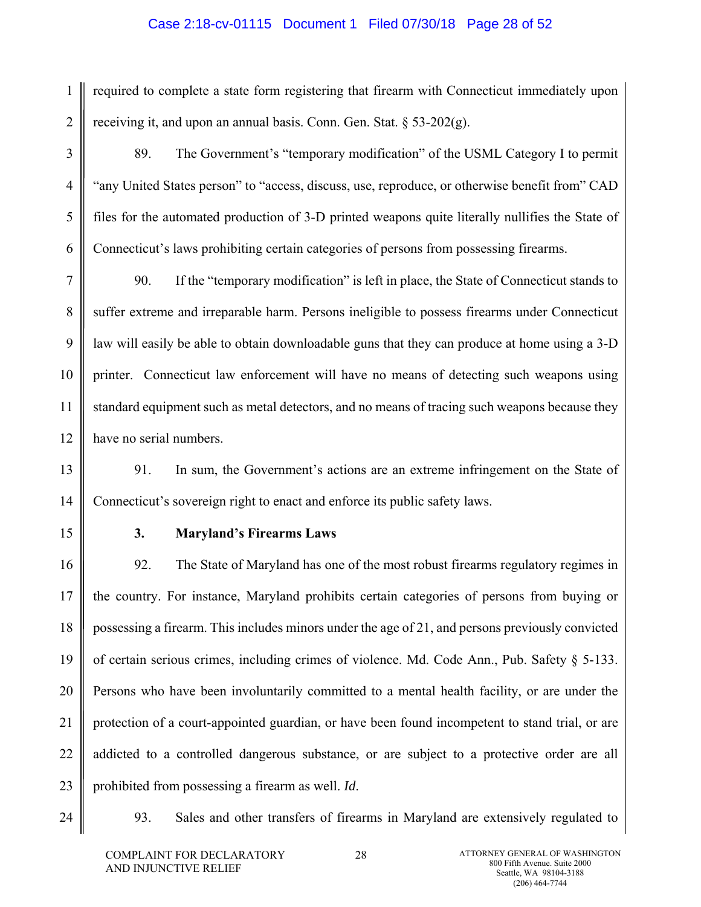required to complete a state form registering that firearm with Connecticut immediately upon receiving it, and upon an annual basis. Conn. Gen. Stat. § 53-202(g).

89. The Government's "temporary modification" of the USML Category I to permit "any United States person" to "access, discuss, use, reproduce, or otherwise benefit from" CAD files for the automated production of 3-D printed weapons quite literally nullifies the State of Connecticut's laws prohibiting certain categories of persons from possessing firearms.

90. If the "temporary modification" is left in place, the State of Connecticut stands to suffer extreme and irreparable harm. Persons ineligible to possess firearms under Connecticut law will easily be able to obtain downloadable guns that they can produce at home using a 3-D printer. Connecticut law enforcement will have no means of detecting such weapons using standard equipment such as metal detectors, and no means of tracing such weapons because they have no serial numbers.

91. In sum, the Government's actions are an extreme infringement on the State of Connecticut's sovereign right to enact and enforce its public safety laws.

### 3. Maryland's Firearms Laws

92. The State of Maryland has one of the most robust firearms regulatory regimes in the country. For instance, Maryland prohibits certain categories of persons from buying or possessing a firearm. This includes minors under the age of 21, and persons previously convicted of certain serious crimes, including crimes of violence. Md. Code Ann., Pub. Safety § 5-133. Persons who have been involuntarily committed to a mental health facility, or are under the protection of a court-appointed guardian, or have been found incompetent to stand trial, or are addicted to a controlled dangerous substance, or are subject to a protective order are all prohibited from possessing a firearm as well. *Id.*

93. Sales and other transfers of firearms in Maryland are extensively regulated to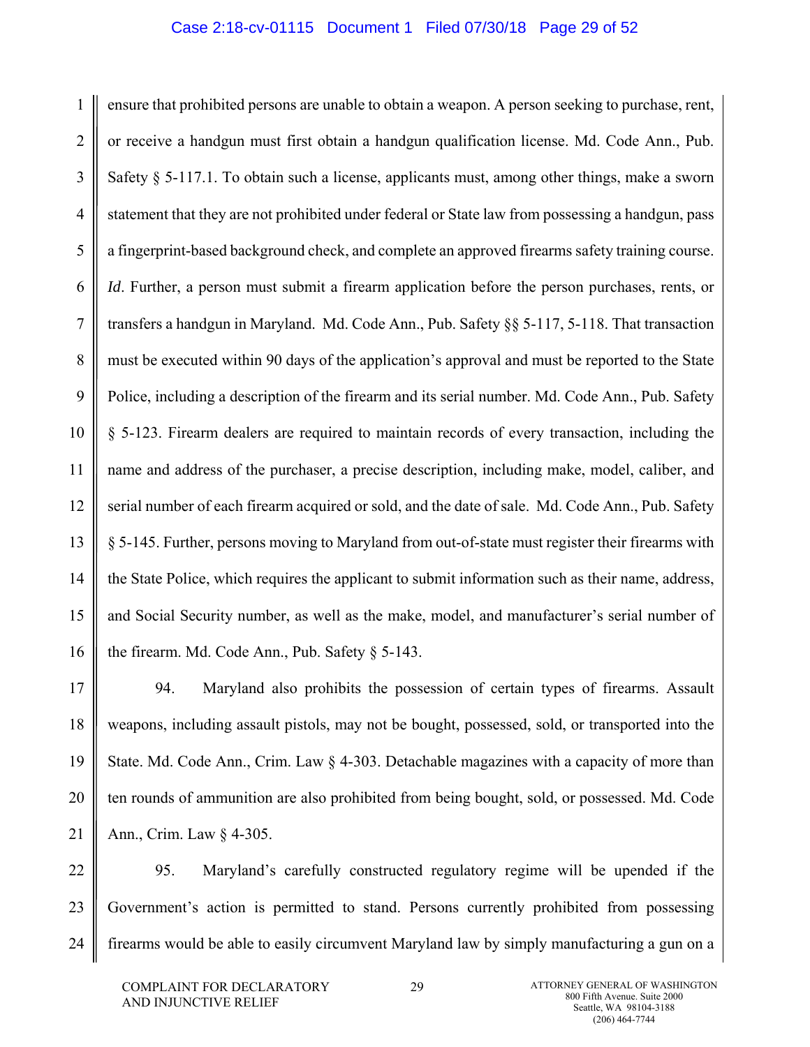ensure that prohibited persons are unable to obtain a weapon. A person seeking to purchase, rent, or receive a handgun must first obtain a handgun qualification license. Md. Code Ann., Pub. Safety § 5-117.1. To obtain such a license, applicants must, among other things, make a sworn statement that they are not prohibited under federal or State law from possessing a handgun, pass a fingerprint-based background check, and complete an approved firearms safety training course. *Id*. Further, a person must submit a firearm application before the person purchases, rents, or transfers a handgun in Maryland. Md. Code Ann., Pub. Safety §§ 5-117, 5-118. That transaction must be executed within 90 days of the application's approval and must be reported to the State Police, including a description of the firearm and its serial number. Md. Code Ann., Pub. Safety § 5-123. Firearm dealers are required to maintain records of every transaction, including the name and address of the purchaser, a precise description, including make, model, caliber, and serial number of each firearm acquired or sold, and the date of sale. Md. Code Ann., Pub. Safety § 5-145. Further, persons moving to Maryland from out-of-state must register their firearms with the State Police, which requires the applicant to submit information such as their name, address, and Social Security number, as well as the make, model, and manufacturer's serial number of the firearm. Md. Code Ann., Pub. Safety § 5-143.

94. Maryland also prohibits the possession of certain types of firearms. Assault weapons, including assault pistols, may not be bought, possessed, sold, or transported into the State. Md. Code Ann., Crim. Law § 4-303. Detachable magazines with a capacity of more than ten rounds of ammunition are also prohibited from being bought, sold, or possessed. Md. Code Ann., Crim. Law § 4-305.

95. Maryland's carefully constructed regulatory regime will be upended if the Government's action is permitted to stand. Persons currently prohibited from possessing firearms would be able to easily circumvent Maryland law by simply manufacturing a gun on a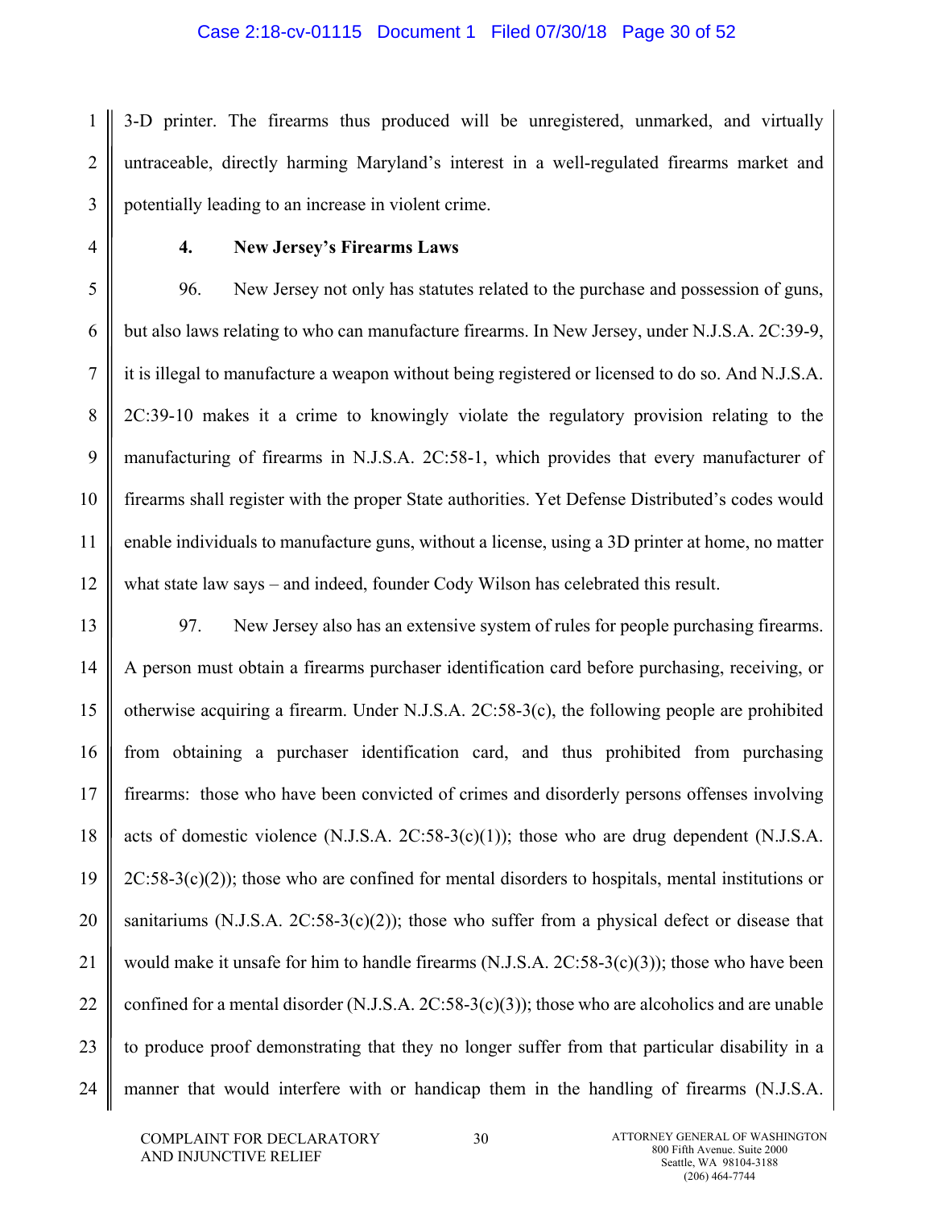3-D printer. The firearms thus produced will be unregistered, unmarked, and virtually untraceable, directly harming Maryland's interest in a well-regulated firearms market and potentially leading to an increase in violent crime.

#### 4. New Jersey's Firearms Laws

96. New Jersey not only has statutes related to the purchase and possession of guns, but also laws relating to who can manufacture firearms. In New Jersey, under N.J.S.A. 2C:39-9, it is illegal to manufacture a weapon without being registered or licensed to do so. And N.J.S.A. 2C:39-10 makes it a crime to knowingly violate the regulatory provision relating to the manufacturing of firearms in N.J.S.A. 2C:58-1, which provides that every manufacturer of firearms shall register with the proper State authorities. Yet Defense Distributed's codes would enable individuals to manufacture guns, without a license, using a 3D printer at home, no matter what state law says – and indeed, founder Cody Wilson has celebrated this result.

97. New Jersey also has an extensive system of rules for people purchasing firearms. A person must obtain a firearms purchaser identification card before purchasing, receiving, or otherwise acquiring a firearm. Under N.J.S.A. 2C:58-3(c), the following people are prohibited from obtaining a purchaser identification card, and thus prohibited from purchasing firearms: those who have been convicted of crimes and disorderly persons offenses involving acts of domestic violence (N.J.S.A. 2C:58-3(c)(1)); those who are drug dependent (N.J.S.A. 2C:58-3(c)(2)); those who are confined for mental disorders to hospitals, mental institutions or sanitariums (N.J.S.A. 2C:58-3(c)(2)); those who suffer from a physical defect or disease that would make it unsafe for him to handle firearms (N.J.S.A. 2C:58-3(c)(3)); those who have been confined for a mental disorder (N.J.S.A. 2C:58-3(c)(3)); those who are alcoholics and are unable to produce proof demonstrating that they no longer suffer from that particular disability in a manner that would interfere with or handicap them in the handling of firearms (N.J.S.A.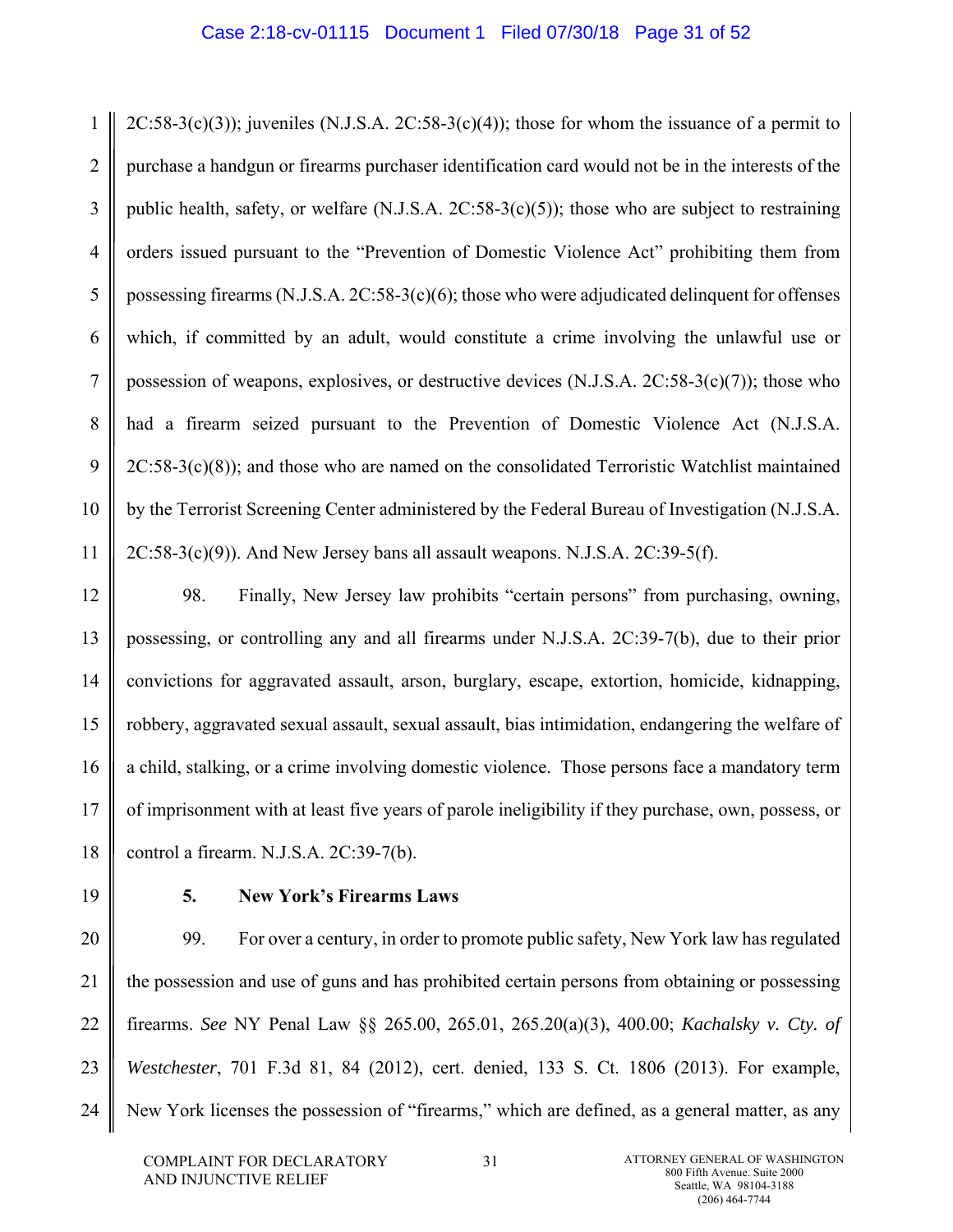2C:58-3(c)(3)); juveniles (N.J.S.A. 2C:58-3(c)(4)); those for whom the issuance of a permit to purchase a handgun or firearms purchaser identification card would not be in the interests of the public health, safety, or welfare (N.J.S.A. 2C:58-3(c)(5)); those who are subject to restraining orders issued pursuant to the "Prevention of Domestic Violence Act" prohibiting them from possessing firearms (N.J.S.A. 2C:58-3(c)(6); those who were adjudicated delinquent for offenses which, if committed by an adult, would constitute a crime involving the unlawful use or possession of weapons, explosives, or destructive devices (N.J.S.A. 2C:58-3(c)(7)); those who had a firearm seized pursuant to the Prevention of Domestic Violence Act (N.J.S.A. 2C:58-3(c)(8)); and those who are named on the consolidated Terroristic Watchlist maintained by the Terrorist Screening Center administered by the Federal Bureau of Investigation (N.J.S.A. 2C:58-3(c)(9)). And New Jersey bans all assault weapons. N.J.S.A. 2C:39-5(f).

98. Finally, New Jersey law prohibits "certain persons" from purchasing, owning, possessing, or controlling any and all firearms under N.J.S.A. 2C:39-7(b), due to their prior convictions for aggravated assault, arson, burglary, escape, extortion, homicide, kidnapping, robbery, aggravated sexual assault, sexual assault, bias intimidation, endangering the welfare of a child, stalking, or a crime involving domestic violence. Those persons face a mandatory term of imprisonment with at least five years of parole ineligibility if they purchase, own, possess, or control a firearm. N.J.S.A. 2C:39-7(b).

### 5. New York's Firearms Laws

99. For over a century, in order to promote public safety, New York law has regulated the possession and use of guns and has prohibited certain persons from obtaining or possessing firearms. *See* NY Penal Law §§ 265.00, 265.01, 265.20(a)(3), 400.00; *Kachalsky v. Cty. of Westchester*, 701 F.3d 81, 84 (2012), cert. denied, 133 S. Ct. 1806 (2013). For example, New York licenses the possession of "firearms," which are defined, as a general matter, as any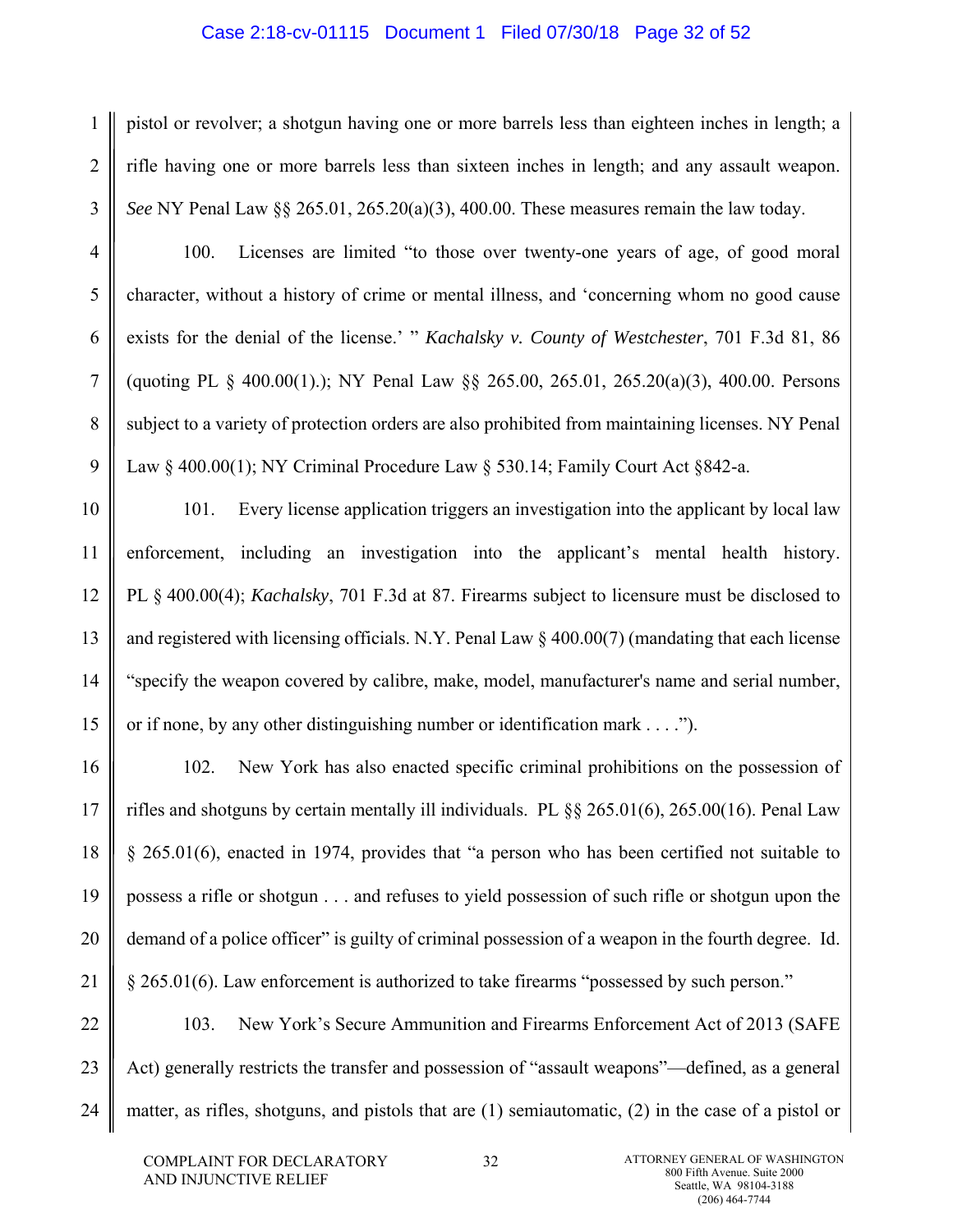pistol or revolver; a shotgun having one or more barrels less than eighteen inches in length; a rifle having one or more barrels less than sixteen inches in length; and any assault weapon. *See* NY Penal Law §§ 265.01, 265.20(a)(3), 400.00. These measures remain the law today.

100. Licenses are limited "to those over twenty-one years of age, of good moral character, without a history of crime or mental illness, and 'concerning whom no good cause exists for the denial of the license.' " *Kachalsky v. County of Westchester*, 701 F.3d 81, 86 (quoting PL § 400.00(1).); NY Penal Law §§ 265.00, 265.01, 265.20(a)(3), 400.00. Persons subject to a variety of protection orders are also prohibited from maintaining licenses. NY Penal Law § 400.00(1); NY Criminal Procedure Law § 530.14; Family Court Act §842-a.

101. Every license application triggers an investigation into the applicant by local law enforcement, including an investigation into the applicant's mental health history. PL § 400.00(4); *Kachalsky*, 701 F.3d at 87. Firearms subject to licensure must be disclosed to and registered with licensing officials. N.Y. Penal Law § 400.00(7) (mandating that each license "specify the weapon covered by calibre, make, model, manufacturer's name and serial number, or if none, by any other distinguishing number or identification mark . . . .").

102. New York has also enacted specific criminal prohibitions on the possession of rifles and shotguns by certain mentally ill individuals. PL §§ 265.01(6), 265.00(16). Penal Law § 265.01(6), enacted in 1974, provides that "a person who has been certified not suitable to possess a rifle or shotgun . . . and refuses to yield possession of such rifle or shotgun upon the demand of a police officer" is guilty of criminal possession of a weapon in the fourth degree. Id. § 265.01(6). Law enforcement is authorized to take firearms "possessed by such person."

103. New York's Secure Ammunition and Firearms Enforcement Act of 2013 (SAFE Act) generally restricts the transfer and possession of "assault weapons"—defined, as a general matter, as rifles, shotguns, and pistols that are (1) semiautomatic, (2) in the case of a pistol or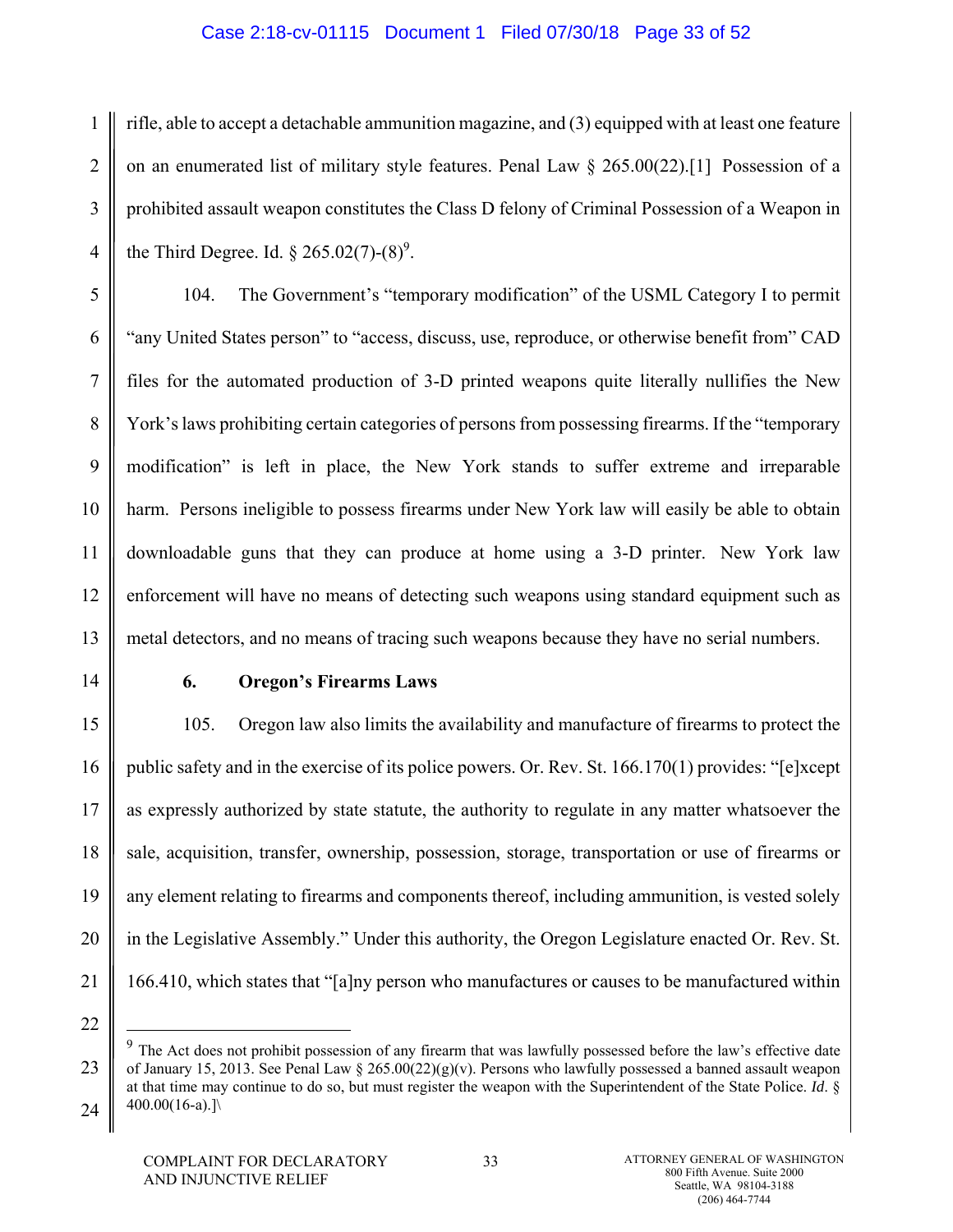rifle, able to accept a detachable ammunition magazine, and (3) equipped with at least one feature on an enumerated list of military style features. Penal Law § 265.00(22).[1] Possession of a prohibited assault weapon constitutes the Class D felony of Criminal Possession of a Weapon in the Third Degree. Id. § 265.02(7)-(8)[9].

104. The Government's "temporary modification" of the USML Category I to permit "any United States person" to "access, discuss, use, reproduce, or otherwise benefit from" CAD files for the automated production of 3-D printed weapons quite literally nullifies the New York's laws prohibiting certain categories of persons from possessing firearms. If the "temporary modification" is left in place, the New York stands to suffer extreme and irreparable harm. Persons ineligible to possess firearms under New York law will easily be able to obtain downloadable guns that they can produce at home using a 3-D printer. New York law enforcement will have no means of detecting such weapons using standard equipment such as metal detectors, and no means of tracing such weapons because they have no serial numbers.

### 6. Oregon's Firearms Laws

105. Oregon law also limits the availability and manufacture of firearms to protect the public safety and in the exercise of its police powers. Or. Rev. St. 166.170(1) provides: "[e]xcept as expressly authorized by state statute, the authority to regulate in any matter whatsoever the sale, acquisition, transfer, ownership, possession, storage, transportation or use of firearms or any element relating to firearms and components thereof, including ammunition, is vested solely in the Legislative Assembly." Under this authority, the Oregon Legislature enacted Or. Rev. St. 166.410, which states that "[a]ny person who manufactures or causes to be manufactured within

---

[9] The Act does not prohibit possession of any firearm that was lawfully possessed before the law's effective date of January 15, 2013. See Penal Law § 265.00(22)(g)(v). Persons who lawfully possessed a banned assault weapon at that time may continue to do so, but must register the weapon with the Superintendent of the State Police. *Id*. § 400.00(16-a).]\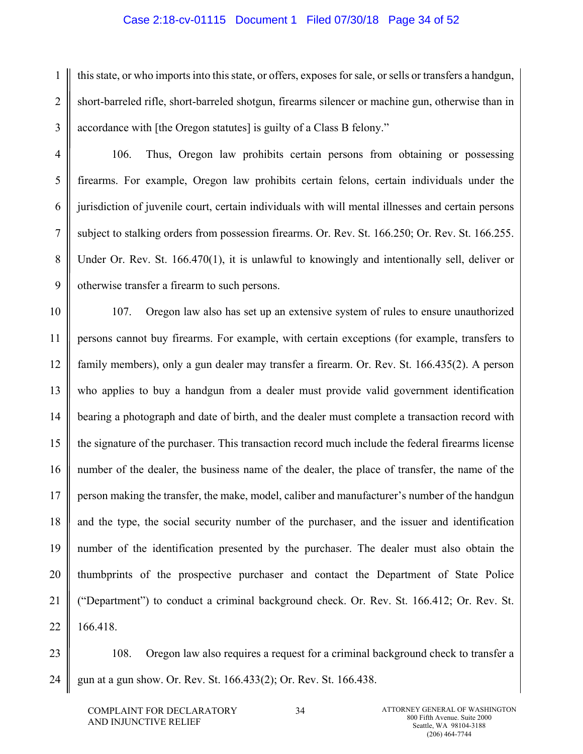this state, or who imports into this state, or offers, exposes for sale, or sells or transfers a handgun, short-barreled rifle, short-barreled shotgun, firearms silencer or machine gun, otherwise than in accordance with [the Oregon statutes] is guilty of a Class B felony."

106. Thus, Oregon law prohibits certain persons from obtaining or possessing firearms. For example, Oregon law prohibits certain felons, certain individuals under the jurisdiction of juvenile court, certain individuals with will mental illnesses and certain persons subject to stalking orders from possession firearms. Or. Rev. St. 166.250; Or. Rev. St. 166.255. Under Or. Rev. St. 166.470(1), it is unlawful to knowingly and intentionally sell, deliver or otherwise transfer a firearm to such persons.

107. Oregon law also has set up an extensive system of rules to ensure unauthorized persons cannot buy firearms. For example, with certain exceptions (for example, transfers to family members), only a gun dealer may transfer a firearm. Or. Rev. St. 166.435(2). A person who applies to buy a handgun from a dealer must provide valid government identification bearing a photograph and date of birth, and the dealer must complete a transaction record with the signature of the purchaser. This transaction record much include the federal firearms license number of the dealer, the business name of the dealer, the place of transfer, the name of the person making the transfer, the make, model, caliber and manufacturer's number of the handgun and the type, the social security number of the purchaser, and the issuer and identification number of the identification presented by the purchaser. The dealer must also obtain the thumbprints of the prospective purchaser and contact the Department of State Police ("Department") to conduct a criminal background check. Or. Rev. St. 166.412; Or. Rev. St. 166.418.

108. Oregon law also requires a request for a criminal background check to transfer a gun at a gun show. Or. Rev. St. 166.433(2); Or. Rev. St. 166.438.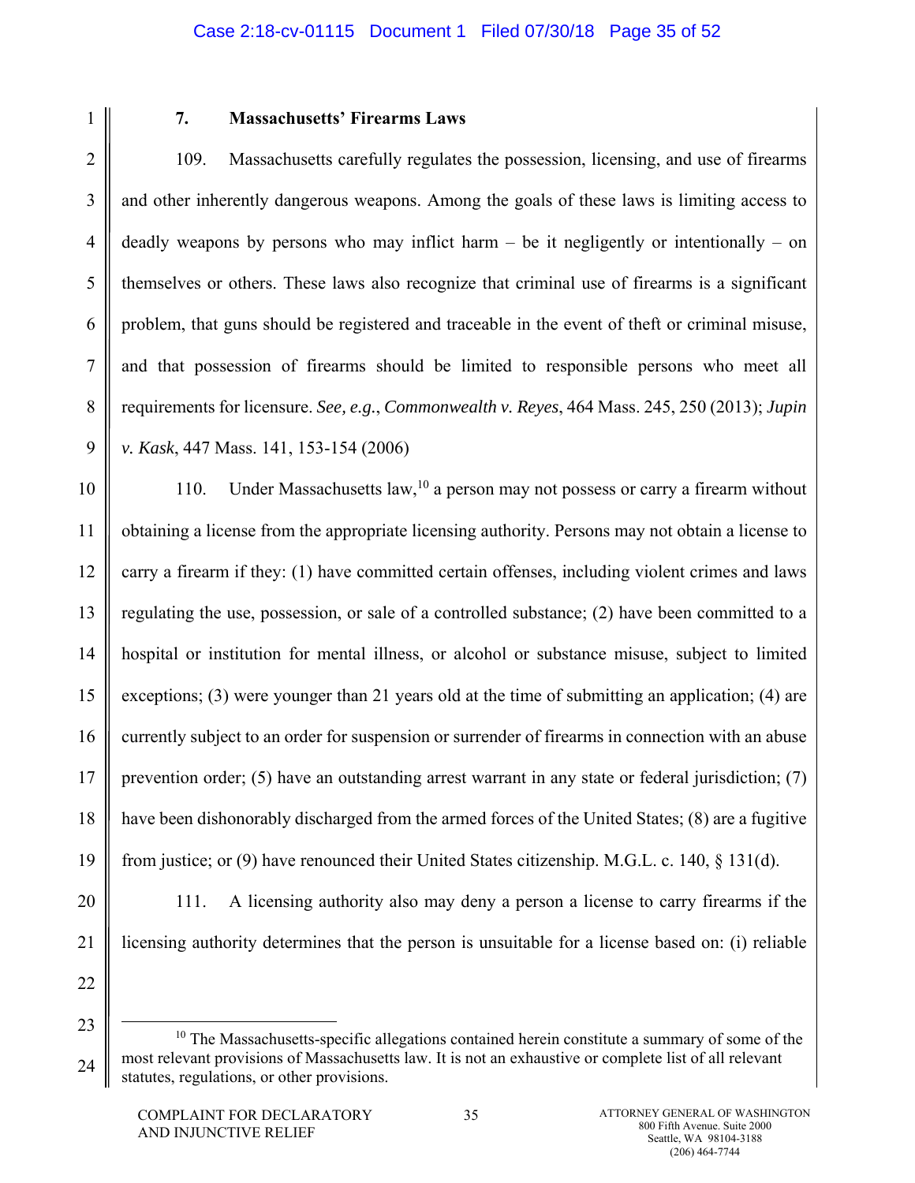### 7. Massachusetts' Firearms Laws

109. Massachusetts carefully regulates the possession, licensing, and use of firearms and other inherently dangerous weapons. Among the goals of these laws is limiting access to deadly weapons by persons who may inflict harm – be it negligently or intentionally – on themselves or others. These laws also recognize that criminal use of firearms is a significant problem, that guns should be registered and traceable in the event of theft or criminal misuse, and that possession of firearms should be limited to responsible persons who meet all requirements for licensure. *See, e.g.*, *Commonwealth v. Reyes*, 464 Mass. 245, 250 (2013); *Jupin v. Kask*, 447 Mass. 141, 153-154 (2006)

110. Under Massachusetts law,[10] a person may not possess or carry a firearm without obtaining a license from the appropriate licensing authority. Persons may not obtain a license to carry a firearm if they: (1) have committed certain offenses, including violent crimes and laws regulating the use, possession, or sale of a controlled substance; (2) have been committed to a hospital or institution for mental illness, or alcohol or substance misuse, subject to limited exceptions; (3) were younger than 21 years old at the time of submitting an application; (4) are currently subject to an order for suspension or surrender of firearms in connection with an abuse prevention order; (5) have an outstanding arrest warrant in any state or federal jurisdiction; (7) have been dishonorably discharged from the armed forces of the United States; (8) are a fugitive from justice; or (9) have renounced their United States citizenship. M.G.L. c. 140, § 131(d).

111. A licensing authority also may deny a person a license to carry firearms if the licensing authority determines that the person is unsuitable for a license based on: (i) reliable

---

[10] The Massachusetts-specific allegations contained herein constitute a summary of some of the most relevant provisions of Massachusetts law. It is not an exhaustive or complete list of all relevant statutes, regulations, or other provisions.

COMPLAINT FOR DECLARATORY AND INJUNCTIVE RELIEF

ATTORNEY GENERAL OF WASHINGTON
800 Fifth Avenue. Suite 2000
Seattle, WA 98104-3188
(206) 464-7744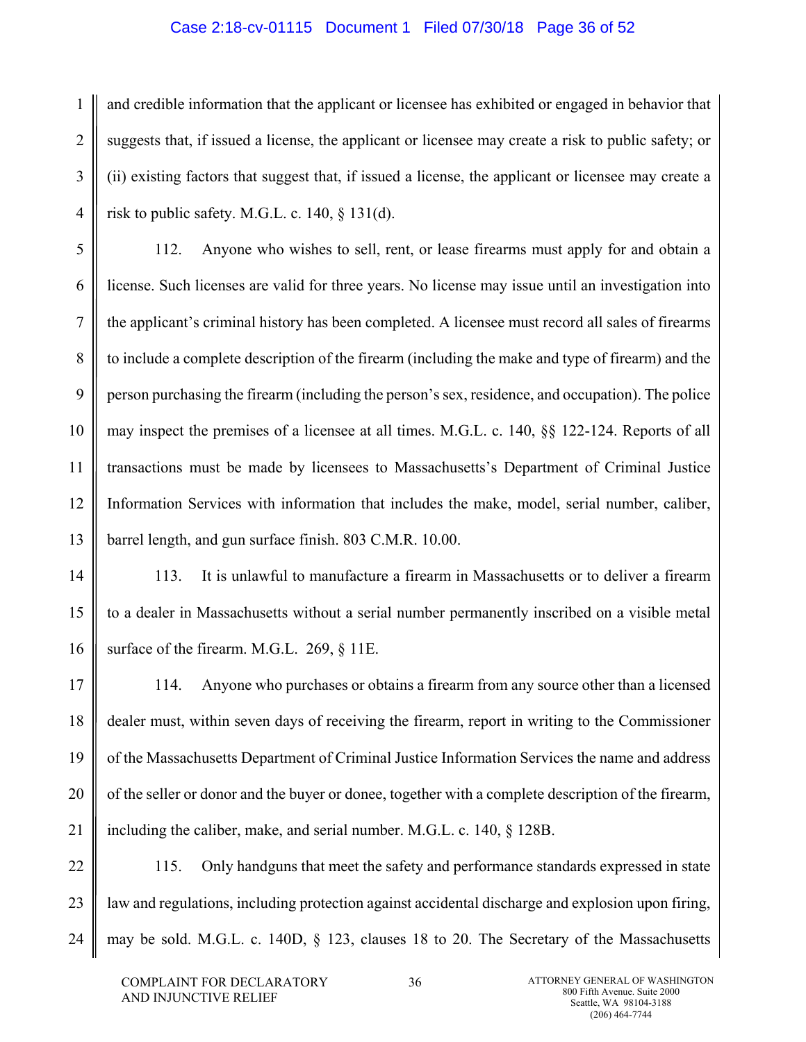and credible information that the applicant or licensee has exhibited or engaged in behavior that suggests that, if issued a license, the applicant or licensee may create a risk to public safety; or (ii) existing factors that suggest that, if issued a license, the applicant or licensee may create a risk to public safety. M.G.L. c. 140, § 131(d).

112. Anyone who wishes to sell, rent, or lease firearms must apply for and obtain a license. Such licenses are valid for three years. No license may issue until an investigation into the applicant's criminal history has been completed. A licensee must record all sales of firearms to include a complete description of the firearm (including the make and type of firearm) and the person purchasing the firearm (including the person's sex, residence, and occupation). The police may inspect the premises of a licensee at all times. M.G.L. c. 140, §§ 122-124. Reports of all transactions must be made by licensees to Massachusetts's Department of Criminal Justice Information Services with information that includes the make, model, serial number, caliber, barrel length, and gun surface finish. 803 C.M.R. 10.00.

113. It is unlawful to manufacture a firearm in Massachusetts or to deliver a firearm to a dealer in Massachusetts without a serial number permanently inscribed on a visible metal surface of the firearm. M.G.L. 269, § 11E.

114. Anyone who purchases or obtains a firearm from any source other than a licensed dealer must, within seven days of receiving the firearm, report in writing to the Commissioner of the Massachusetts Department of Criminal Justice Information Services the name and address of the seller or donor and the buyer or donee, together with a complete description of the firearm, including the caliber, make, and serial number. M.G.L. c. 140, § 128B.

115. Only handguns that meet the safety and performance standards expressed in state law and regulations, including protection against accidental discharge and explosion upon firing, may be sold. M.G.L. c. 140D, § 123, clauses 18 to 20. The Secretary of the Massachusetts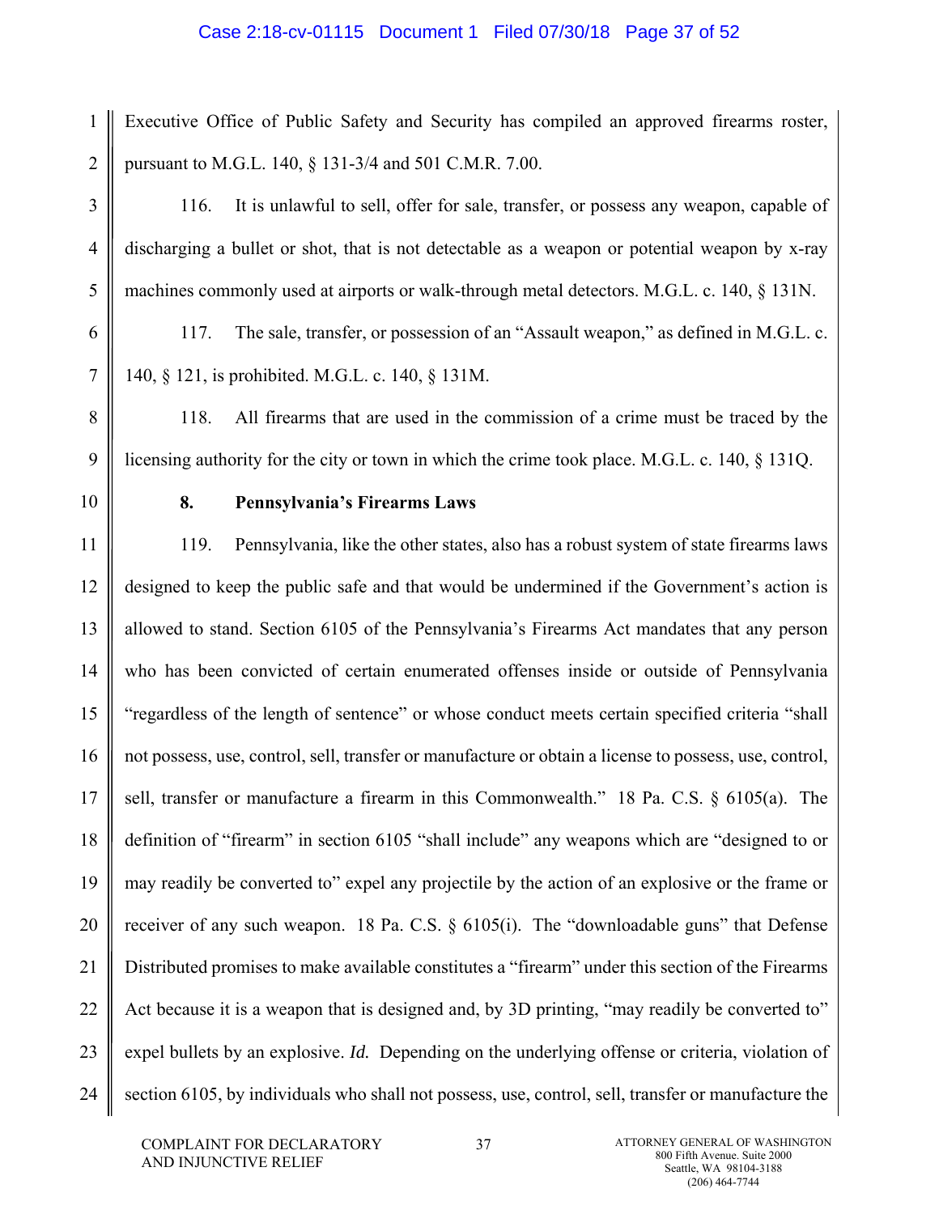Executive Office of Public Safety and Security has compiled an approved firearms roster, pursuant to M.G.L. 140, § 131-3/4 and 501 C.M.R. 7.00.

116. It is unlawful to sell, offer for sale, transfer, or possess any weapon, capable of discharging a bullet or shot, that is not detectable as a weapon or potential weapon by x-ray machines commonly used at airports or walk-through metal detectors. M.G.L. c. 140, § 131N.

117. The sale, transfer, or possession of an "Assault weapon," as defined in M.G.L. c. 140, § 121, is prohibited. M.G.L. c. 140, § 131M.

118. All firearms that are used in the commission of a crime must be traced by the licensing authority for the city or town in which the crime took place. M.G.L. c. 140, § 131Q.

**8. Pennsylvania's Firearms Laws**

119. Pennsylvania, like the other states, also has a robust system of state firearms laws designed to keep the public safe and that would be undermined if the Government's action is allowed to stand. Section 6105 of the Pennsylvania's Firearms Act mandates that any person who has been convicted of certain enumerated offenses inside or outside of Pennsylvania "regardless of the length of sentence" or whose conduct meets certain specified criteria "shall not possess, use, control, sell, transfer or manufacture or obtain a license to possess, use, control, sell, transfer or manufacture a firearm in this Commonwealth." 18 Pa. C.S. § 6105(a). The definition of "firearm" in section 6105 "shall include" any weapons which are "designed to or may readily be converted to" expel any projectile by the action of an explosive or the frame or receiver of any such weapon. 18 Pa. C.S. § 6105(i). The "downloadable guns" that Defense Distributed promises to make available constitutes a "firearm" under this section of the Firearms Act because it is a weapon that is designed and, by 3D printing, "may readily be converted to" expel bullets by an explosive. *Id.* Depending on the underlying offense or criteria, violation of section 6105, by individuals who shall not possess, use, control, sell, transfer or manufacture the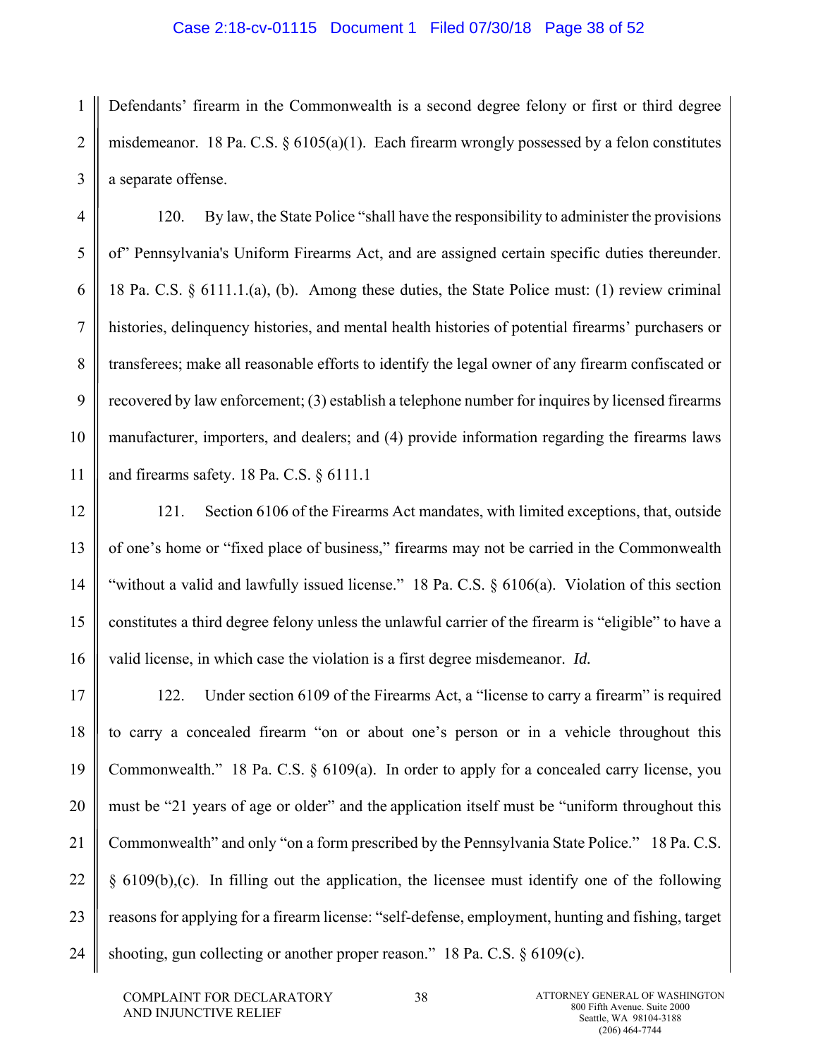Defendants' firearm in the Commonwealth is a second degree felony or first or third degree misdemeanor. 18 Pa. C.S. § 6105(a)(1). Each firearm wrongly possessed by a felon constitutes a separate offense.

120. By law, the State Police "shall have the responsibility to administer the provisions of" Pennsylvania's Uniform Firearms Act, and are assigned certain specific duties thereunder. 18 Pa. C.S. § 6111.1.(a), (b). Among these duties, the State Police must: (1) review criminal histories, delinquency histories, and mental health histories of potential firearms' purchasers or transferees; make all reasonable efforts to identify the legal owner of any firearm confiscated or recovered by law enforcement; (3) establish a telephone number for inquires by licensed firearms manufacturer, importers, and dealers; and (4) provide information regarding the firearms laws and firearms safety. 18 Pa. C.S. § 6111.1

121. Section 6106 of the Firearms Act mandates, with limited exceptions, that, outside of one's home or "fixed place of business," firearms may not be carried in the Commonwealth "without a valid and lawfully issued license." 18 Pa. C.S. § 6106(a). Violation of this section constitutes a third degree felony unless the unlawful carrier of the firearm is "eligible" to have a valid license, in which case the violation is a first degree misdemeanor. *Id.*

122. Under section 6109 of the Firearms Act, a "license to carry a firearm" is required to carry a concealed firearm "on or about one's person or in a vehicle throughout this Commonwealth." 18 Pa. C.S. § 6109(a). In order to apply for a concealed carry license, you must be "21 years of age or older" and the application itself must be "uniform throughout this Commonwealth" and only "on a form prescribed by the Pennsylvania State Police." 18 Pa. C.S. § 6109(b),(c). In filling out the application, the licensee must identify one of the following reasons for applying for a firearm license: "self-defense, employment, hunting and fishing, target shooting, gun collecting or another proper reason." 18 Pa. C.S. § 6109(c).

COMPLAINT FOR DECLARATORY AND INJUNCTIVE RELIEF

ATTORNEY GENERAL OF WASHINGTON
800 Fifth Avenue. Suite 2000
Seattle, WA 98104-3188
(206) 464-7744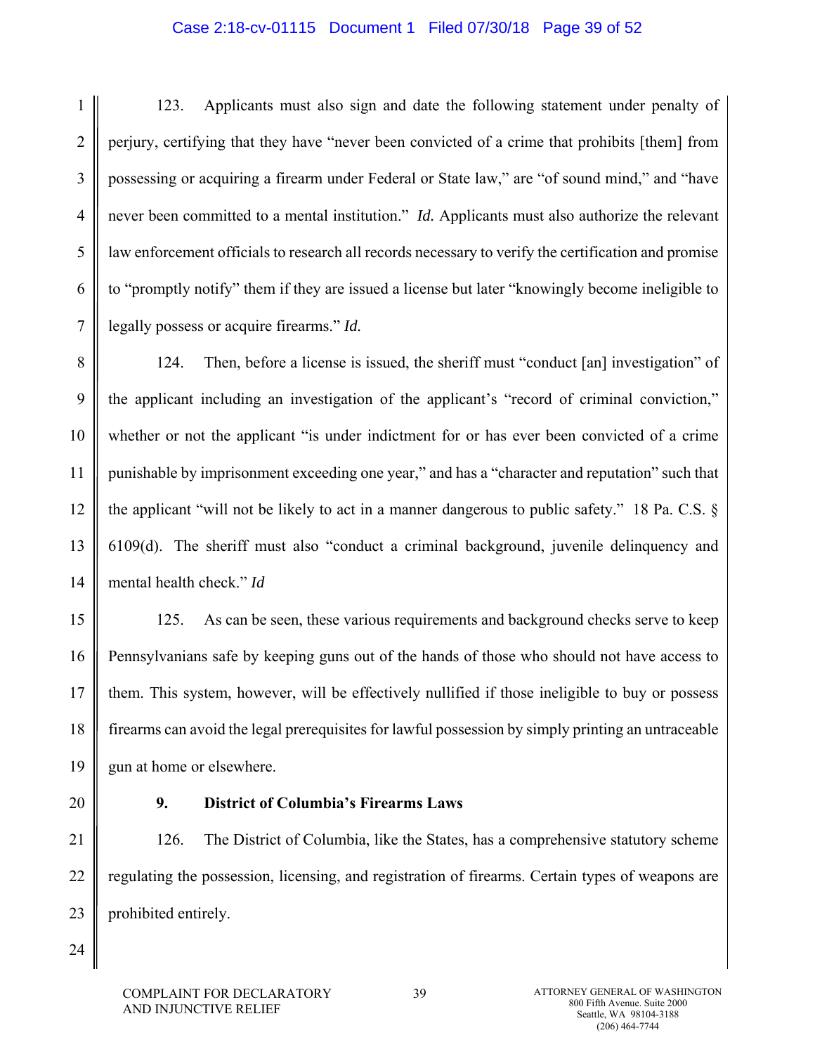123. Applicants must also sign and date the following statement under penalty of perjury, certifying that they have "never been convicted of a crime that prohibits [them] from possessing or acquiring a firearm under Federal or State law," are "of sound mind," and "have never been committed to a mental institution." *Id.* Applicants must also authorize the relevant law enforcement officials to research all records necessary to verify the certification and promise to "promptly notify" them if they are issued a license but later "knowingly become ineligible to legally possess or acquire firearms." *Id.*

124. Then, before a license is issued, the sheriff must "conduct [an] investigation" of the applicant including an investigation of the applicant's "record of criminal conviction," whether or not the applicant "is under indictment for or has ever been convicted of a crime punishable by imprisonment exceeding one year," and has a "character and reputation" such that the applicant "will not be likely to act in a manner dangerous to public safety." 18 Pa. C.S. § 6109(d). The sheriff must also "conduct a criminal background, juvenile delinquency and mental health check." *Id*

125. As can be seen, these various requirements and background checks serve to keep Pennsylvanians safe by keeping guns out of the hands of those who should not have access to them. This system, however, will be effectively nullified if those ineligible to buy or possess firearms can avoid the legal prerequisites for lawful possession by simply printing an untraceable gun at home or elsewhere.

### 9. District of Columbia's Firearms Laws

126. The District of Columbia, like the States, has a comprehensive statutory scheme regulating the possession, licensing, and registration of firearms. Certain types of weapons are prohibited entirely.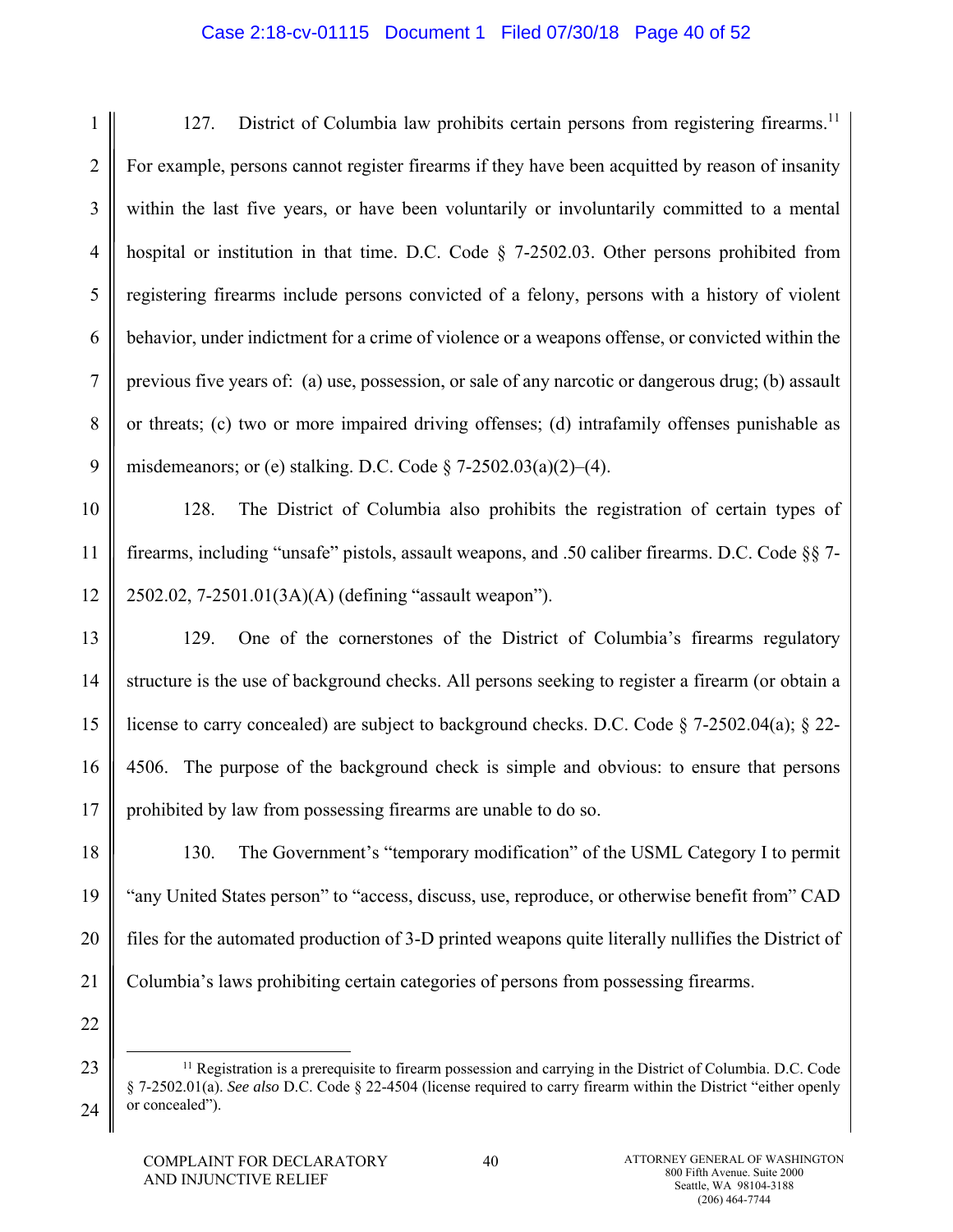127. District of Columbia law prohibits certain persons from registering firearms.[11] For example, persons cannot register firearms if they have been acquitted by reason of insanity within the last five years, or have been voluntarily or involuntarily committed to a mental hospital or institution in that time. D.C. Code § 7-2502.03. Other persons prohibited from registering firearms include persons convicted of a felony, persons with a history of violent behavior, under indictment for a crime of violence or a weapons offense, or convicted within the previous five years of: (a) use, possession, or sale of any narcotic or dangerous drug; (b) assault or threats; (c) two or more impaired driving offenses; (d) intrafamily offenses punishable as misdemeanors; or (e) stalking. D.C. Code § 7-2502.03(a)(2)–(4).

128. The District of Columbia also prohibits the registration of certain types of firearms, including "unsafe" pistols, assault weapons, and .50 caliber firearms. D.C. Code §§ 7-2502.02, 7-2501.01(3A)(A) (defining "assault weapon").

129. One of the cornerstones of the District of Columbia's firearms regulatory structure is the use of background checks. All persons seeking to register a firearm (or obtain a license to carry concealed) are subject to background checks. D.C. Code § 7-2502.04(a); § 22-4506. The purpose of the background check is simple and obvious: to ensure that persons prohibited by law from possessing firearms are unable to do so.

130. The Government's "temporary modification" of the USML Category I to permit "any United States person" to "access, discuss, use, reproduce, or otherwise benefit from" CAD files for the automated production of 3-D printed weapons quite literally nullifies the District of Columbia's laws prohibiting certain categories of persons from possessing firearms.

---

[11] Registration is a prerequisite to firearm possession and carrying in the District of Columbia. D.C. Code § 7-2502.01(a). *See also* D.C. Code § 22-4504 (license required to carry firearm within the District "either openly or concealed").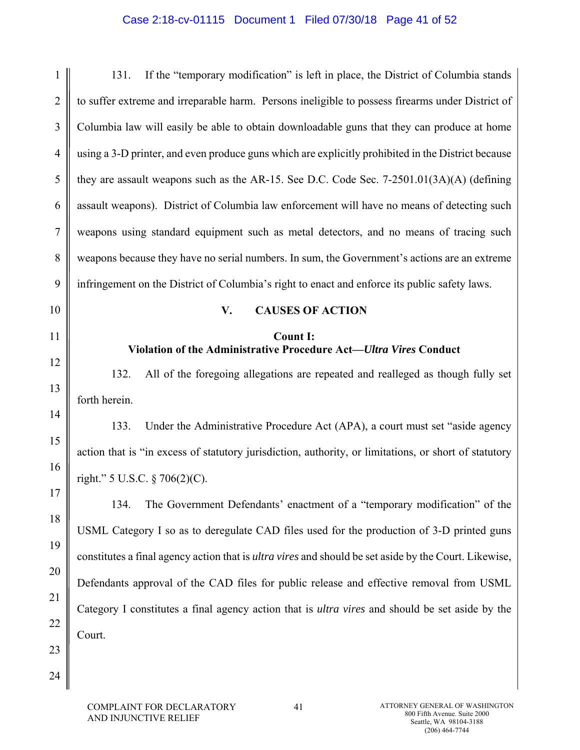131. If the "temporary modification" is left in place, the District of Columbia stands to suffer extreme and irreparable harm. Persons ineligible to possess firearms under District of Columbia law will easily be able to obtain downloadable guns that they can produce at home using a 3-D printer, and even produce guns which are explicitly prohibited in the District because they are assault weapons such as the AR-15. See D.C. Code Sec. 7-2501.01(3A)(A) (defining assault weapons). District of Columbia law enforcement will have no means of detecting such weapons using standard equipment such as metal detectors, and no means of tracing such weapons because they have no serial numbers. In sum, the Government's actions are an extreme infringement on the District of Columbia's right to enact and enforce its public safety laws.

## V. CAUSES OF ACTION

### Count I:
### Violation of the Administrative Procedure Act—*Ultra Vires* Conduct

132. All of the foregoing allegations are repeated and realleged as though fully set forth herein.

133. Under the Administrative Procedure Act (APA), a court must set "aside agency action that is "in excess of statutory jurisdiction, authority, or limitations, or short of statutory right." 5 U.S.C. § 706(2)(C).

134. The Government Defendants' enactment of a "temporary modification" of the USML Category I so as to deregulate CAD files used for the production of 3-D printed guns constitutes a final agency action that is *ultra vires* and should be set aside by the Court. Likewise, Defendants approval of the CAD files for public release and effective removal from USML Category I constitutes a final agency action that is *ultra vires* and should be set aside by the Court.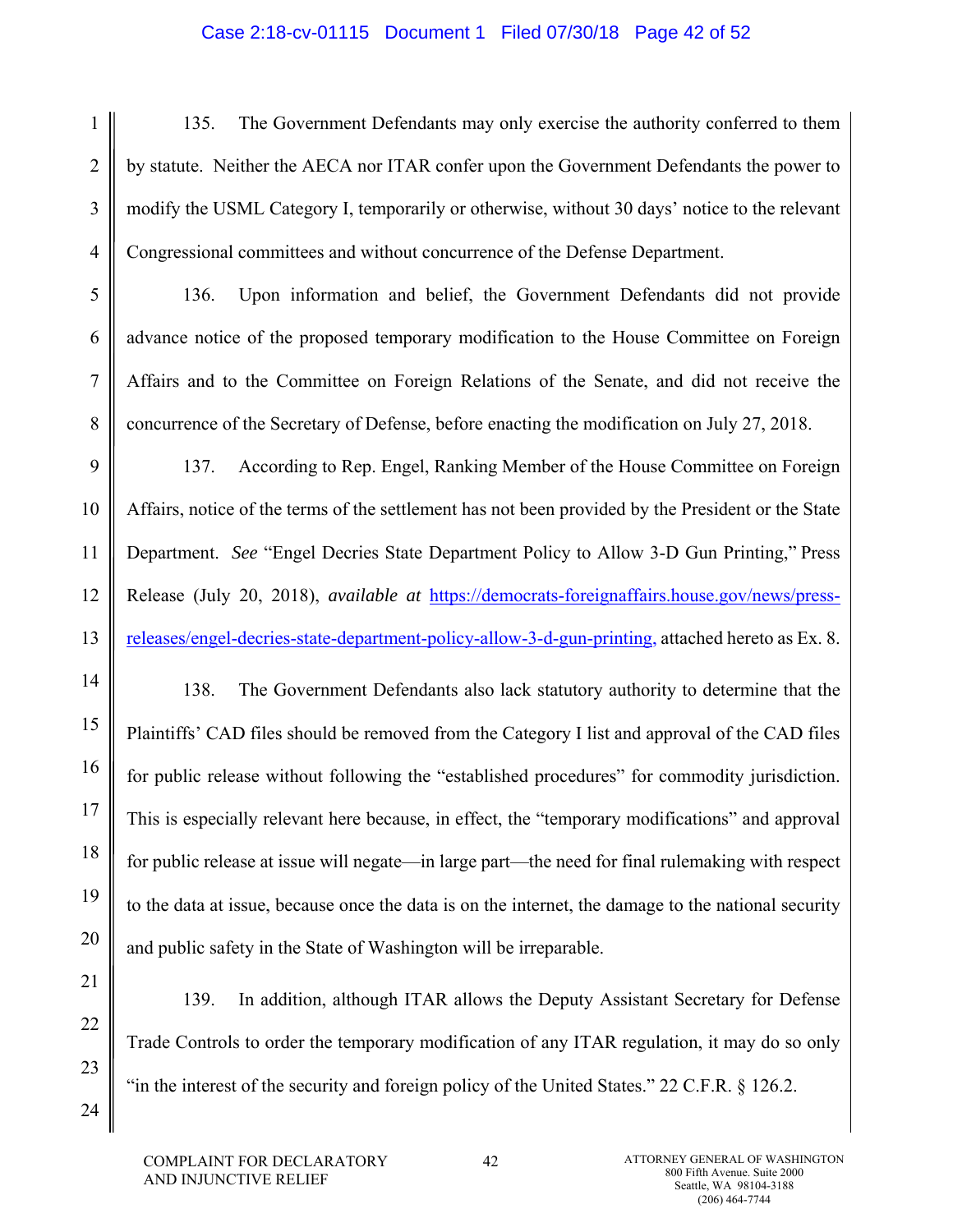135. The Government Defendants may only exercise the authority conferred to them by statute. Neither the AECA nor ITAR confer upon the Government Defendants the power to modify the USML Category I, temporarily or otherwise, without 30 days' notice to the relevant Congressional committees and without concurrence of the Defense Department.

136. Upon information and belief, the Government Defendants did not provide advance notice of the proposed temporary modification to the House Committee on Foreign Affairs and to the Committee on Foreign Relations of the Senate, and did not receive the concurrence of the Secretary of Defense, before enacting the modification on July 27, 2018.

137. According to Rep. Engel, Ranking Member of the House Committee on Foreign Affairs, notice of the terms of the settlement has not been provided by the President or the State Department. *See* "Engel Decries State Department Policy to Allow 3-D Gun Printing," Press Release (July 20, 2018), *available at* [https://democrats-foreignaffairs.house.gov/news/press-releases/engel-decries-state-department-policy-allow-3-d-gun-printing](https://democrats-foreignaffairs.house.gov/news/press-releases/engel-decries-state-department-policy-allow-3-d-gun-printing), attached hereto as Ex. 8.

138. The Government Defendants also lack statutory authority to determine that the Plaintiffs' CAD files should be removed from the Category I list and approval of the CAD files for public release without following the "established procedures" for commodity jurisdiction. This is especially relevant here because, in effect, the "temporary modifications" and approval for public release at issue will negate—in large part—the need for final rulemaking with respect to the data at issue, because once the data is on the internet, the damage to the national security and public safety in the State of Washington will be irreparable.

139. In addition, although ITAR allows the Deputy Assistant Secretary for Defense Trade Controls to order the temporary modification of any ITAR regulation, it may do so only "in the interest of the security and foreign policy of the United States." 22 C.F.R. § 126.2.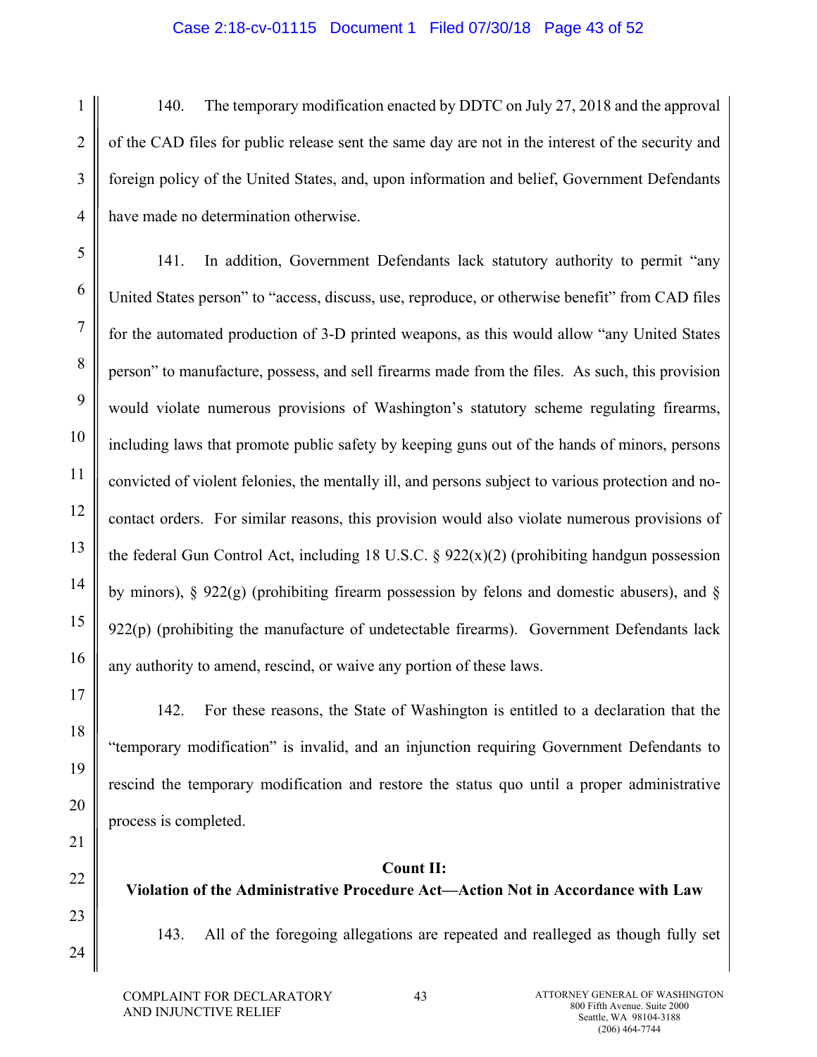140. The temporary modification enacted by DDTC on July 27, 2018 and the approval of the CAD files for public release sent the same day are not in the interest of the security and foreign policy of the United States, and, upon information and belief, Government Defendants have made no determination otherwise.

141. In addition, Government Defendants lack statutory authority to permit "any United States person" to "access, discuss, use, reproduce, or otherwise benefit" from CAD files for the automated production of 3-D printed weapons, as this would allow "any United States person" to manufacture, possess, and sell firearms made from the files. As such, this provision would violate numerous provisions of Washington's statutory scheme regulating firearms, including laws that promote public safety by keeping guns out of the hands of minors, persons convicted of violent felonies, the mentally ill, and persons subject to various protection and no-contact orders. For similar reasons, this provision would also violate numerous provisions of the federal Gun Control Act, including 18 U.S.C. § 922(x)(2) (prohibiting handgun possession by minors), § 922(g) (prohibiting firearm possession by felons and domestic abusers), and § 922(p) (prohibiting the manufacture of undetectable firearms). Government Defendants lack any authority to amend, rescind, or waive any portion of these laws.

142. For these reasons, the State of Washington is entitled to a declaration that the "temporary modification" is invalid, and an injunction requiring Government Defendants to rescind the temporary modification and restore the status quo until a proper administrative process is completed.

**Count II:**
**Violation of the Administrative Procedure Act—Action Not in Accordance with Law**

143. All of the foregoing allegations are repeated and realleged as though fully set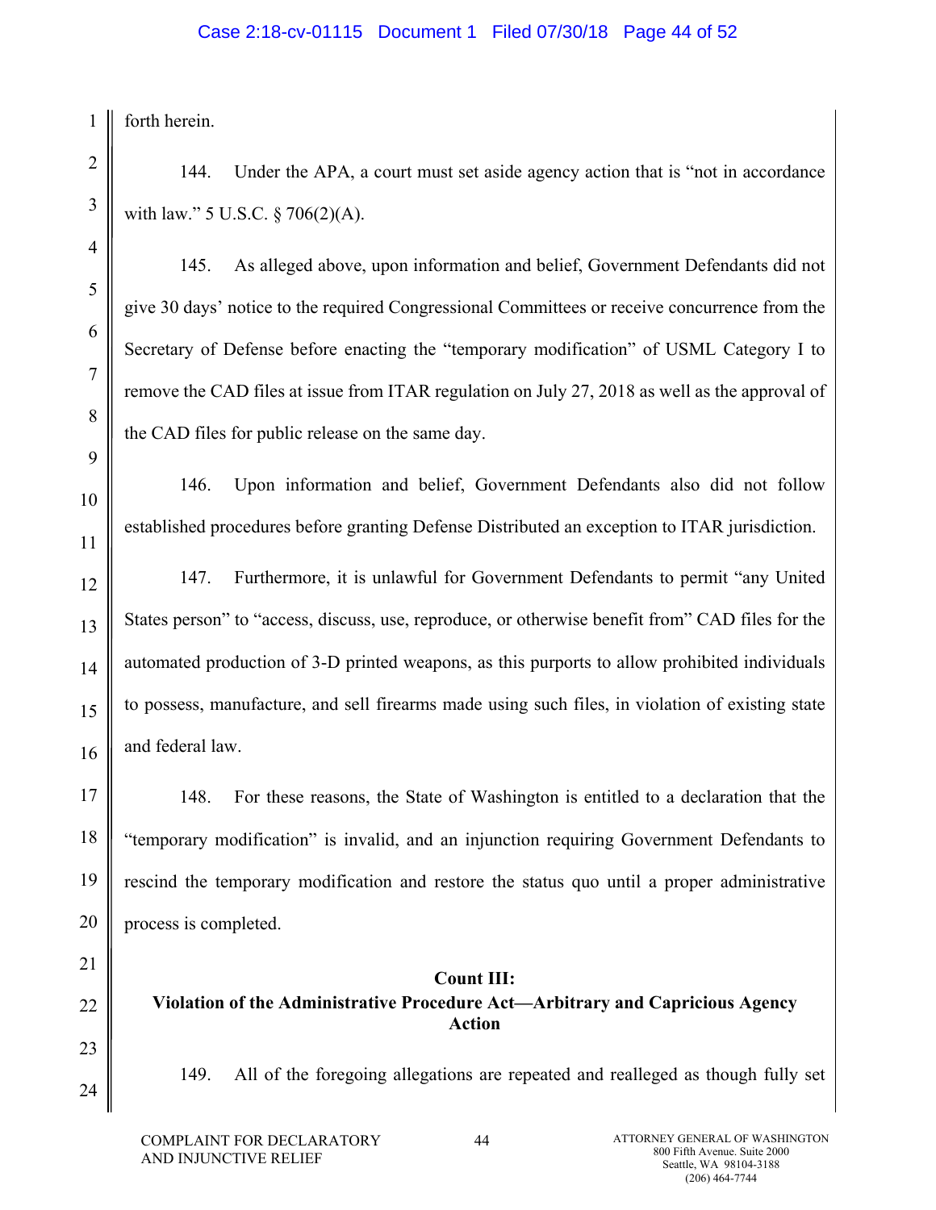forth herein.

144. Under the APA, a court must set aside agency action that is "not in accordance with law." 5 U.S.C. § 706(2)(A).

145. As alleged above, upon information and belief, Government Defendants did not give 30 days' notice to the required Congressional Committees or receive concurrence from the Secretary of Defense before enacting the "temporary modification" of USML Category I to remove the CAD files at issue from ITAR regulation on July 27, 2018 as well as the approval of the CAD files for public release on the same day.

146. Upon information and belief, Government Defendants also did not follow established procedures before granting Defense Distributed an exception to ITAR jurisdiction.

147. Furthermore, it is unlawful for Government Defendants to permit "any United States person" to "access, discuss, use, reproduce, or otherwise benefit from" CAD files for the automated production of 3-D printed weapons, as this purports to allow prohibited individuals to possess, manufacture, and sell firearms made using such files, in violation of existing state and federal law.

148. For these reasons, the State of Washington is entitled to a declaration that the "temporary modification" is invalid, and an injunction requiring Government Defendants to rescind the temporary modification and restore the status quo until a proper administrative process is completed.

### Count III:
### Violation of the Administrative Procedure Act—Arbitrary and Capricious Agency Action

149. All of the foregoing allegations are repeated and realleged as though fully set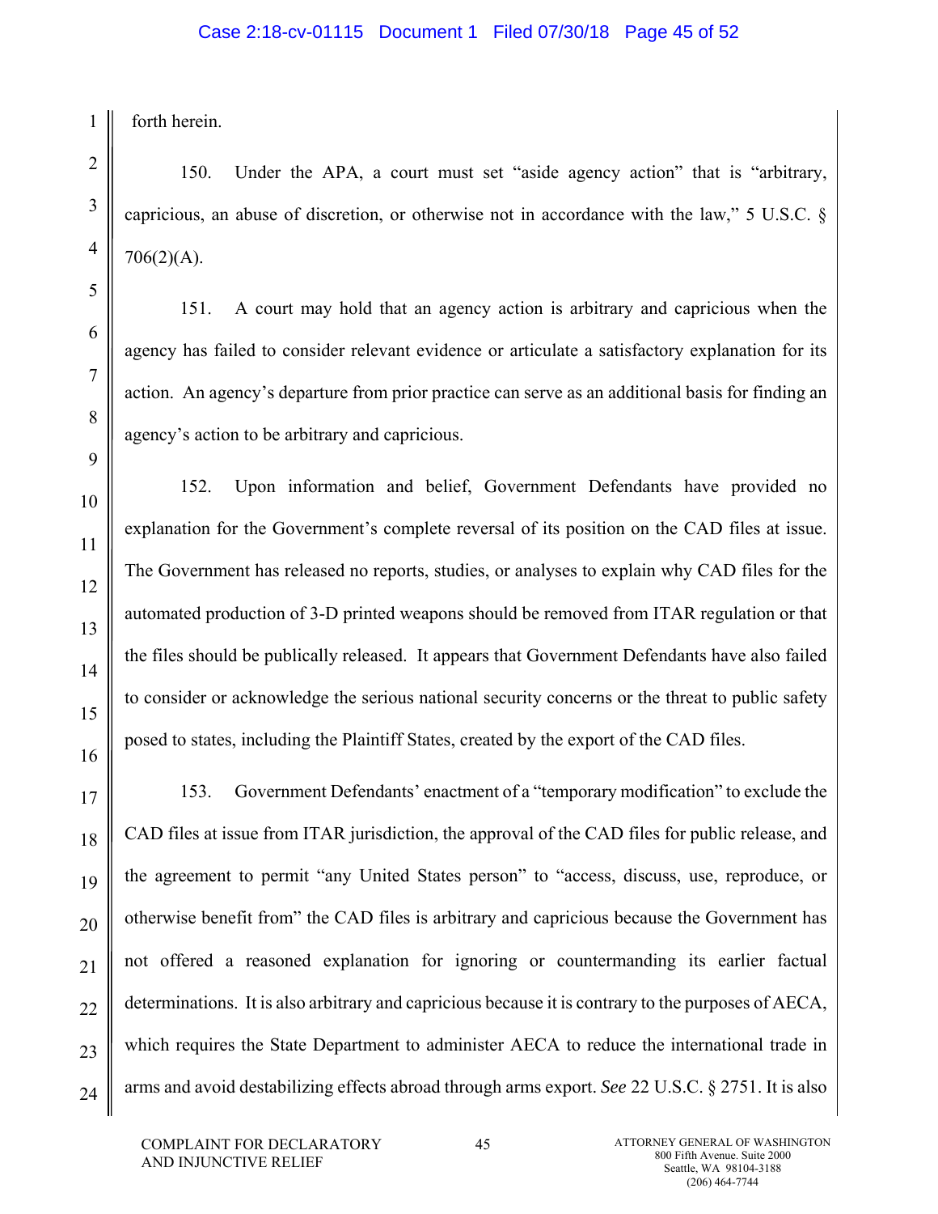forth herein.

150. Under the APA, a court must set "aside agency action" that is "arbitrary, capricious, an abuse of discretion, or otherwise not in accordance with the law," 5 U.S.C. § 706(2)(A).

151. A court may hold that an agency action is arbitrary and capricious when the agency has failed to consider relevant evidence or articulate a satisfactory explanation for its action. An agency's departure from prior practice can serve as an additional basis for finding an agency's action to be arbitrary and capricious.

152. Upon information and belief, Government Defendants have provided no explanation for the Government's complete reversal of its position on the CAD files at issue. The Government has released no reports, studies, or analyses to explain why CAD files for the automated production of 3-D printed weapons should be removed from ITAR regulation or that the files should be publically released. It appears that Government Defendants have also failed to consider or acknowledge the serious national security concerns or the threat to public safety posed to states, including the Plaintiff States, created by the export of the CAD files.

153. Government Defendants' enactment of a "temporary modification" to exclude the CAD files at issue from ITAR jurisdiction, the approval of the CAD files for public release, and the agreement to permit "any United States person" to "access, discuss, use, reproduce, or otherwise benefit from" the CAD files is arbitrary and capricious because the Government has not offered a reasoned explanation for ignoring or countermanding its earlier factual determinations. It is also arbitrary and capricious because it is contrary to the purposes of AECA, which requires the State Department to administer AECA to reduce the international trade in arms and avoid destabilizing effects abroad through arms export. *See* 22 U.S.C. § 2751. It is also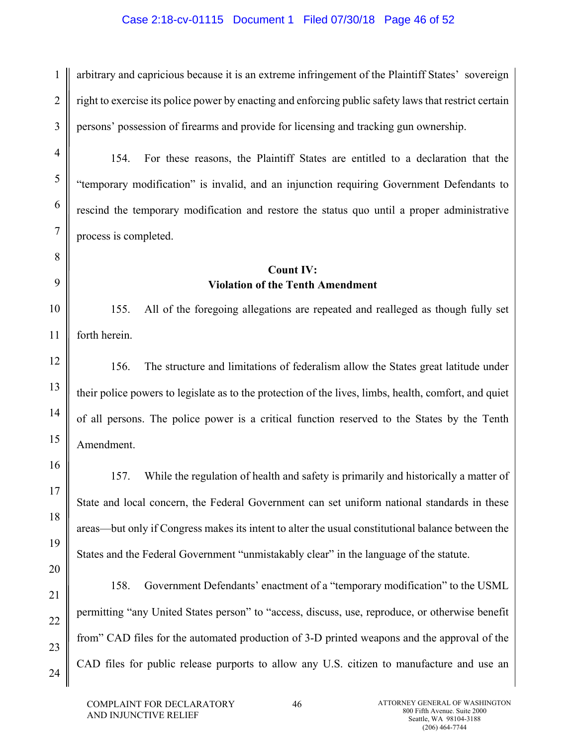arbitrary and capricious because it is an extreme infringement of the Plaintiff States' sovereign right to exercise its police power by enacting and enforcing public safety laws that restrict certain persons' possession of firearms and provide for licensing and tracking gun ownership.

154. For these reasons, the Plaintiff States are entitled to a declaration that the "temporary modification" is invalid, and an injunction requiring Government Defendants to rescind the temporary modification and restore the status quo until a proper administrative process is completed.

**Count IV:**
**Violation of the Tenth Amendment**

155. All of the foregoing allegations are repeated and realleged as though fully set forth herein.

156. The structure and limitations of federalism allow the States great latitude under their police powers to legislate as to the protection of the lives, limbs, health, comfort, and quiet of all persons. The police power is a critical function reserved to the States by the Tenth Amendment.

157. While the regulation of health and safety is primarily and historically a matter of State and local concern, the Federal Government can set uniform national standards in these areas—but only if Congress makes its intent to alter the usual constitutional balance between the States and the Federal Government "unmistakably clear" in the language of the statute.

158. Government Defendants' enactment of a "temporary modification" to the USML permitting "any United States person" to "access, discuss, use, reproduce, or otherwise benefit from" CAD files for the automated production of 3-D printed weapons and the approval of the CAD files for public release purports to allow any U.S. citizen to manufacture and use an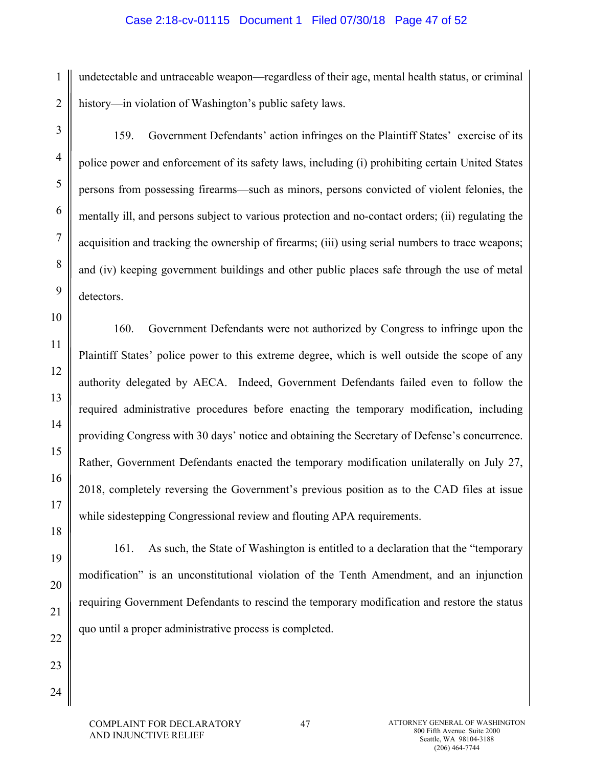undetectable and untraceable weapon—regardless of their age, mental health status, or criminal history—in violation of Washington's public safety laws.

159. Government Defendants' action infringes on the Plaintiff States' exercise of its police power and enforcement of its safety laws, including (i) prohibiting certain United States persons from possessing firearms—such as minors, persons convicted of violent felonies, the mentally ill, and persons subject to various protection and no-contact orders; (ii) regulating the acquisition and tracking the ownership of firearms; (iii) using serial numbers to trace weapons; and (iv) keeping government buildings and other public places safe through the use of metal detectors.

160. Government Defendants were not authorized by Congress to infringe upon the Plaintiff States' police power to this extreme degree, which is well outside the scope of any authority delegated by AECA. Indeed, Government Defendants failed even to follow the required administrative procedures before enacting the temporary modification, including providing Congress with 30 days' notice and obtaining the Secretary of Defense's concurrence. Rather, Government Defendants enacted the temporary modification unilaterally on July 27, 2018, completely reversing the Government's previous position as to the CAD files at issue while sidestepping Congressional review and flouting APA requirements.

161. As such, the State of Washington is entitled to a declaration that the "temporary modification" is an unconstitutional violation of the Tenth Amendment, and an injunction requiring Government Defendants to rescind the temporary modification and restore the status quo until a proper administrative process is completed.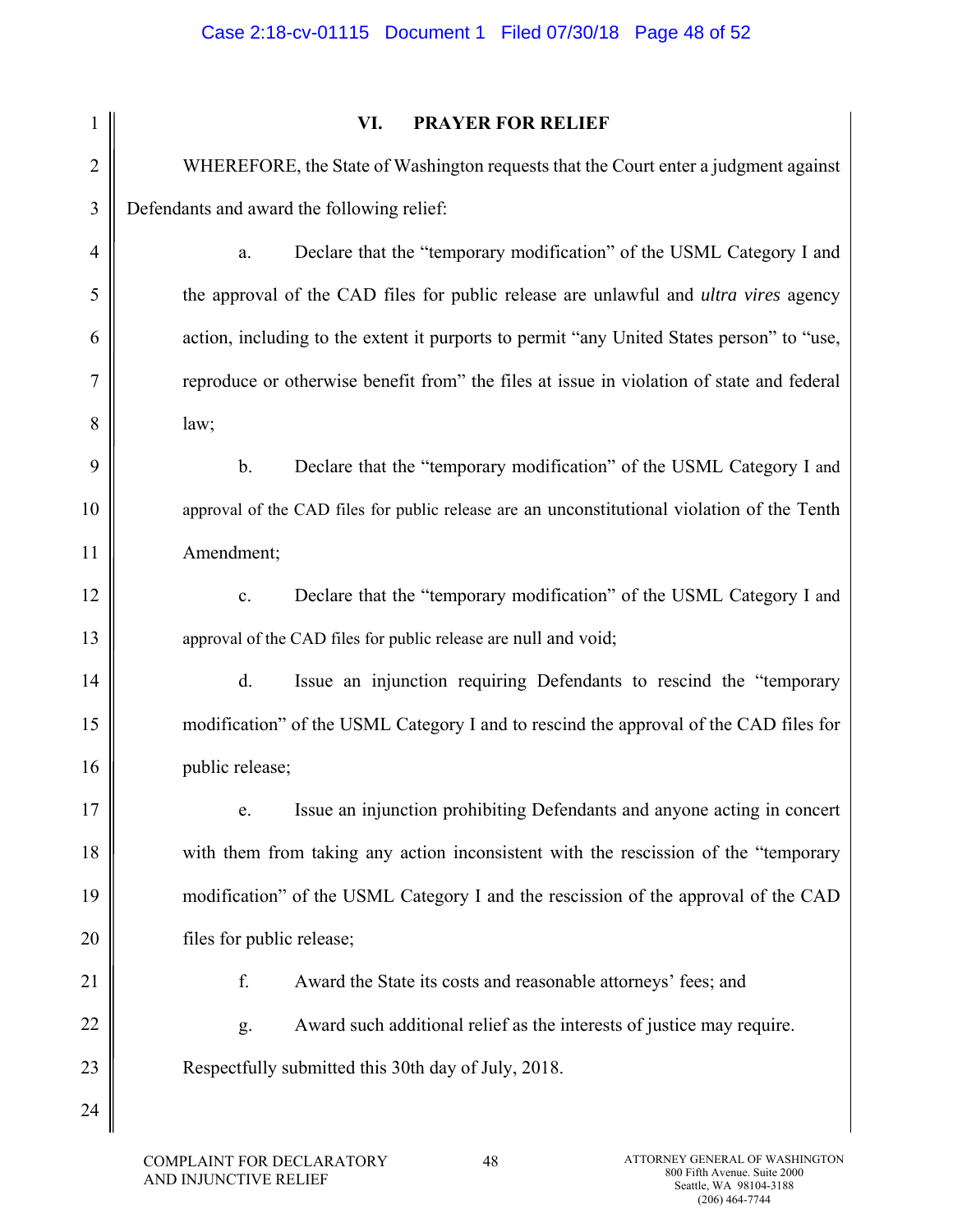## VI. PRAYER FOR RELIEF

WHEREFORE, the State of Washington requests that the Court enter a judgment against Defendants and award the following relief:

a. Declare that the "temporary modification" of the USML Category I and the approval of the CAD files for public release are unlawful and *ultra vires* agency action, including to the extent it purports to permit "any United States person" to "use, reproduce or otherwise benefit from" the files at issue in violation of state and federal law;

b. Declare that the "temporary modification" of the USML Category I and approval of the CAD files for public release are an unconstitutional violation of the Tenth Amendment;

c. Declare that the "temporary modification" of the USML Category I and approval of the CAD files for public release are null and void;

d. Issue an injunction requiring Defendants to rescind the "temporary modification" of the USML Category I and to rescind the approval of the CAD files for public release;

e. Issue an injunction prohibiting Defendants and anyone acting in concert with them from taking any action inconsistent with the rescission of the "temporary modification" of the USML Category I and the rescission of the approval of the CAD files for public release;

f. Award the State its costs and reasonable attorneys' fees; and

g. Award such additional relief as the interests of justice may require.

Respectfully submitted this 30th day of July, 2018.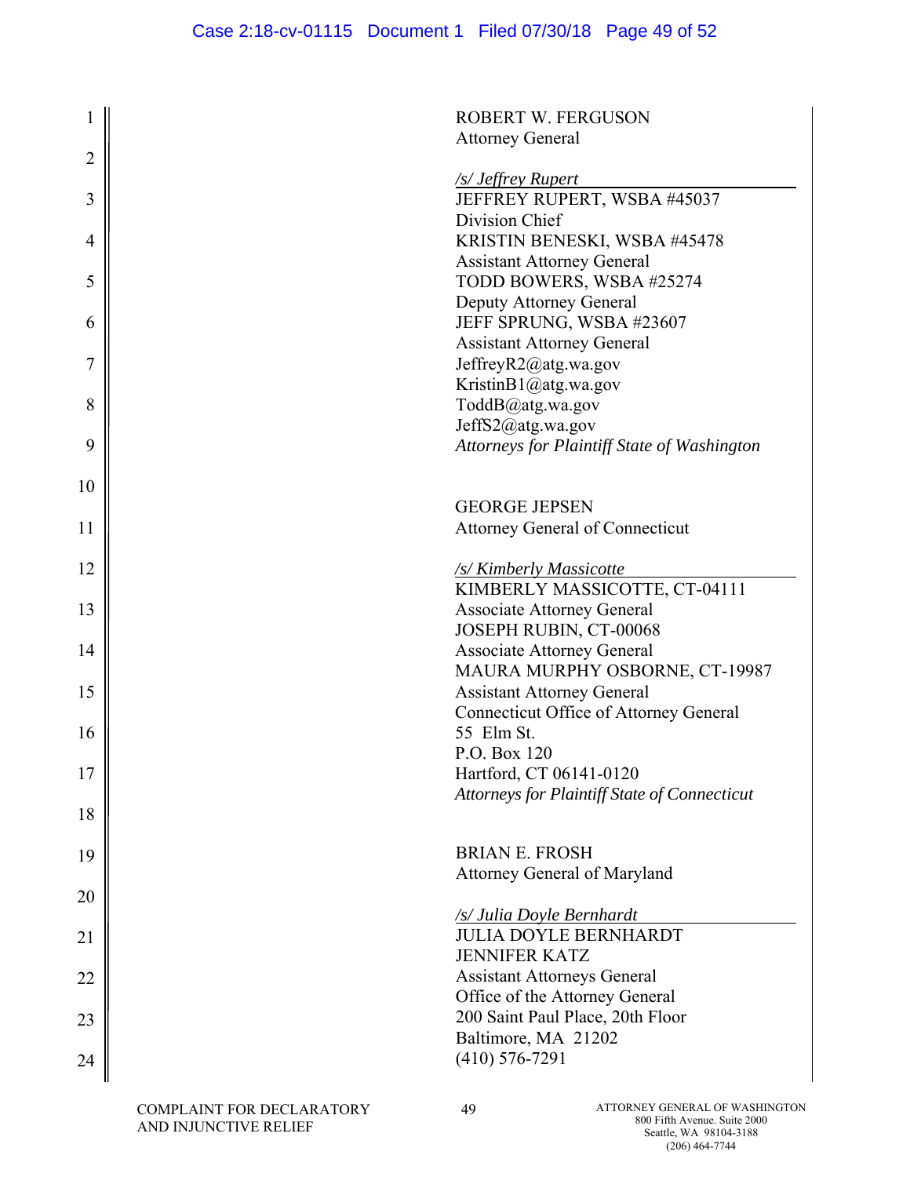ROBERT W. FERGUSON
Attorney General

*/s/ Jeffrey Rupert*
JEFFREY RUPERT, WSBA #45037
Division Chief
KRISTIN BENESKI, WSBA #45478
Assistant Attorney General
TODD BOWERS, WSBA #25274
Deputy Attorney General
JEFF SPRUNG, WSBA #23607
Assistant Attorney General
JeffreyR2@atg.wa.gov
KristinB1@atg.wa.gov
ToddB@atg.wa.gov
JeffS2@atg.wa.gov
*Attorneys for Plaintiff State of Washington*

GEORGE JEPSEN
Attorney General of Connecticut

*/s/ Kimberly Massicotte*
KIMBERLY MASSICOTTE, CT-04111
Associate Attorney General
JOSEPH RUBIN, CT-00068
Associate Attorney General
MAURA MURPHY OSBORNE, CT-19987
Assistant Attorney General
Connecticut Office of Attorney General
55 Elm St.
P.O. Box 120
Hartford, CT 06141-0120
*Attorneys for Plaintiff State of Connecticut*

BRIAN E. FROSH
Attorney General of Maryland

*/s/ Julia Doyle Bernhardt*
JULIA DOYLE BERNHARDT
JENNIFER KATZ
Assistant Attorneys General
Office of the Attorney General
200 Saint Paul Place, 20th Floor
Baltimore, MA 21202
(410) 576-7291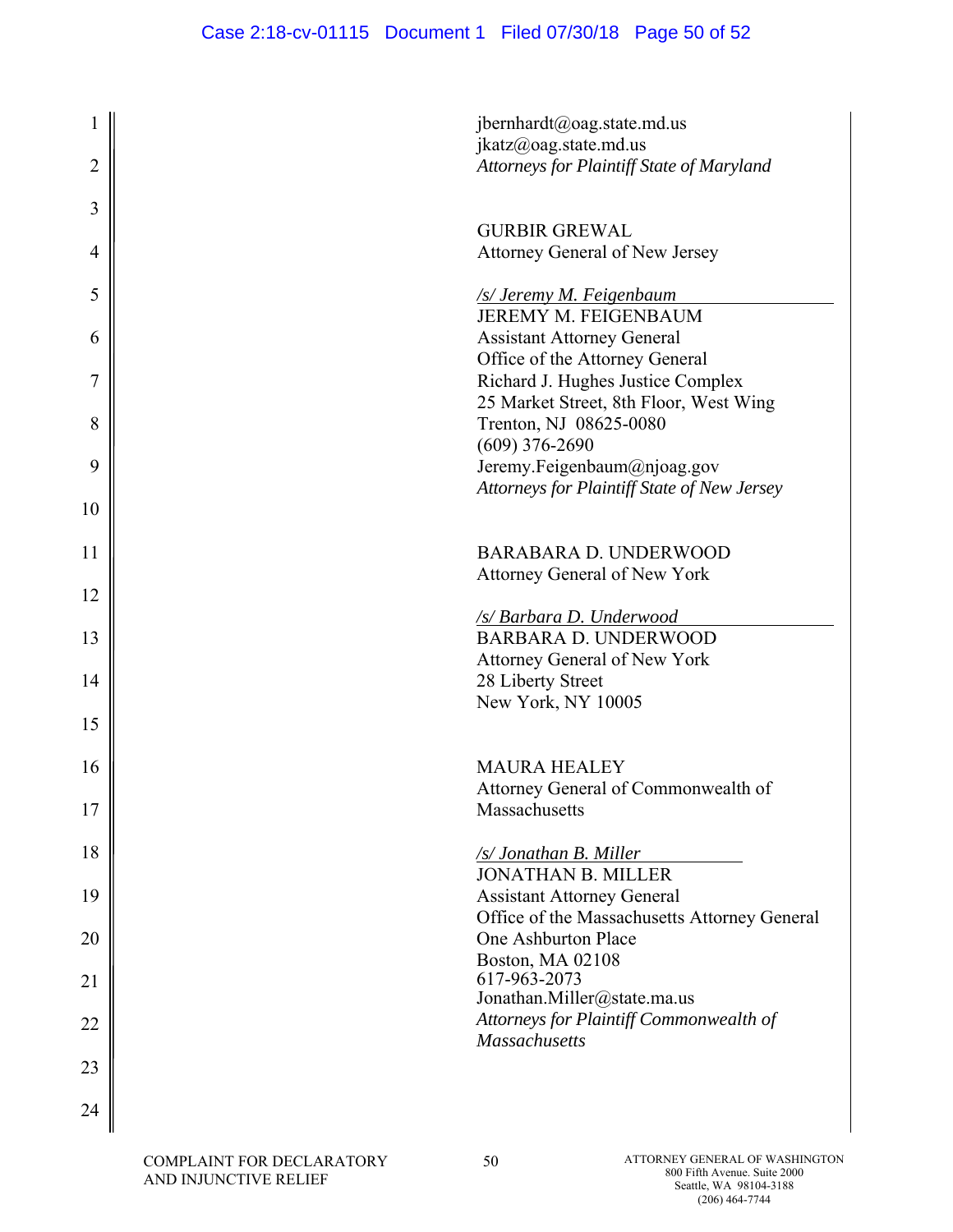jbernhardt@oag.state.md.us
jkatz@oag.state.md.us
*Attorneys for Plaintiff State of Maryland*

GURBIR GREWAL
Attorney General of New Jersey

*/s/ Jeremy M. Feigenbaum*
JEREMY M. FEIGENBAUM
Assistant Attorney General
Office of the Attorney General
Richard J. Hughes Justice Complex
25 Market Street, 8th Floor, West Wing
Trenton, NJ 08625-0080
(609) 376-2690
Jeremy.Feigenbaum@njoag.gov
*Attorneys for Plaintiff State of New Jersey*

BARABARA D. UNDERWOOD
Attorney General of New York

*/s/ Barbara D. Underwood*
BARBARA D. UNDERWOOD
Attorney General of New York
28 Liberty Street
New York, NY 10005

MAURA HEALEY
Attorney General of Commonwealth of Massachusetts

*/s/ Jonathan B. Miller*
JONATHAN B. MILLER
Assistant Attorney General
Office of the Massachusetts Attorney General
One Ashburton Place
Boston, MA 02108
617-963-2073
Jonathan.Miller@state.ma.us
*Attorneys for Plaintiff Commonwealth of Massachusetts*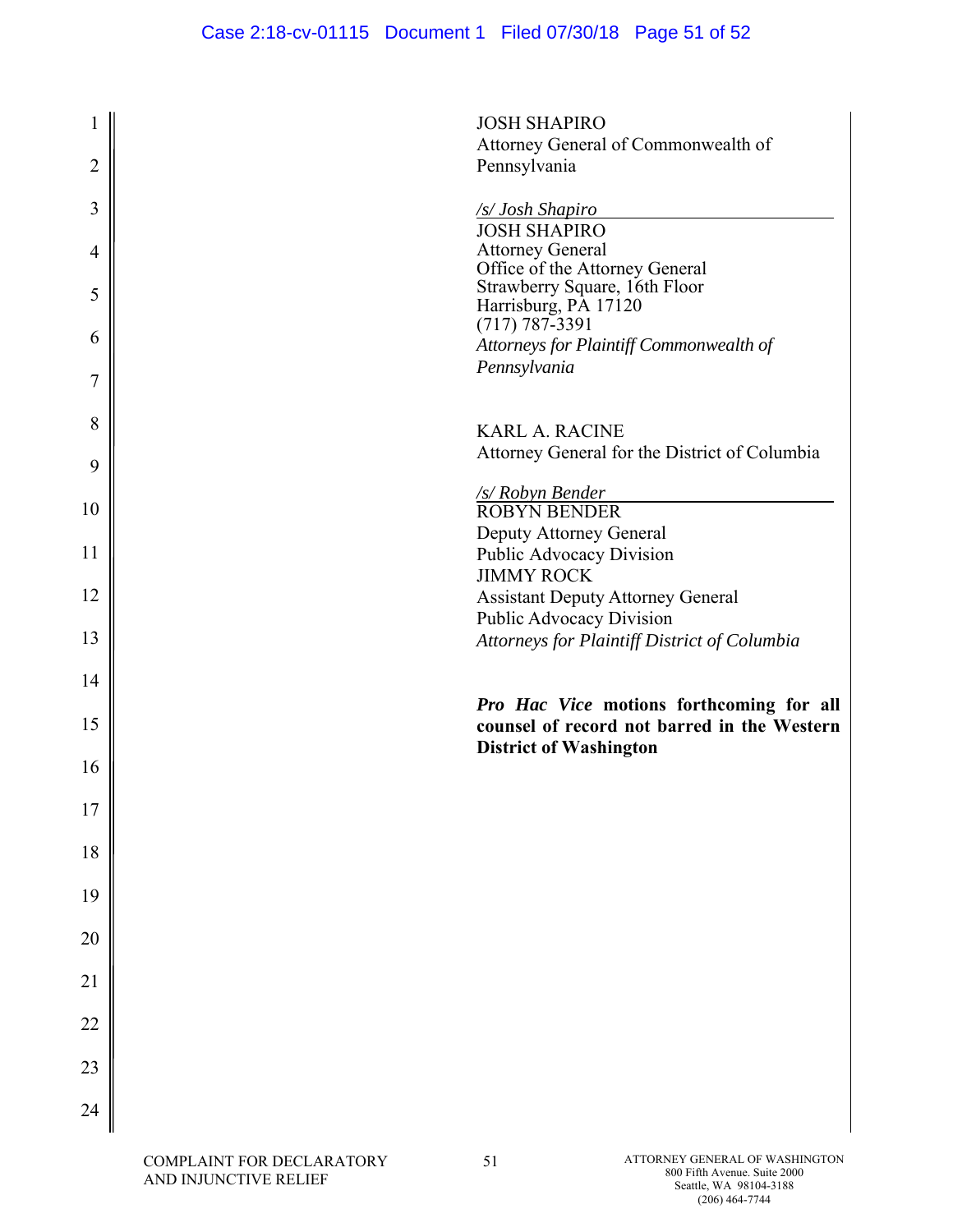JOSH SHAPIRO
Attorney General of Commonwealth of Pennsylvania

*/s/ Josh Shapiro*
JOSH SHAPIRO
Attorney General
Office of the Attorney General
Strawberry Square, 16th Floor
Harrisburg, PA 17120
(717) 787-3391
*Attorneys for Plaintiff Commonwealth of Pennsylvania*

KARL A. RACINE
Attorney General for the District of Columbia

*/s/ Robyn Bender*
ROBYN BENDER
Deputy Attorney General
Public Advocacy Division
JIMMY ROCK
Assistant Deputy Attorney General
Public Advocacy Division
*Attorneys for Plaintiff District of Columbia*

***Pro Hac Vice* motions forthcoming for all counsel of record not barred in the Western District of Washington**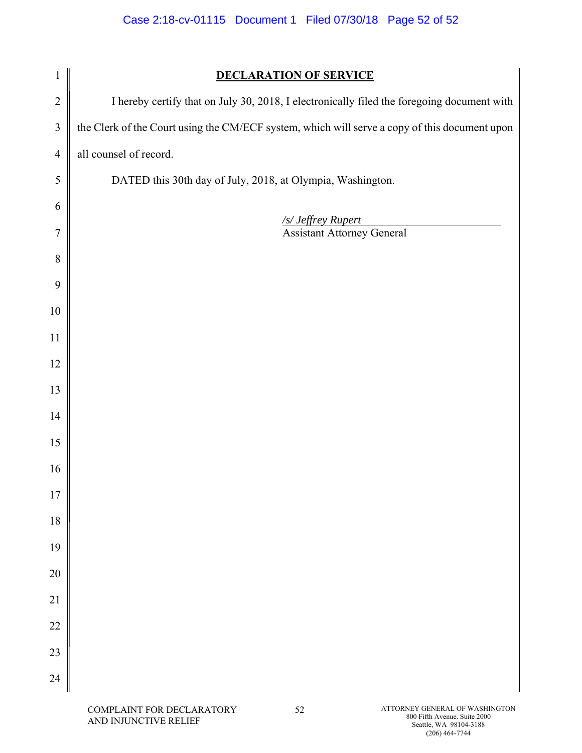**DECLARATION OF SERVICE**

I hereby certify that on July 30, 2018, I electronically filed the foregoing document with the Clerk of the Court using the CM/ECF system, which will serve a copy of this document upon all counsel of record.

DATED this 30th day of July, 2018, at Olympia, Washington.

*/s/ Jeffrey Rupert*
Assistant Attorney General

COMPLAINT FOR DECLARATORY AND INJUNCTIVE RELIEF

ATTORNEY GENERAL OF WASHINGTON
800 Fifth Avenue. Suite 2000
Seattle, WA 98104-3188
(206) 464-7744